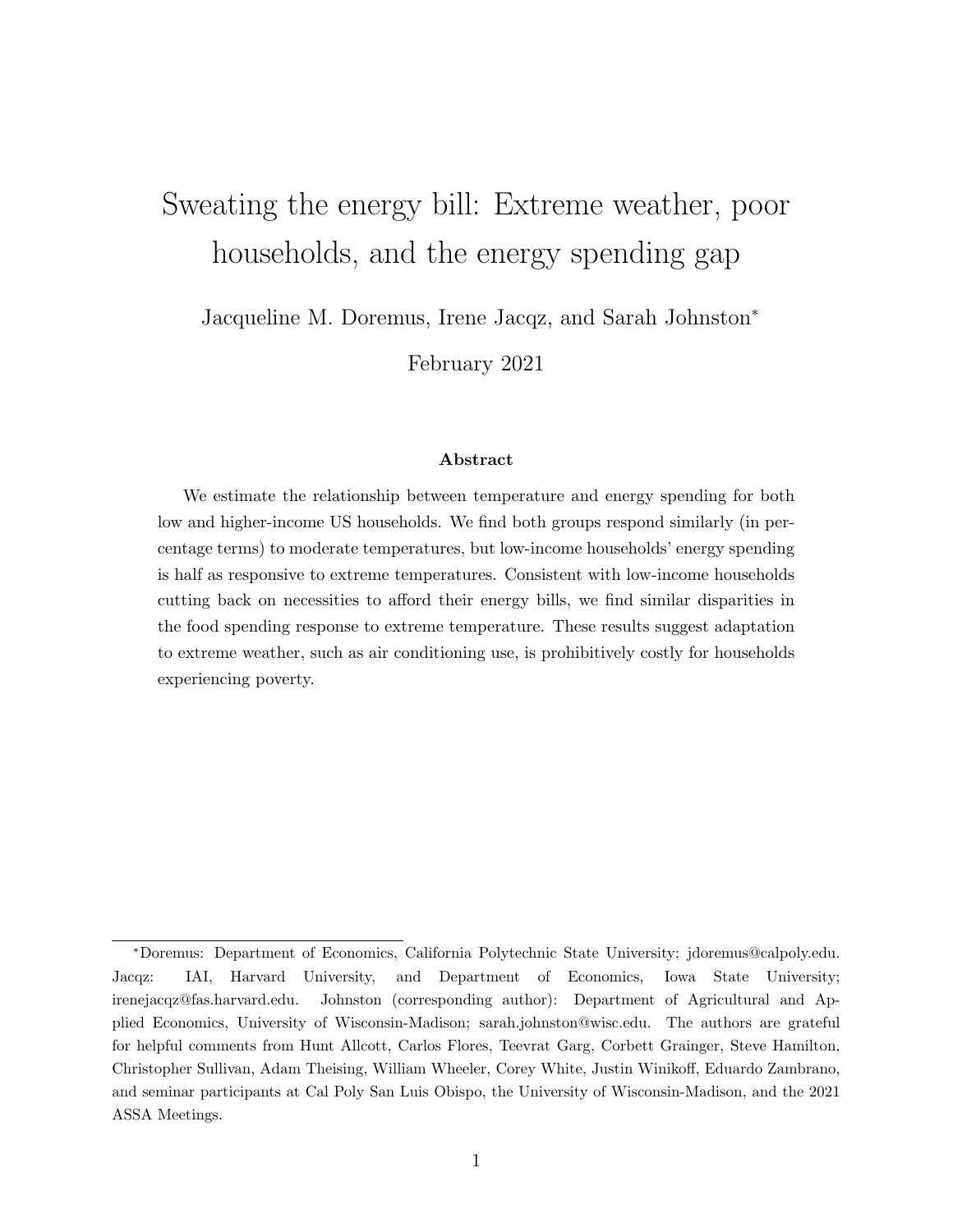# Sweating the energy bill: Extreme weather, poor households, and the energy spending gap

Jacqueline M. Doremus, Irene Jacqz, and Sarah Johnston*

February 2021

### Abstract

We estimate the relationship between temperature and energy spending for both low and higher-income US households. We find both groups respond similarly (in percentage terms) to moderate temperatures, but low-income households' energy spending is half as responsive to extreme temperatures. Consistent with low-income households cutting back on necessities to afford their energy bills, we find similar disparities in the food spending response to extreme temperature. These results suggest adaptation to extreme weather, such as air conditioning use, is prohibitively costly for households experiencing poverty.

---

*Doremus: Department of Economics, California Polytechnic State University; jdoremus@calpoly.edu. Jacqz: IAI, Harvard University, and Department of Economics, Iowa State University; irenejacqz@fas.harvard.edu. Johnston (corresponding author): Department of Agricultural and Applied Economics, University of Wisconsin-Madison; sarah.johnston@wisc.edu. The authors are grateful for helpful comments from Hunt Allcott, Carlos Flores, Teevrat Garg, Corbett Grainger, Steve Hamilton, Christopher Sullivan, Adam Theising, William Wheeler, Corey White, Justin Winikoff, Eduardo Zambrano, and seminar participants at Cal Poly San Luis Obispo, the University of Wisconsin-Madison, and the 2021 ASSA Meetings.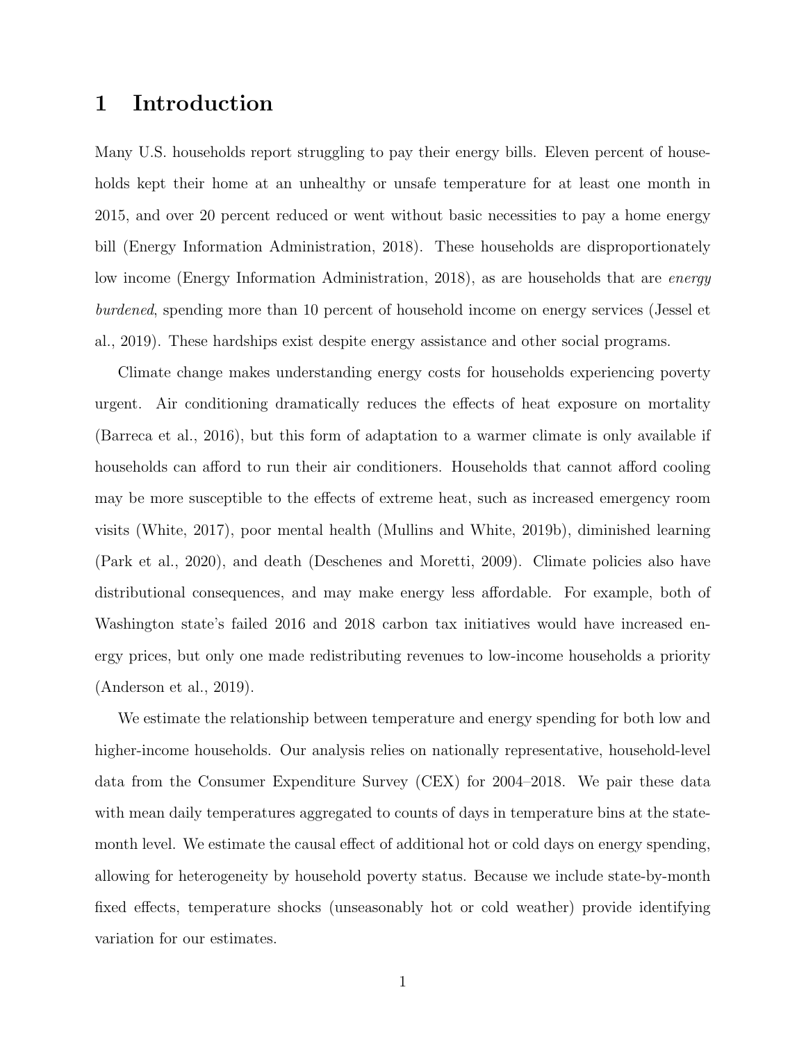# 1 Introduction

Many U.S. households report struggling to pay their energy bills. Eleven percent of households kept their home at an unhealthy or unsafe temperature for at least one month in 2015, and over 20 percent reduced or went without basic necessities to pay a home energy bill (Energy Information Administration, 2018). These households are disproportionately low income (Energy Information Administration, 2018), as are households that are *energy burdened*, spending more than 10 percent of household income on energy services (Jessel et al., 2019). These hardships exist despite energy assistance and other social programs.

Climate change makes understanding energy costs for households experiencing poverty urgent. Air conditioning dramatically reduces the effects of heat exposure on mortality (Barreca et al., 2016), but this form of adaptation to a warmer climate is only available if households can afford to run their air conditioners. Households that cannot afford cooling may be more susceptible to the effects of extreme heat, such as increased emergency room visits (White, 2017), poor mental health (Mullins and White, 2019b), diminished learning (Park et al., 2020), and death (Deschenes and Moretti, 2009). Climate policies also have distributional consequences, and may make energy less affordable. For example, both of Washington state's failed 2016 and 2018 carbon tax initiatives would have increased energy prices, but only one made redistributing revenues to low-income households a priority (Anderson et al., 2019).

We estimate the relationship between temperature and energy spending for both low and higher-income households. Our analysis relies on nationally representative, household-level data from the Consumer Expenditure Survey (CEX) for 2004–2018. We pair these data with mean daily temperatures aggregated to counts of days in temperature bins at the state-month level. We estimate the causal effect of additional hot or cold days on energy spending, allowing for heterogeneity by household poverty status. Because we include state-by-month fixed effects, temperature shocks (unseasonably hot or cold weather) provide identifying variation for our estimates.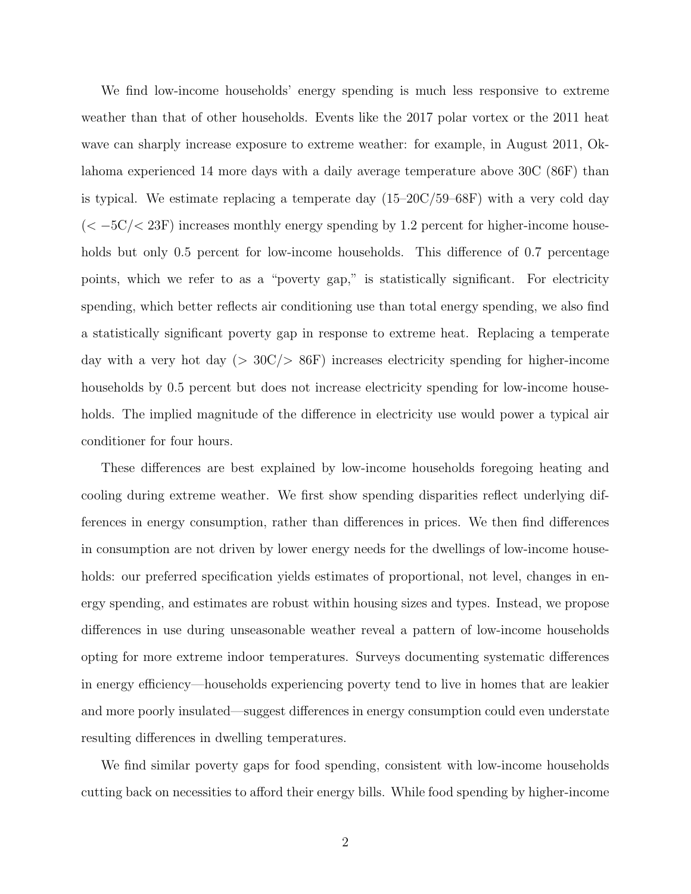We find low-income households' energy spending is much less responsive to extreme weather than that of other households. Events like the 2017 polar vortex or the 2011 heat wave can sharply increase exposure to extreme weather: for example, in August 2011, Oklahoma experienced 14 more days with a daily average temperature above 30C (86F) than is typical. We estimate replacing a temperate day (15–20C/59–68F) with a very cold day ($< -5$C/$<$ 23F) increases monthly energy spending by 1.2 percent for higher-income households but only 0.5 percent for low-income households. This difference of 0.7 percentage points, which we refer to as a "poverty gap," is statistically significant. For electricity spending, which better reflects air conditioning use than total energy spending, we also find a statistically significant poverty gap in response to extreme heat. Replacing a temperate day with a very hot day ($>$ 30C/$>$ 86F) increases electricity spending for higher-income households by 0.5 percent but does not increase electricity spending for low-income households. The implied magnitude of the difference in electricity use would power a typical air conditioner for four hours.

These differences are best explained by low-income households foregoing heating and cooling during extreme weather. We first show spending disparities reflect underlying differences in energy consumption, rather than differences in prices. We then find differences in consumption are not driven by lower energy needs for the dwellings of low-income households: our preferred specification yields estimates of proportional, not level, changes in energy spending, and estimates are robust within housing sizes and types. Instead, we propose differences in use during unseasonable weather reveal a pattern of low-income households opting for more extreme indoor temperatures. Surveys documenting systematic differences in energy efficiency—households experiencing poverty tend to live in homes that are leakier and more poorly insulated—suggest differences in energy consumption could even understate resulting differences in dwelling temperatures.

We find similar poverty gaps for food spending, consistent with low-income households cutting back on necessities to afford their energy bills. While food spending by higher-income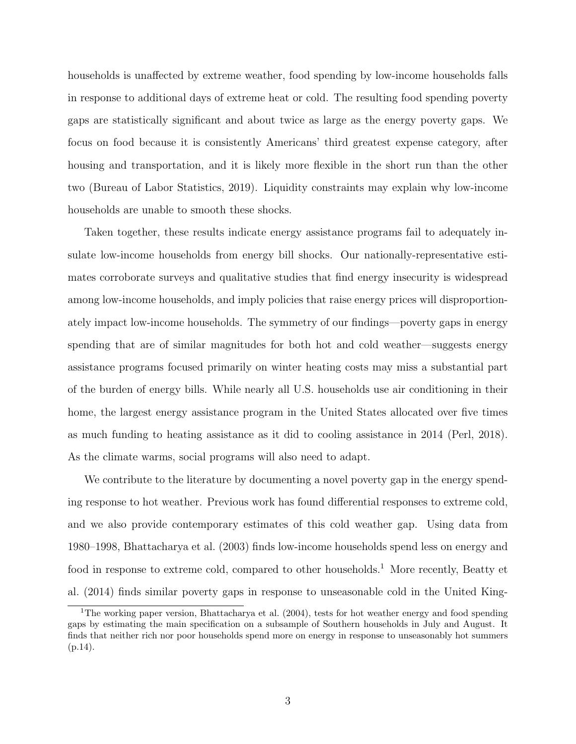households is unaffected by extreme weather, food spending by low-income households falls in response to additional days of extreme heat or cold. The resulting food spending poverty gaps are statistically significant and about twice as large as the energy poverty gaps. We focus on food because it is consistently Americans' third greatest expense category, after housing and transportation, and it is likely more flexible in the short run than the other two (Bureau of Labor Statistics, 2019). Liquidity constraints may explain why low-income households are unable to smooth these shocks.

Taken together, these results indicate energy assistance programs fail to adequately insulate low-income households from energy bill shocks. Our nationally-representative estimates corroborate surveys and qualitative studies that find energy insecurity is widespread among low-income households, and imply policies that raise energy prices will disproportionately impact low-income households. The symmetry of our findings—poverty gaps in energy spending that are of similar magnitudes for both hot and cold weather—suggests energy assistance programs focused primarily on winter heating costs may miss a substantial part of the burden of energy bills. While nearly all U.S. households use air conditioning in their home, the largest energy assistance program in the United States allocated over five times as much funding to heating assistance as it did to cooling assistance in 2014 (Perl, 2018). As the climate warms, social programs will also need to adapt.

We contribute to the literature by documenting a novel poverty gap in the energy spending response to hot weather. Previous work has found differential responses to extreme cold, and we also provide contemporary estimates of this cold weather gap. Using data from 1980–1998, Bhattacharya et al. (2003) finds low-income households spend less on energy and food in response to extreme cold, compared to other households.[1] More recently, Beatty et al. (2014) finds similar poverty gaps in response to unseasonable cold in the United King-

[1] The working paper version, Bhattacharya et al. (2004), tests for hot weather energy and food spending gaps by estimating the main specification on a subsample of Southern households in July and August. It finds that neither rich nor poor households spend more on energy in response to unseasonably hot summers (p.14).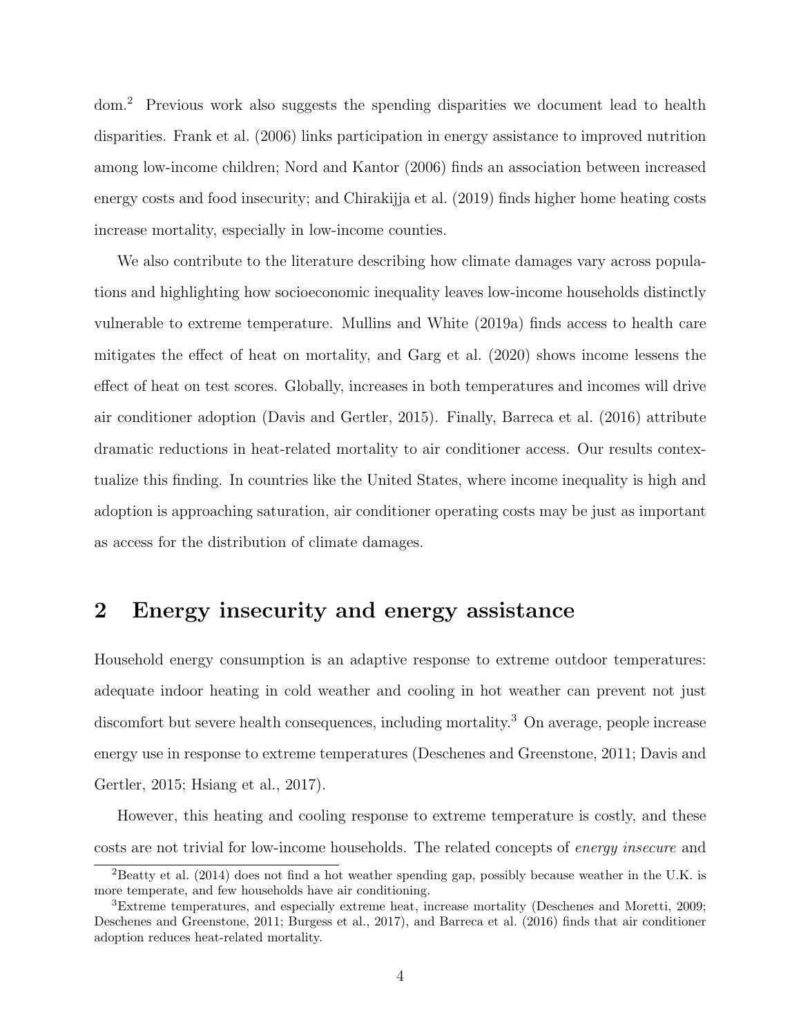dom.[2] Previous work also suggests the spending disparities we document lead to health disparities. Frank et al. (2006) links participation in energy assistance to improved nutrition among low-income children; Nord and Kantor (2006) finds an association between increased energy costs and food insecurity; and Chirakijja et al. (2019) finds higher home heating costs increase mortality, especially in low-income counties.

We also contribute to the literature describing how climate damages vary across populations and highlighting how socioeconomic inequality leaves low-income households distinctly vulnerable to extreme temperature. Mullins and White (2019a) finds access to health care mitigates the effect of heat on mortality, and Garg et al. (2020) shows income lessens the effect of heat on test scores. Globally, increases in both temperatures and incomes will drive air conditioner adoption (Davis and Gertler, 2015). Finally, Barreca et al. (2016) attribute dramatic reductions in heat-related mortality to air conditioner access. Our results contextualize this finding. In countries like the United States, where income inequality is high and adoption is approaching saturation, air conditioner operating costs may be just as important as access for the distribution of climate damages.

## 2 Energy insecurity and energy assistance

Household energy consumption is an adaptive response to extreme outdoor temperatures: adequate indoor heating in cold weather and cooling in hot weather can prevent not just discomfort but severe health consequences, including mortality.[3] On average, people increase energy use in response to extreme temperatures (Deschenes and Greenstone, 2011; Davis and Gertler, 2015; Hsiang et al., 2017).

However, this heating and cooling response to extreme temperature is costly, and these costs are not trivial for low-income households. The related concepts of *energy insecure* and

[2] Beatty et al. (2014) does not find a hot weather spending gap, possibly because weather in the U.K. is more temperate, and few households have air conditioning.

[3] Extreme temperatures, and especially extreme heat, increase mortality (Deschenes and Moretti, 2009; Deschenes and Greenstone, 2011; Burgess et al., 2017), and Barreca et al. (2016) finds that air conditioner adoption reduces heat-related mortality.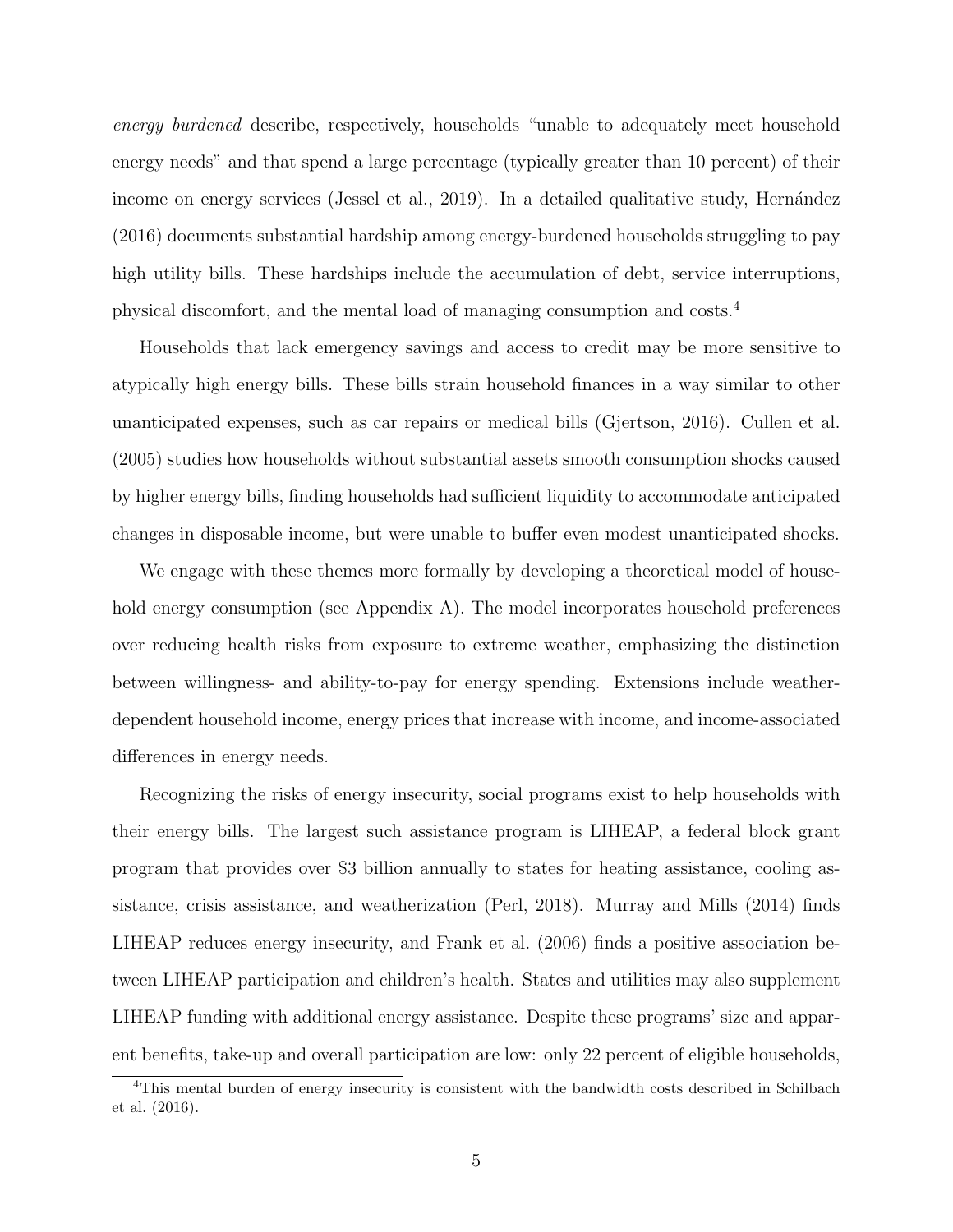*energy burdened* describe, respectively, households "unable to adequately meet household energy needs" and that spend a large percentage (typically greater than 10 percent) of their income on energy services (Jessel et al., 2019). In a detailed qualitative study, Hernández (2016) documents substantial hardship among energy-burdened households struggling to pay high utility bills. These hardships include the accumulation of debt, service interruptions, physical discomfort, and the mental load of managing consumption and costs.[4]

Households that lack emergency savings and access to credit may be more sensitive to atypically high energy bills. These bills strain household finances in a way similar to other unanticipated expenses, such as car repairs or medical bills (Gjertson, 2016). Cullen et al. (2005) studies how households without substantial assets smooth consumption shocks caused by higher energy bills, finding households had sufficient liquidity to accommodate anticipated changes in disposable income, but were unable to buffer even modest unanticipated shocks.

We engage with these themes more formally by developing a theoretical model of household energy consumption (see Appendix A). The model incorporates household preferences over reducing health risks from exposure to extreme weather, emphasizing the distinction between willingness- and ability-to-pay for energy spending. Extensions include weather-dependent household income, energy prices that increase with income, and income-associated differences in energy needs.

Recognizing the risks of energy insecurity, social programs exist to help households with their energy bills. The largest such assistance program is LIHEAP, a federal block grant program that provides over \$3 billion annually to states for heating assistance, cooling assistance, crisis assistance, and weatherization (Perl, 2018). Murray and Mills (2014) finds LIHEAP reduces energy insecurity, and Frank et al. (2006) finds a positive association between LIHEAP participation and children's health. States and utilities may also supplement LIHEAP funding with additional energy assistance. Despite these programs' size and apparent benefits, take-up and overall participation are low: only 22 percent of eligible households,

[4] This mental burden of energy insecurity is consistent with the bandwidth costs described in Schilbach et al. (2016).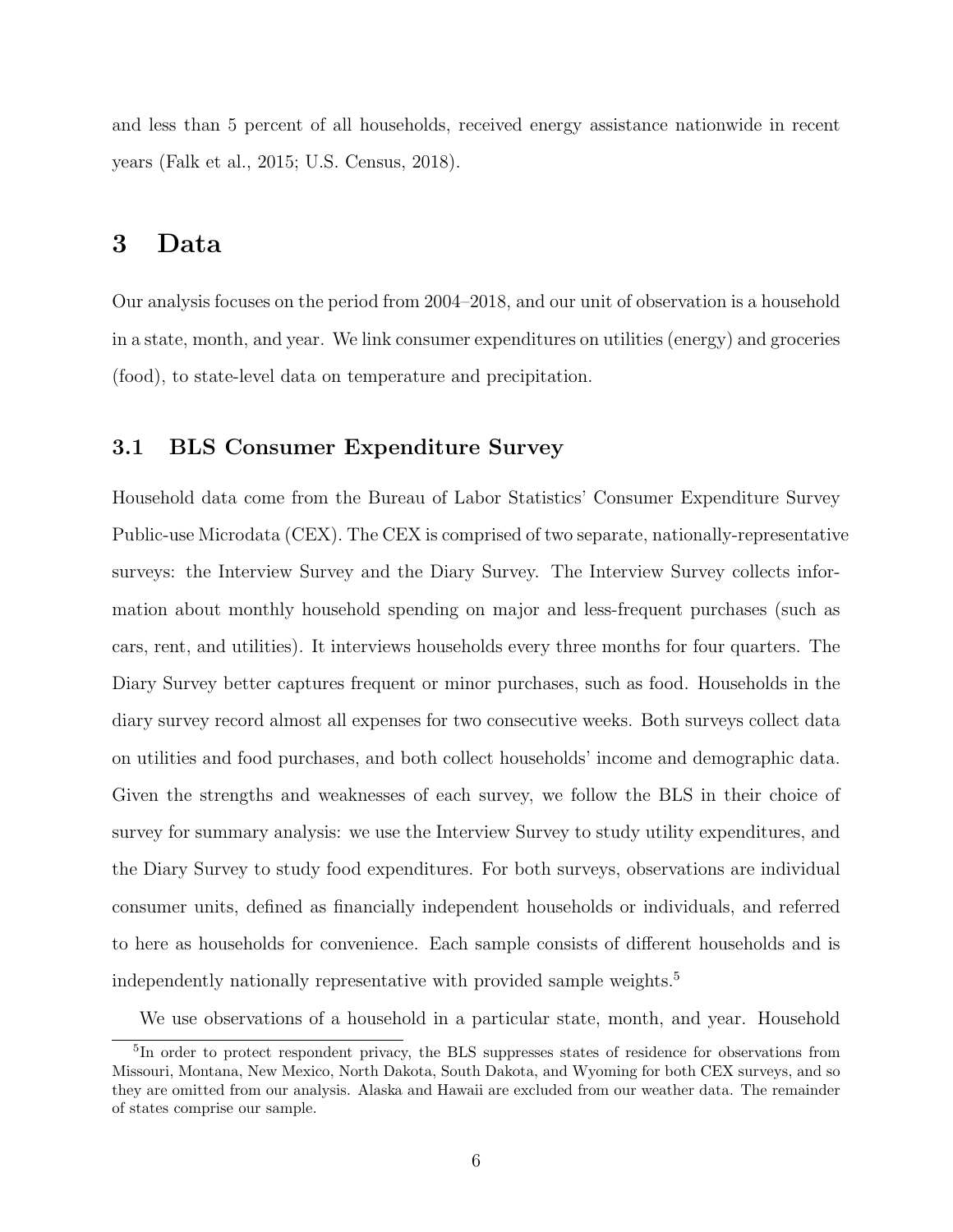and less than 5 percent of all households, received energy assistance nationwide in recent years (Falk et al., 2015; U.S. Census, 2018).

# 3 Data

Our analysis focuses on the period from 2004–2018, and our unit of observation is a household in a state, month, and year. We link consumer expenditures on utilities (energy) and groceries (food), to state-level data on temperature and precipitation.

## 3.1 BLS Consumer Expenditure Survey

Household data come from the Bureau of Labor Statistics' Consumer Expenditure Survey Public-use Microdata (CEX). The CEX is comprised of two separate, nationally-representative surveys: the Interview Survey and the Diary Survey. The Interview Survey collects information about monthly household spending on major and less-frequent purchases (such as cars, rent, and utilities). It interviews households every three months for four quarters. The Diary Survey better captures frequent or minor purchases, such as food. Households in the diary survey record almost all expenses for two consecutive weeks. Both surveys collect data on utilities and food purchases, and both collect households' income and demographic data. Given the strengths and weaknesses of each survey, we follow the BLS in their choice of survey for summary analysis: we use the Interview Survey to study utility expenditures, and the Diary Survey to study food expenditures. For both surveys, observations are individual consumer units, defined as financially independent households or individuals, and referred to here as households for convenience. Each sample consists of different households and is independently nationally representative with provided sample weights.[5]

We use observations of a household in a particular state, month, and year. Household

[5]In order to protect respondent privacy, the BLS suppresses states of residence for observations from Missouri, Montana, New Mexico, North Dakota, South Dakota, and Wyoming for both CEX surveys, and so they are omitted from our analysis. Alaska and Hawaii are excluded from our weather data. The remainder of states comprise our sample.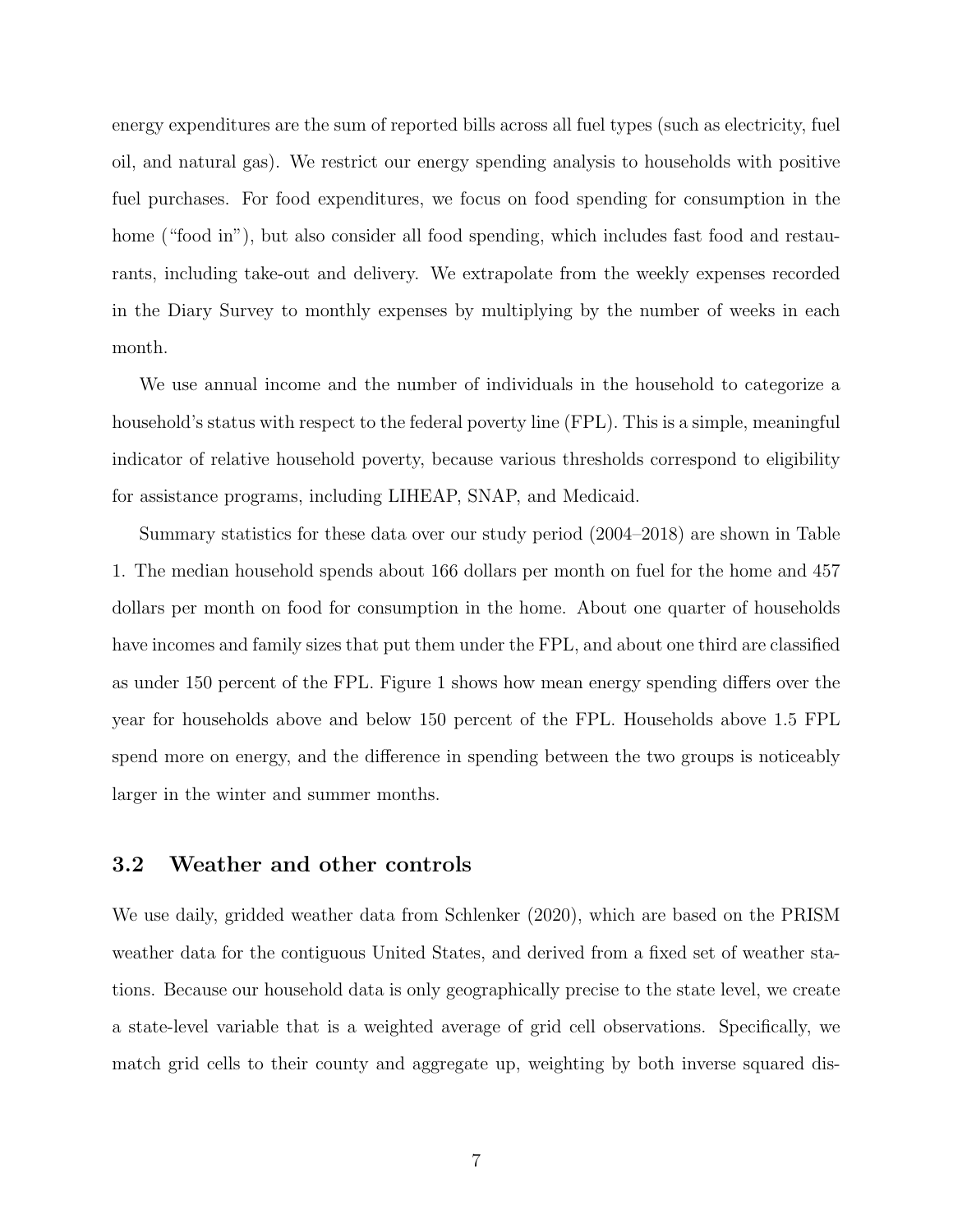energy expenditures are the sum of reported bills across all fuel types (such as electricity, fuel oil, and natural gas). We restrict our energy spending analysis to households with positive fuel purchases. For food expenditures, we focus on food spending for consumption in the home ("food in"), but also consider all food spending, which includes fast food and restaurants, including take-out and delivery. We extrapolate from the weekly expenses recorded in the Diary Survey to monthly expenses by multiplying by the number of weeks in each month.

We use annual income and the number of individuals in the household to categorize a household's status with respect to the federal poverty line (FPL). This is a simple, meaningful indicator of relative household poverty, because various thresholds correspond to eligibility for assistance programs, including LIHEAP, SNAP, and Medicaid.

Summary statistics for these data over our study period (2004–2018) are shown in Table 1. The median household spends about 166 dollars per month on fuel for the home and 457 dollars per month on food for consumption in the home. About one quarter of households have incomes and family sizes that put them under the FPL, and about one third are classified as under 150 percent of the FPL. Figure 1 shows how mean energy spending differs over the year for households above and below 150 percent of the FPL. Households above 1.5 FPL spend more on energy, and the difference in spending between the two groups is noticeably larger in the winter and summer months.

## 3.2 Weather and other controls

We use daily, gridded weather data from Schlenker (2020), which are based on the PRISM weather data for the contiguous United States, and derived from a fixed set of weather stations. Because our household data is only geographically precise to the state level, we create a state-level variable that is a weighted average of grid cell observations. Specifically, we match grid cells to their county and aggregate up, weighting by both inverse squared dis-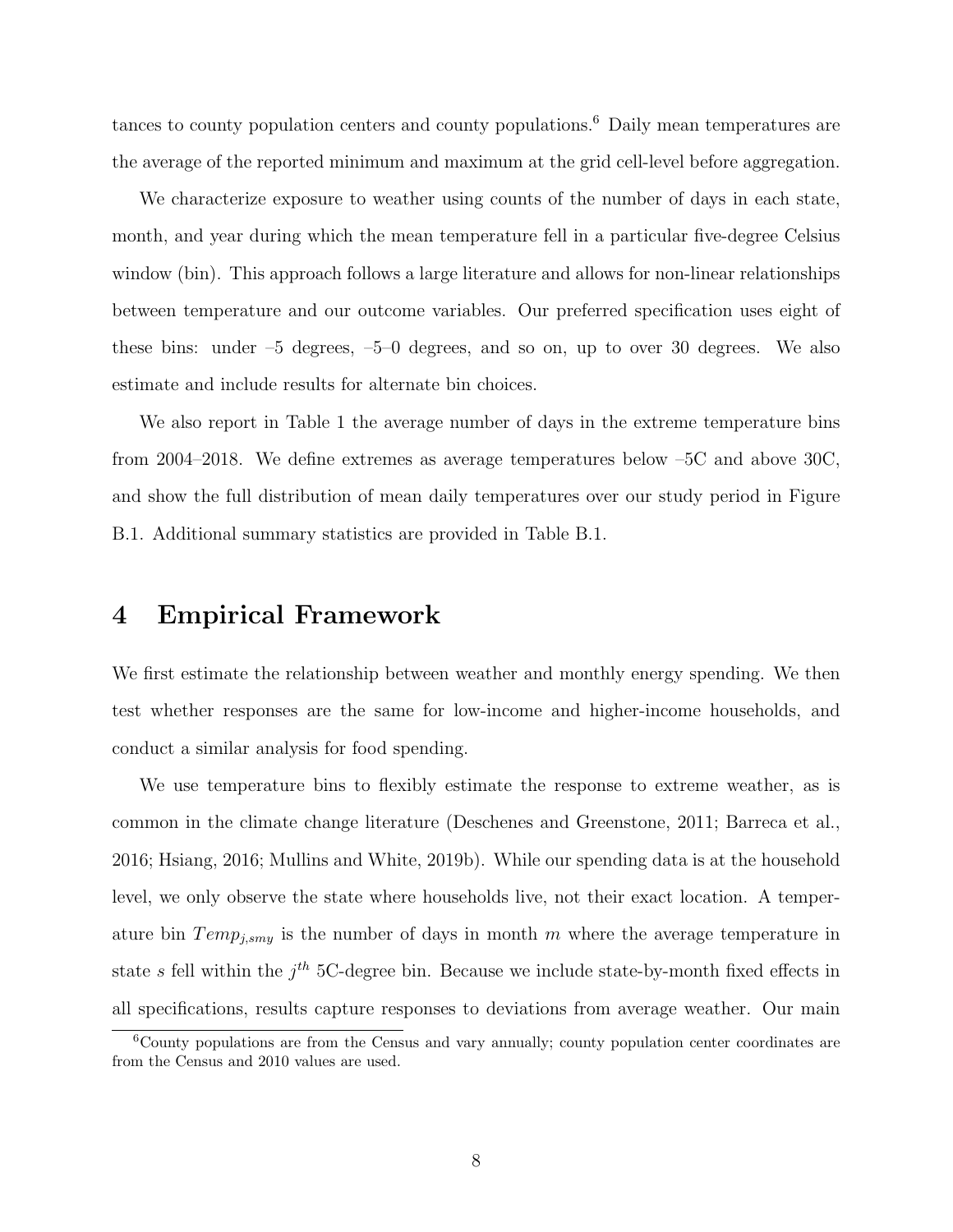tances to county population centers and county populations.[6] Daily mean temperatures are the average of the reported minimum and maximum at the grid cell-level before aggregation.

We characterize exposure to weather using counts of the number of days in each state, month, and year during which the mean temperature fell in a particular five-degree Celsius window (bin). This approach follows a large literature and allows for non-linear relationships between temperature and our outcome variables. Our preferred specification uses eight of these bins: under –5 degrees, –5–0 degrees, and so on, up to over 30 degrees. We also estimate and include results for alternate bin choices.

We also report in Table 1 the average number of days in the extreme temperature bins from 2004–2018. We define extremes as average temperatures below –5C and above 30C, and show the full distribution of mean daily temperatures over our study period in Figure B.1. Additional summary statistics are provided in Table B.1.

# 4 Empirical Framework

We first estimate the relationship between weather and monthly energy spending. We then test whether responses are the same for low-income and higher-income households, and conduct a similar analysis for food spending.

We use temperature bins to flexibly estimate the response to extreme weather, as is common in the climate change literature (Deschenes and Greenstone, 2011; Barreca et al., 2016; Hsiang, 2016; Mullins and White, 2019b). While our spending data is at the household level, we only observe the state where households live, not their exact location. A temperature bin $Temp_{j,smy}$ is the number of days in month $m$ where the average temperature in state $s$ fell within the $j^{th}$ 5C-degree bin. Because we include state-by-month fixed effects in all specifications, results capture responses to deviations from average weather. Our main

[6] County populations are from the Census and vary annually; county population center coordinates are from the Census and 2010 values are used.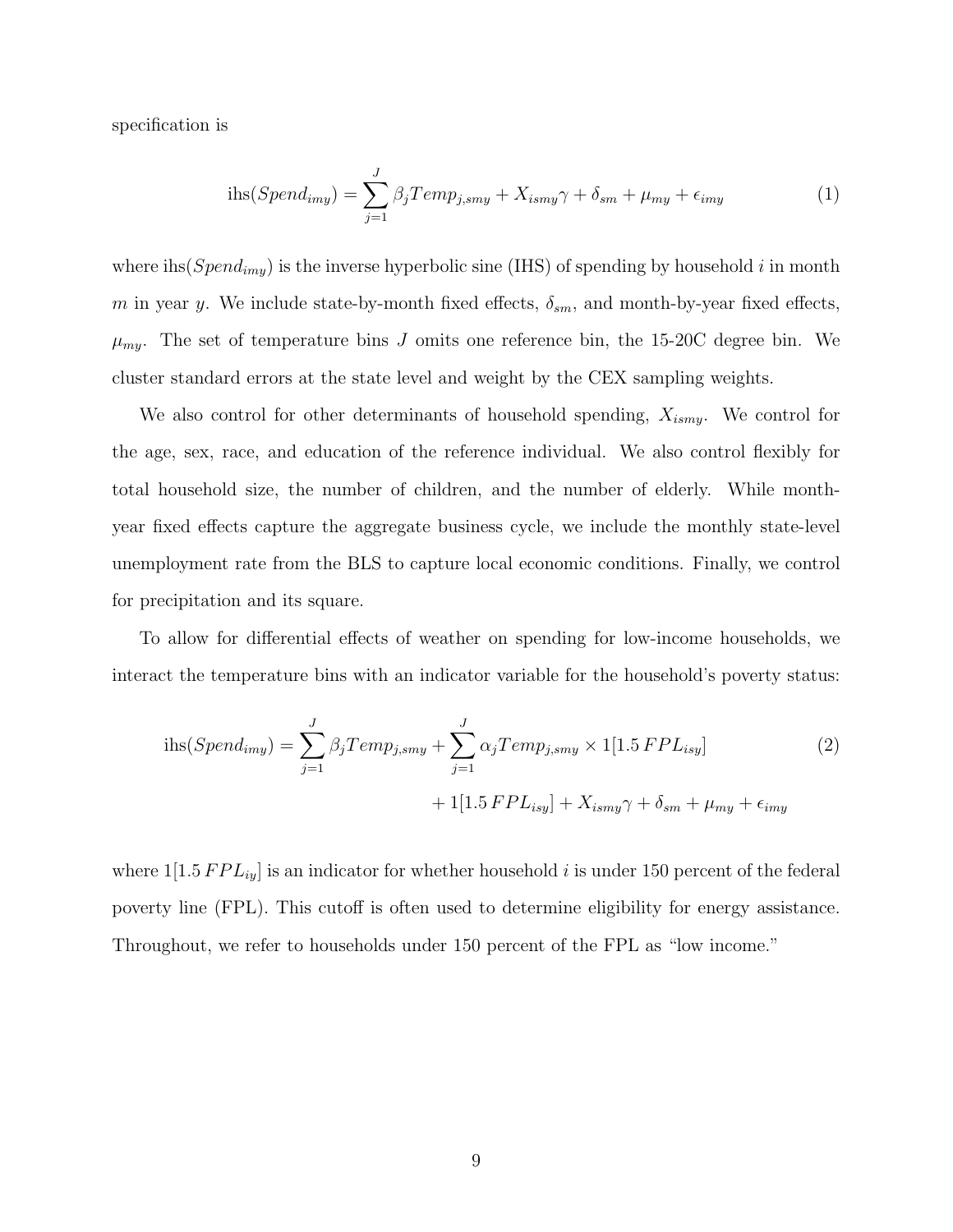specification is

$$\text{ihs}(Spend_{imy}) = \sum_{j=1}^{J} \beta_j Temp_{j,smy} + X_{ismy}\gamma + \delta_{sm} + \mu_{my} + \epsilon_{imy} \tag{1}$$

where $\text{ihs}(Spend_{imy})$ is the inverse hyperbolic sine (IHS) of spending by household $i$ in month $m$ in year $y$. We include state-by-month fixed effects, $\delta_{sm}$, and month-by-year fixed effects, $\mu_{my}$. The set of temperature bins $J$ omits one reference bin, the 15-20C degree bin. We cluster standard errors at the state level and weight by the CEX sampling weights.

We also control for other determinants of household spending, $X_{ismy}$. We control for the age, sex, race, and education of the reference individual. We also control flexibly for total household size, the number of children, and the number of elderly. While month-year fixed effects capture the aggregate business cycle, we include the monthly state-level unemployment rate from the BLS to capture local economic conditions. Finally, we control for precipitation and its square.

To allow for differential effects of weather on spending for low-income households, we interact the temperature bins with an indicator variable for the household's poverty status:

$$\begin{aligned}\text{ihs}(Spend_{imy}) = \sum_{j=1}^{J} \beta_j Temp_{j,smy} + \sum_{j=1}^{J} \alpha_j Temp_{j,smy} \times 1[1.5\, FPL_{isy}] \\ + 1[1.5\, FPL_{isy}] + X_{ismy}\gamma + \delta_{sm} + \mu_{my} + \epsilon_{imy}\end{aligned} \tag{2}$$

where $1[1.5\, FPL_{iy}]$ is an indicator for whether household $i$ is under 150 percent of the federal poverty line (FPL). This cutoff is often used to determine eligibility for energy assistance. Throughout, we refer to households under 150 percent of the FPL as "low income."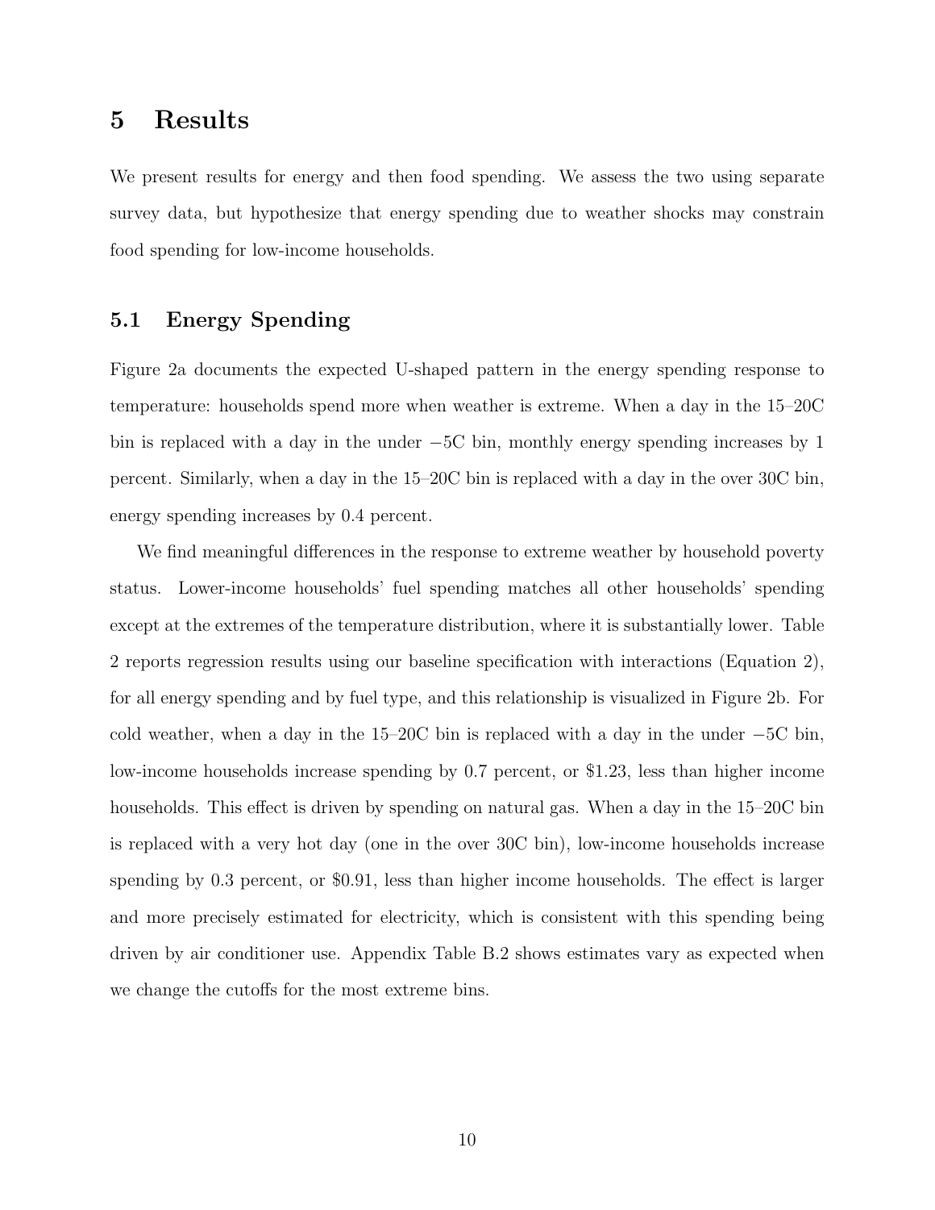# 5 Results

We present results for energy and then food spending. We assess the two using separate survey data, but hypothesize that energy spending due to weather shocks may constrain food spending for low-income households.

## 5.1 Energy Spending

Figure 2a documents the expected U-shaped pattern in the energy spending response to temperature: households spend more when weather is extreme. When a day in the 15–20C bin is replaced with a day in the under −5C bin, monthly energy spending increases by 1 percent. Similarly, when a day in the 15–20C bin is replaced with a day in the over 30C bin, energy spending increases by 0.4 percent.

We find meaningful differences in the response to extreme weather by household poverty status. Lower-income households' fuel spending matches all other households' spending except at the extremes of the temperature distribution, where it is substantially lower. Table 2 reports regression results using our baseline specification with interactions (Equation 2), for all energy spending and by fuel type, and this relationship is visualized in Figure 2b. For cold weather, when a day in the 15–20C bin is replaced with a day in the under −5C bin, low-income households increase spending by 0.7 percent, or $1.23, less than higher income households. This effect is driven by spending on natural gas. When a day in the 15–20C bin is replaced with a very hot day (one in the over 30C bin), low-income households increase spending by 0.3 percent, or $0.91, less than higher income households. The effect is larger and more precisely estimated for electricity, which is consistent with this spending being driven by air conditioner use. Appendix Table B.2 shows estimates vary as expected when we change the cutoffs for the most extreme bins.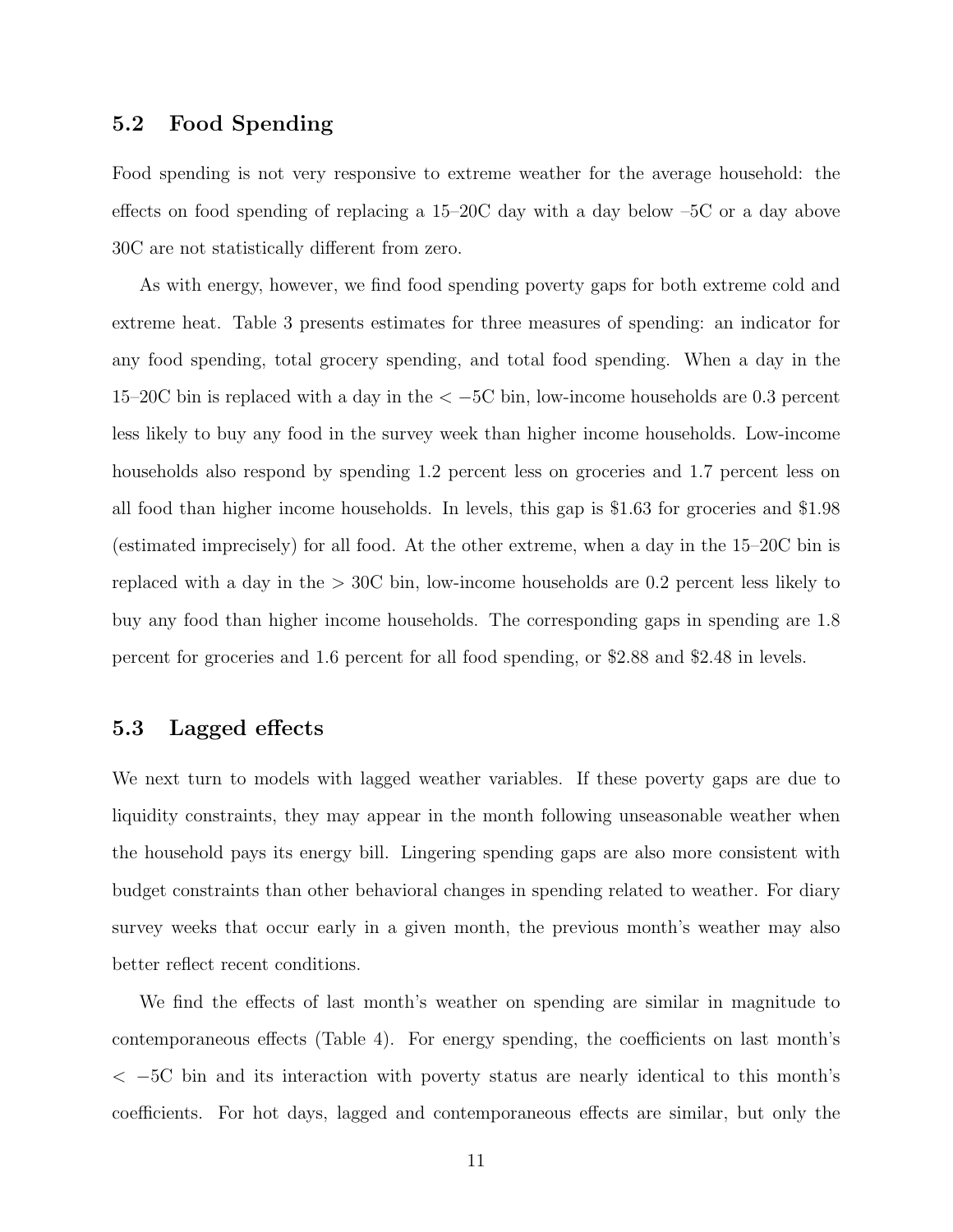### 5.2 Food Spending

Food spending is not very responsive to extreme weather for the average household: the effects on food spending of replacing a 15–20C day with a day below –5C or a day above 30C are not statistically different from zero.

As with energy, however, we find food spending poverty gaps for both extreme cold and extreme heat. Table 3 presents estimates for three measures of spending: an indicator for any food spending, total grocery spending, and total food spending. When a day in the 15–20C bin is replaced with a day in the $< -5$C bin, low-income households are 0.3 percent less likely to buy any food in the survey week than higher income households. Low-income households also respond by spending 1.2 percent less on groceries and 1.7 percent less on all food than higher income households. In levels, this gap is \$1.63 for groceries and \$1.98 (estimated imprecisely) for all food. At the other extreme, when a day in the 15–20C bin is replaced with a day in the $> 30$C bin, low-income households are 0.2 percent less likely to buy any food than higher income households. The corresponding gaps in spending are 1.8 percent for groceries and 1.6 percent for all food spending, or \$2.88 and \$2.48 in levels.

### 5.3 Lagged effects

We next turn to models with lagged weather variables. If these poverty gaps are due to liquidity constraints, they may appear in the month following unseasonable weather when the household pays its energy bill. Lingering spending gaps are also more consistent with budget constraints than other behavioral changes in spending related to weather. For diary survey weeks that occur early in a given month, the previous month's weather may also better reflect recent conditions.

We find the effects of last month's weather on spending are similar in magnitude to contemporaneous effects (Table 4). For energy spending, the coefficients on last month's $< -5$C bin and its interaction with poverty status are nearly identical to this month's coefficients. For hot days, lagged and contemporaneous effects are similar, but only the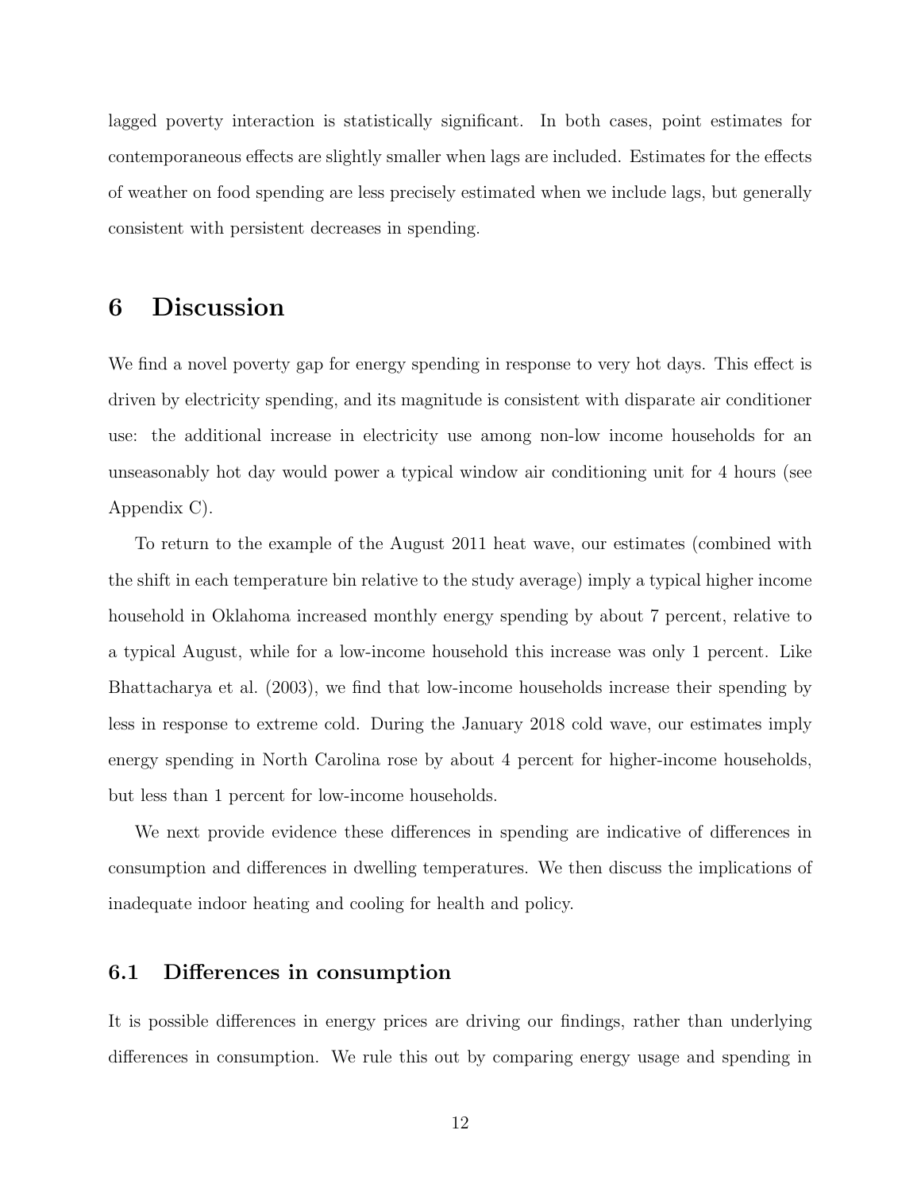lagged poverty interaction is statistically significant. In both cases, point estimates for contemporaneous effects are slightly smaller when lags are included. Estimates for the effects of weather on food spending are less precisely estimated when we include lags, but generally consistent with persistent decreases in spending.

# 6 Discussion

We find a novel poverty gap for energy spending in response to very hot days. This effect is driven by electricity spending, and its magnitude is consistent with disparate air conditioner use: the additional increase in electricity use among non-low income households for an unseasonably hot day would power a typical window air conditioning unit for 4 hours (see Appendix C).

To return to the example of the August 2011 heat wave, our estimates (combined with the shift in each temperature bin relative to the study average) imply a typical higher income household in Oklahoma increased monthly energy spending by about 7 percent, relative to a typical August, while for a low-income household this increase was only 1 percent. Like Bhattacharya et al. (2003), we find that low-income households increase their spending by less in response to extreme cold. During the January 2018 cold wave, our estimates imply energy spending in North Carolina rose by about 4 percent for higher-income households, but less than 1 percent for low-income households.

We next provide evidence these differences in spending are indicative of differences in consumption and differences in dwelling temperatures. We then discuss the implications of inadequate indoor heating and cooling for health and policy.

## 6.1 Differences in consumption

It is possible differences in energy prices are driving our findings, rather than underlying differences in consumption. We rule this out by comparing energy usage and spending in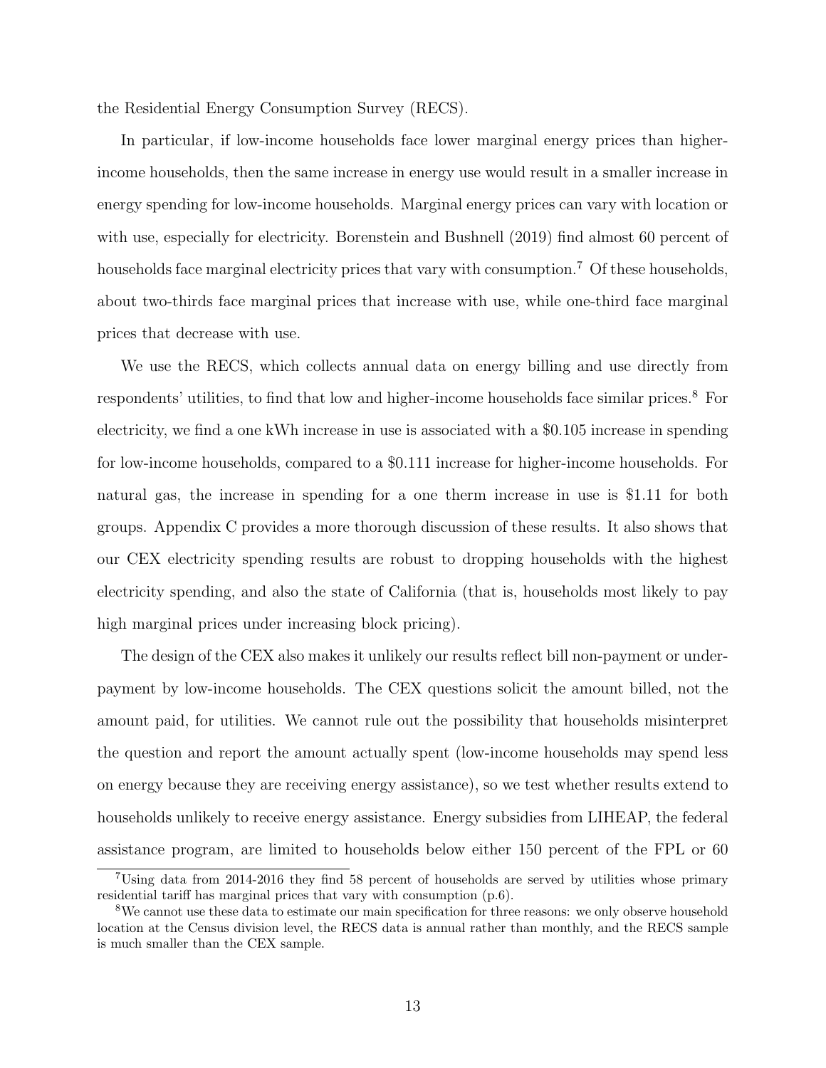the Residential Energy Consumption Survey (RECS).

In particular, if low-income households face lower marginal energy prices than higher-income households, then the same increase in energy use would result in a smaller increase in energy spending for low-income households. Marginal energy prices can vary with location or with use, especially for electricity. Borenstein and Bushnell (2019) find almost 60 percent of households face marginal electricity prices that vary with consumption.[7] Of these households, about two-thirds face marginal prices that increase with use, while one-third face marginal prices that decrease with use.

We use the RECS, which collects annual data on energy billing and use directly from respondents' utilities, to find that low and higher-income households face similar prices.[8] For electricity, we find a one kWh increase in use is associated with a $0.105 increase in spending for low-income households, compared to a $0.111 increase for higher-income households. For natural gas, the increase in spending for a one therm increase in use is $1.11 for both groups. Appendix C provides a more thorough discussion of these results. It also shows that our CEX electricity spending results are robust to dropping households with the highest electricity spending, and also the state of California (that is, households most likely to pay high marginal prices under increasing block pricing).

The design of the CEX also makes it unlikely our results reflect bill non-payment or underpayment by low-income households. The CEX questions solicit the amount billed, not the amount paid, for utilities. We cannot rule out the possibility that households misinterpret the question and report the amount actually spent (low-income households may spend less on energy because they are receiving energy assistance), so we test whether results extend to households unlikely to receive energy assistance. Energy subsidies from LIHEAP, the federal assistance program, are limited to households below either 150 percent of the FPL or 60

[7] Using data from 2014-2016 they find 58 percent of households are served by utilities whose primary residential tariff has marginal prices that vary with consumption (p.6).

[8] We cannot use these data to estimate our main specification for three reasons: we only observe household location at the Census division level, the RECS data is annual rather than monthly, and the RECS sample is much smaller than the CEX sample.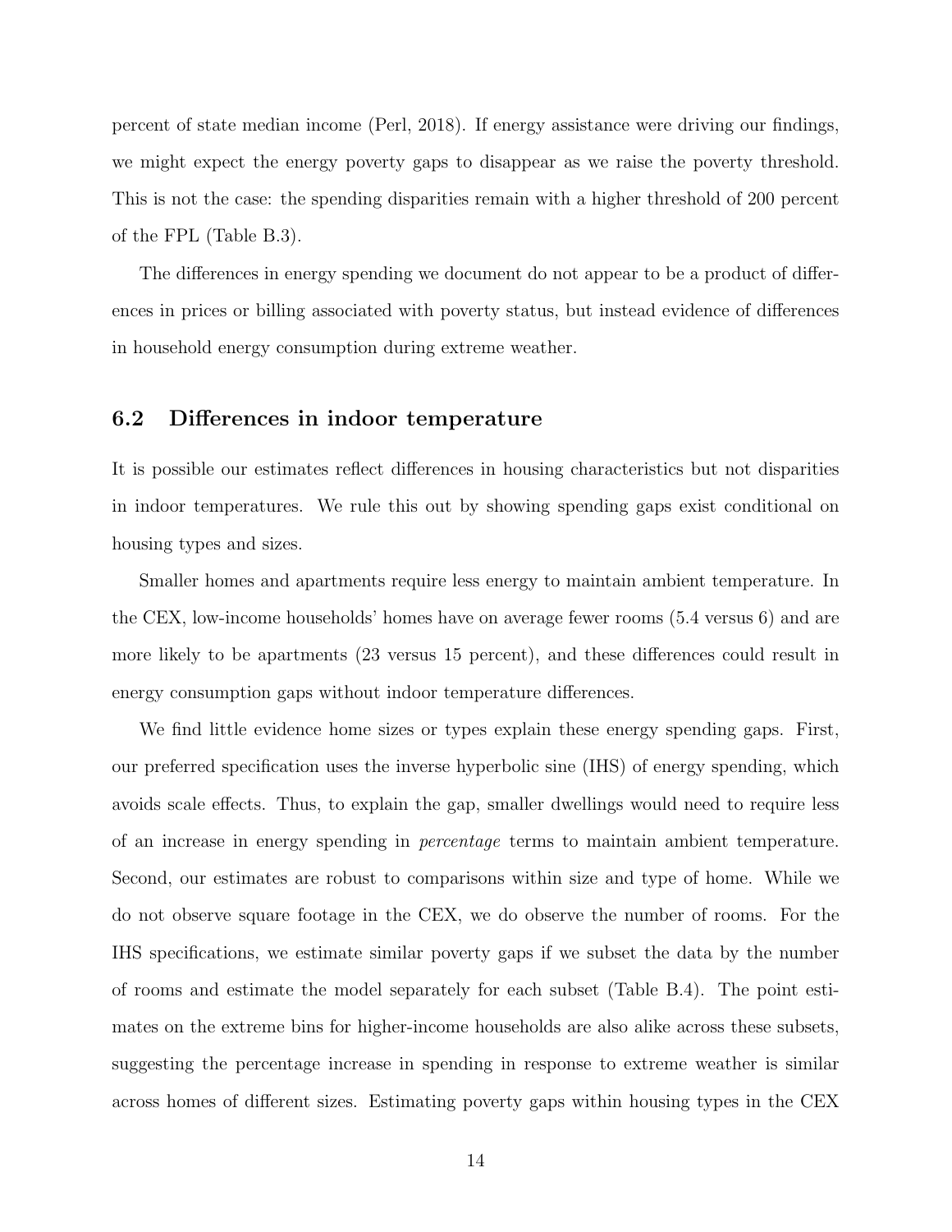percent of state median income (Perl, 2018). If energy assistance were driving our findings, we might expect the energy poverty gaps to disappear as we raise the poverty threshold. This is not the case: the spending disparities remain with a higher threshold of 200 percent of the FPL (Table B.3).

The differences in energy spending we document do not appear to be a product of differences in prices or billing associated with poverty status, but instead evidence of differences in household energy consumption during extreme weather.

### 6.2 Differences in indoor temperature

It is possible our estimates reflect differences in housing characteristics but not disparities in indoor temperatures. We rule this out by showing spending gaps exist conditional on housing types and sizes.

Smaller homes and apartments require less energy to maintain ambient temperature. In the CEX, low-income households' homes have on average fewer rooms (5.4 versus 6) and are more likely to be apartments (23 versus 15 percent), and these differences could result in energy consumption gaps without indoor temperature differences.

We find little evidence home sizes or types explain these energy spending gaps. First, our preferred specification uses the inverse hyperbolic sine (IHS) of energy spending, which avoids scale effects. Thus, to explain the gap, smaller dwellings would need to require less of an increase in energy spending in *percentage* terms to maintain ambient temperature. Second, our estimates are robust to comparisons within size and type of home. While we do not observe square footage in the CEX, we do observe the number of rooms. For the IHS specifications, we estimate similar poverty gaps if we subset the data by the number of rooms and estimate the model separately for each subset (Table B.4). The point estimates on the extreme bins for higher-income households are also alike across these subsets, suggesting the percentage increase in spending in response to extreme weather is similar across homes of different sizes. Estimating poverty gaps within housing types in the CEX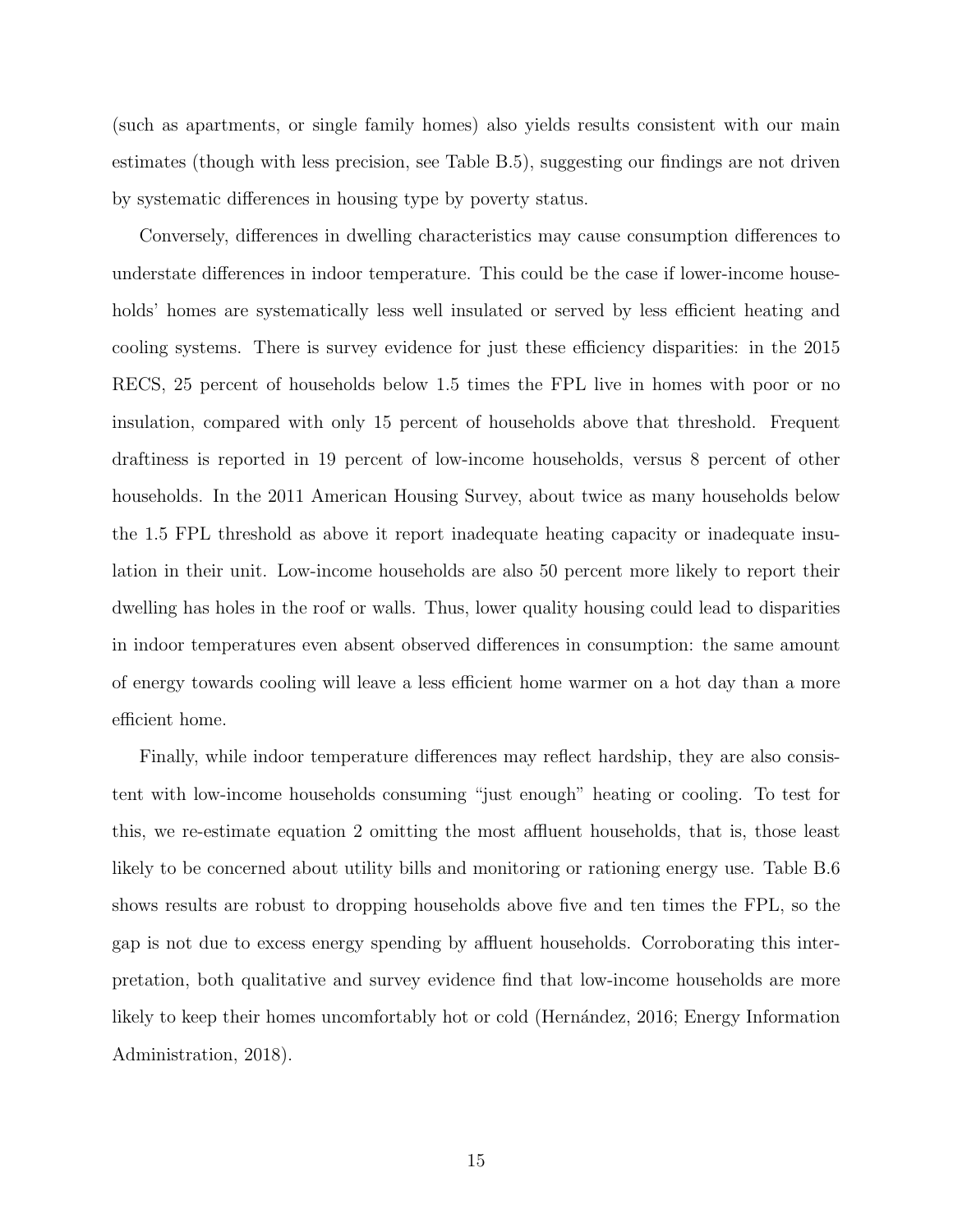(such as apartments, or single family homes) also yields results consistent with our main estimates (though with less precision, see Table B.5), suggesting our findings are not driven by systematic differences in housing type by poverty status.

Conversely, differences in dwelling characteristics may cause consumption differences to understate differences in indoor temperature. This could be the case if lower-income households' homes are systematically less well insulated or served by less efficient heating and cooling systems. There is survey evidence for just these efficiency disparities: in the 2015 RECS, 25 percent of households below 1.5 times the FPL live in homes with poor or no insulation, compared with only 15 percent of households above that threshold. Frequent draftiness is reported in 19 percent of low-income households, versus 8 percent of other households. In the 2011 American Housing Survey, about twice as many households below the 1.5 FPL threshold as above it report inadequate heating capacity or inadequate insulation in their unit. Low-income households are also 50 percent more likely to report their dwelling has holes in the roof or walls. Thus, lower quality housing could lead to disparities in indoor temperatures even absent observed differences in consumption: the same amount of energy towards cooling will leave a less efficient home warmer on a hot day than a more efficient home.

Finally, while indoor temperature differences may reflect hardship, they are also consistent with low-income households consuming "just enough" heating or cooling. To test for this, we re-estimate equation 2 omitting the most affluent households, that is, those least likely to be concerned about utility bills and monitoring or rationing energy use. Table B.6 shows results are robust to dropping households above five and ten times the FPL, so the gap is not due to excess energy spending by affluent households. Corroborating this interpretation, both qualitative and survey evidence find that low-income households are more likely to keep their homes uncomfortably hot or cold (Hernández, 2016; Energy Information Administration, 2018).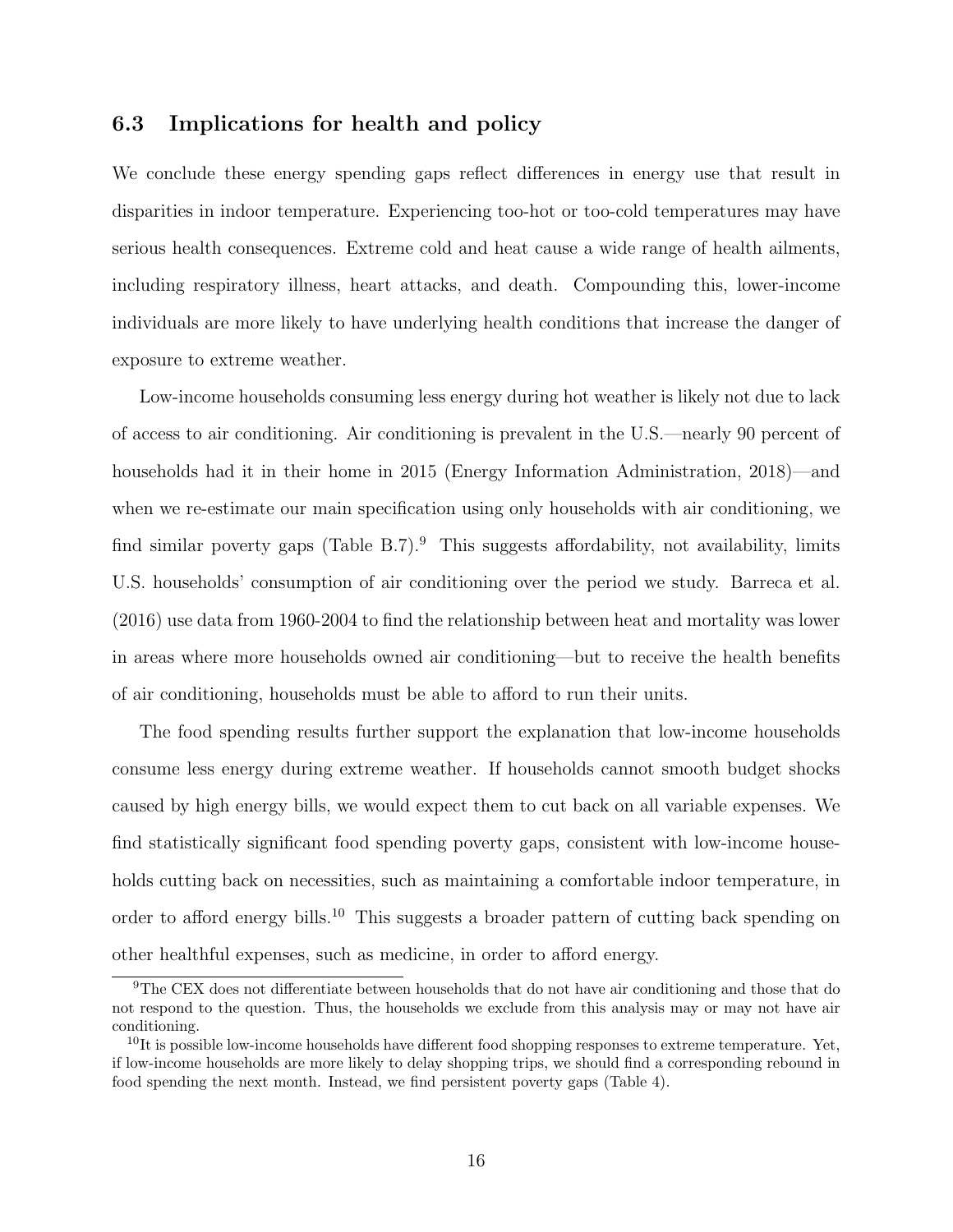### 6.3 Implications for health and policy

We conclude these energy spending gaps reflect differences in energy use that result in disparities in indoor temperature. Experiencing too-hot or too-cold temperatures may have serious health consequences. Extreme cold and heat cause a wide range of health ailments, including respiratory illness, heart attacks, and death. Compounding this, lower-income individuals are more likely to have underlying health conditions that increase the danger of exposure to extreme weather.

Low-income households consuming less energy during hot weather is likely not due to lack of access to air conditioning. Air conditioning is prevalent in the U.S.—nearly 90 percent of households had it in their home in 2015 (Energy Information Administration, 2018)—and when we re-estimate our main specification using only households with air conditioning, we find similar poverty gaps (Table B.7).[9] This suggests affordability, not availability, limits U.S. households' consumption of air conditioning over the period we study. Barreca et al. (2016) use data from 1960-2004 to find the relationship between heat and mortality was lower in areas where more households owned air conditioning—but to receive the health benefits of air conditioning, households must be able to afford to run their units.

The food spending results further support the explanation that low-income households consume less energy during extreme weather. If households cannot smooth budget shocks caused by high energy bills, we would expect them to cut back on all variable expenses. We find statistically significant food spending poverty gaps, consistent with low-income households cutting back on necessities, such as maintaining a comfortable indoor temperature, in order to afford energy bills.[10] This suggests a broader pattern of cutting back spending on other healthful expenses, such as medicine, in order to afford energy.

[9] The CEX does not differentiate between households that do not have air conditioning and those that do not respond to the question. Thus, the households we exclude from this analysis may or may not have air conditioning.

[10] It is possible low-income households have different food shopping responses to extreme temperature. Yet, if low-income households are more likely to delay shopping trips, we should find a corresponding rebound in food spending the next month. Instead, we find persistent poverty gaps (Table 4).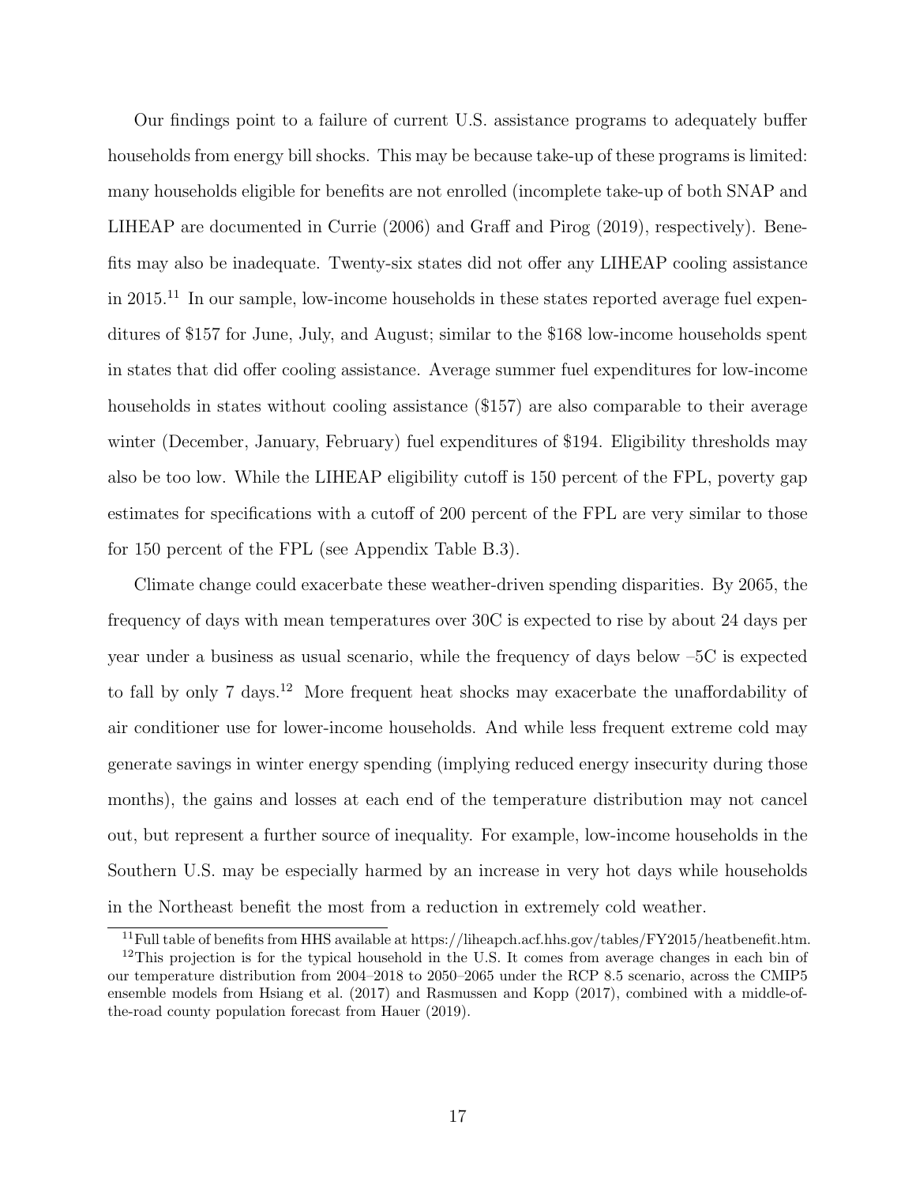Our findings point to a failure of current U.S. assistance programs to adequately buffer households from energy bill shocks. This may be because take-up of these programs is limited: many households eligible for benefits are not enrolled (incomplete take-up of both SNAP and LIHEAP are documented in Currie (2006) and Graff and Pirog (2019), respectively). Benefits may also be inadequate. Twenty-six states did not offer any LIHEAP cooling assistance in 2015.[11] In our sample, low-income households in these states reported average fuel expenditures of \$157 for June, July, and August; similar to the \$168 low-income households spent in states that did offer cooling assistance. Average summer fuel expenditures for low-income households in states without cooling assistance (\$157) are also comparable to their average winter (December, January, February) fuel expenditures of \$194. Eligibility thresholds may also be too low. While the LIHEAP eligibility cutoff is 150 percent of the FPL, poverty gap estimates for specifications with a cutoff of 200 percent of the FPL are very similar to those for 150 percent of the FPL (see Appendix Table B.3).

Climate change could exacerbate these weather-driven spending disparities. By 2065, the frequency of days with mean temperatures over 30C is expected to rise by about 24 days per year under a business as usual scenario, while the frequency of days below –5C is expected to fall by only 7 days.[12] More frequent heat shocks may exacerbate the unaffordability of air conditioner use for lower-income households. And while less frequent extreme cold may generate savings in winter energy spending (implying reduced energy insecurity during those months), the gains and losses at each end of the temperature distribution may not cancel out, but represent a further source of inequality. For example, low-income households in the Southern U.S. may be especially harmed by an increase in very hot days while households in the Northeast benefit the most from a reduction in extremely cold weather.

[11] Full table of benefits from HHS available at https://liheapch.acf.hhs.gov/tables/FY2015/heatbenefit.htm.

[12] This projection is for the typical household in the U.S. It comes from average changes in each bin of our temperature distribution from 2004–2018 to 2050–2065 under the RCP 8.5 scenario, across the CMIP5 ensemble models from Hsiang et al. (2017) and Rasmussen and Kopp (2017), combined with a middle-of-the-road county population forecast from Hauer (2019).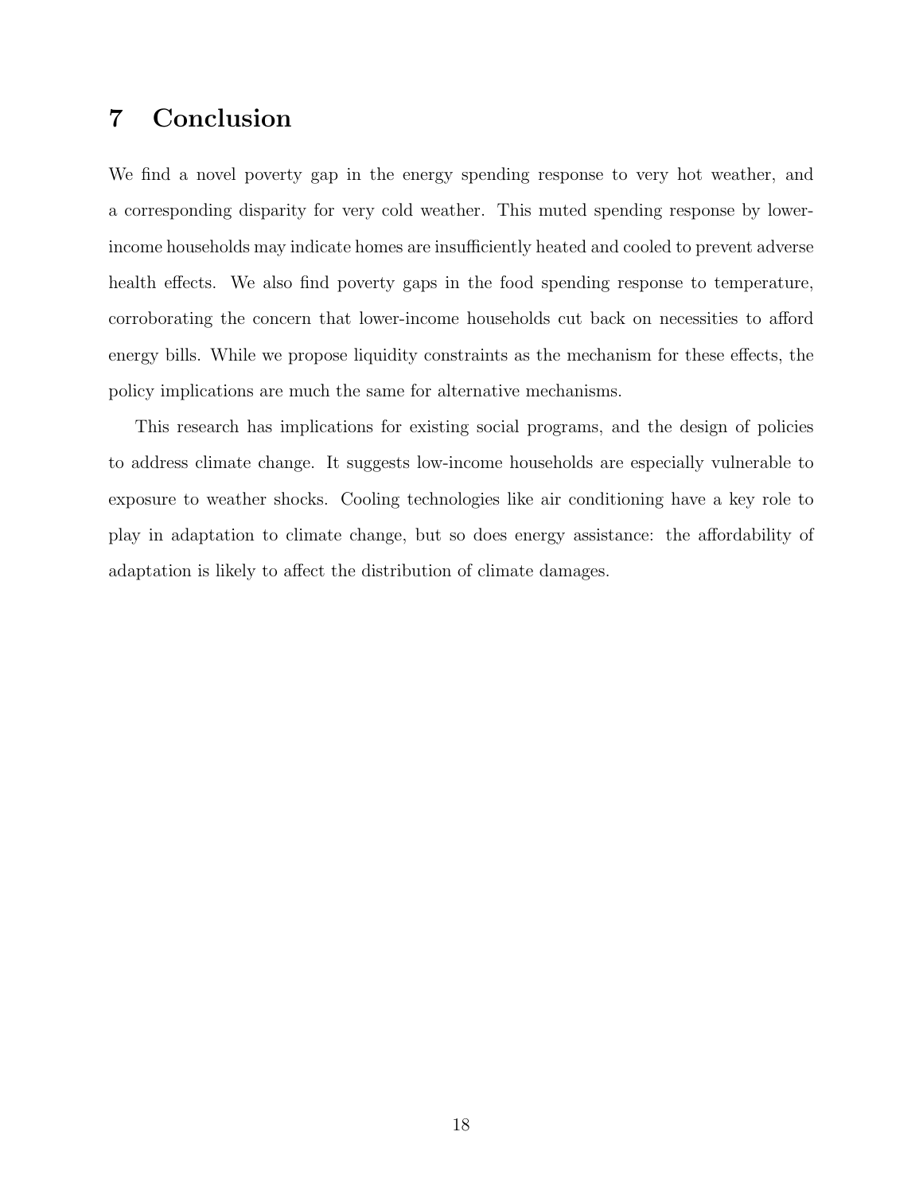# 7 Conclusion

We find a novel poverty gap in the energy spending response to very hot weather, and a corresponding disparity for very cold weather. This muted spending response by lower-income households may indicate homes are insufficiently heated and cooled to prevent adverse health effects. We also find poverty gaps in the food spending response to temperature, corroborating the concern that lower-income households cut back on necessities to afford energy bills. While we propose liquidity constraints as the mechanism for these effects, the policy implications are much the same for alternative mechanisms.

This research has implications for existing social programs, and the design of policies to address climate change. It suggests low-income households are especially vulnerable to exposure to weather shocks. Cooling technologies like air conditioning have a key role to play in adaptation to climate change, but so does energy assistance: the affordability of adaptation is likely to affect the distribution of climate damages.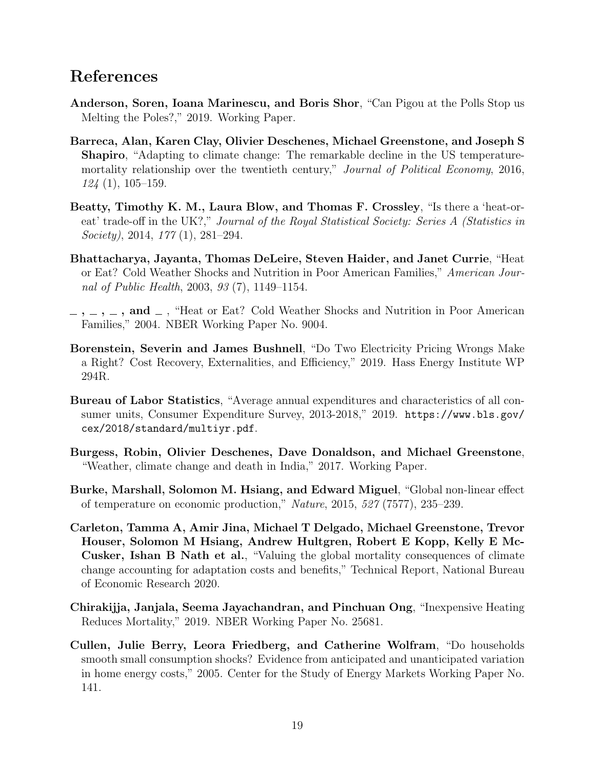## References

**Anderson, Soren, Ioana Marinescu, and Boris Shor**, "Can Pigou at the Polls Stop us Melting the Poles?," 2019. Working Paper.

**Barreca, Alan, Karen Clay, Olivier Deschenes, Michael Greenstone, and Joseph S Shapiro**, "Adapting to climate change: The remarkable decline in the US temperature-mortality relationship over the twentieth century," *Journal of Political Economy*, 2016, *124* (1), 105–159.

**Beatty, Timothy K. M., Laura Blow, and Thomas F. Crossley**, "Is there a 'heat-or-eat' trade-off in the UK?," *Journal of the Royal Statistical Society: Series A (Statistics in Society)*, 2014, *177* (1), 281–294.

**Bhattacharya, Jayanta, Thomas DeLeire, Steven Haider, and Janet Currie**, "Heat or Eat? Cold Weather Shocks and Nutrition in Poor American Families," *American Journal of Public Health*, 2003, *93* (7), 1149–1154.

**_ , _ , _ , and _** , "Heat or Eat? Cold Weather Shocks and Nutrition in Poor American Families," 2004. NBER Working Paper No. 9004.

**Borenstein, Severin and James Bushnell**, "Do Two Electricity Pricing Wrongs Make a Right? Cost Recovery, Externalities, and Efficiency," 2019. Hass Energy Institute WP 294R.

**Bureau of Labor Statistics**, "Average annual expenditures and characteristics of all consumer units, Consumer Expenditure Survey, 2013-2018," 2019. `https://www.bls.gov/cex/2018/standard/multiyr.pdf`.

**Burgess, Robin, Olivier Deschenes, Dave Donaldson, and Michael Greenstone**, "Weather, climate change and death in India," 2017. Working Paper.

**Burke, Marshall, Solomon M. Hsiang, and Edward Miguel**, "Global non-linear effect of temperature on economic production," *Nature*, 2015, *527* (7577), 235–239.

**Carleton, Tamma A, Amir Jina, Michael T Delgado, Michael Greenstone, Trevor Houser, Solomon M Hsiang, Andrew Hultgren, Robert E Kopp, Kelly E McCusker, Ishan B Nath et al.**, "Valuing the global mortality consequences of climate change accounting for adaptation costs and benefits," Technical Report, National Bureau of Economic Research 2020.

**Chirakijja, Janjala, Seema Jayachandran, and Pinchuan Ong**, "Inexpensive Heating Reduces Mortality," 2019. NBER Working Paper No. 25681.

**Cullen, Julie Berry, Leora Friedberg, and Catherine Wolfram**, "Do households smooth small consumption shocks? Evidence from anticipated and unanticipated variation in home energy costs," 2005. Center for the Study of Energy Markets Working Paper No. 141.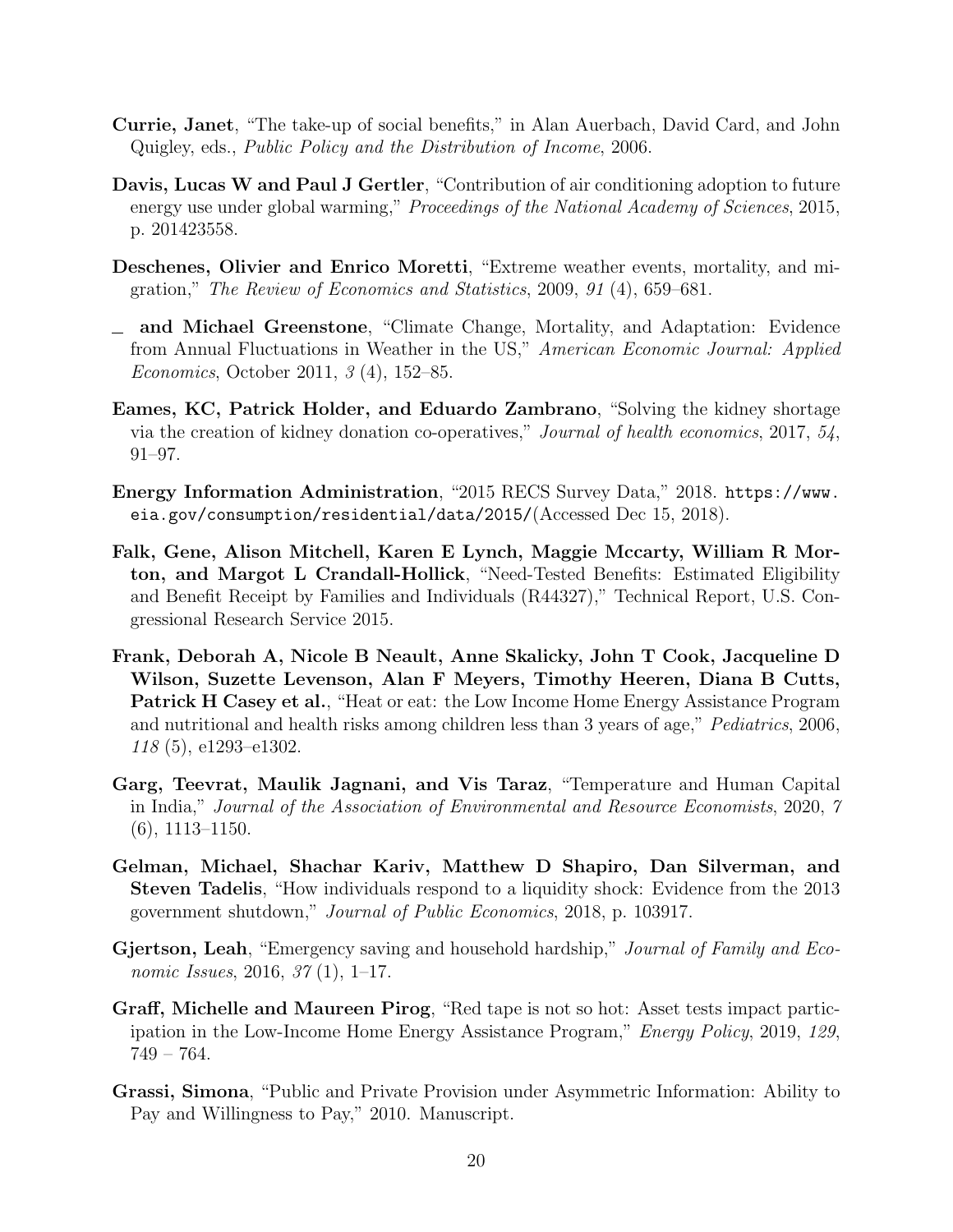**Currie, Janet**, "The take-up of social benefits," in Alan Auerbach, David Card, and John Quigley, eds., *Public Policy and the Distribution of Income*, 2006.

**Davis, Lucas W and Paul J Gertler**, "Contribution of air conditioning adoption to future energy use under global warming," *Proceedings of the National Academy of Sciences*, 2015, p. 201423558.

**Deschenes, Olivier and Enrico Moretti**, "Extreme weather events, mortality, and migration," *The Review of Economics and Statistics*, 2009, *91* (4), 659–681.

_ **and Michael Greenstone**, "Climate Change, Mortality, and Adaptation: Evidence from Annual Fluctuations in Weather in the US," *American Economic Journal: Applied Economics*, October 2011, *3* (4), 152–85.

**Eames, KC, Patrick Holder, and Eduardo Zambrano**, "Solving the kidney shortage via the creation of kidney donation co-operatives," *Journal of health economics*, 2017, *54*, 91–97.

**Energy Information Administration**, "2015 RECS Survey Data," 2018. `https://www.eia.gov/consumption/residential/data/2015/`(Accessed Dec 15, 2018).

**Falk, Gene, Alison Mitchell, Karen E Lynch, Maggie Mccarty, William R Morton, and Margot L Crandall-Hollick**, "Need-Tested Benefits: Estimated Eligibility and Benefit Receipt by Families and Individuals (R44327)," Technical Report, U.S. Congressional Research Service 2015.

**Frank, Deborah A, Nicole B Neault, Anne Skalicky, John T Cook, Jacqueline D Wilson, Suzette Levenson, Alan F Meyers, Timothy Heeren, Diana B Cutts, Patrick H Casey et al.**, "Heat or eat: the Low Income Home Energy Assistance Program and nutritional and health risks among children less than 3 years of age," *Pediatrics*, 2006, *118* (5), e1293–e1302.

**Garg, Teevrat, Maulik Jagnani, and Vis Taraz**, "Temperature and Human Capital in India," *Journal of the Association of Environmental and Resource Economists*, 2020, *7* (6), 1113–1150.

**Gelman, Michael, Shachar Kariv, Matthew D Shapiro, Dan Silverman, and Steven Tadelis**, "How individuals respond to a liquidity shock: Evidence from the 2013 government shutdown," *Journal of Public Economics*, 2018, p. 103917.

**Gjertson, Leah**, "Emergency saving and household hardship," *Journal of Family and Economic Issues*, 2016, *37* (1), 1–17.

**Graff, Michelle and Maureen Pirog**, "Red tape is not so hot: Asset tests impact participation in the Low-Income Home Energy Assistance Program," *Energy Policy*, 2019, *129*, 749 – 764.

**Grassi, Simona**, "Public and Private Provision under Asymmetric Information: Ability to Pay and Willingness to Pay," 2010. Manuscript.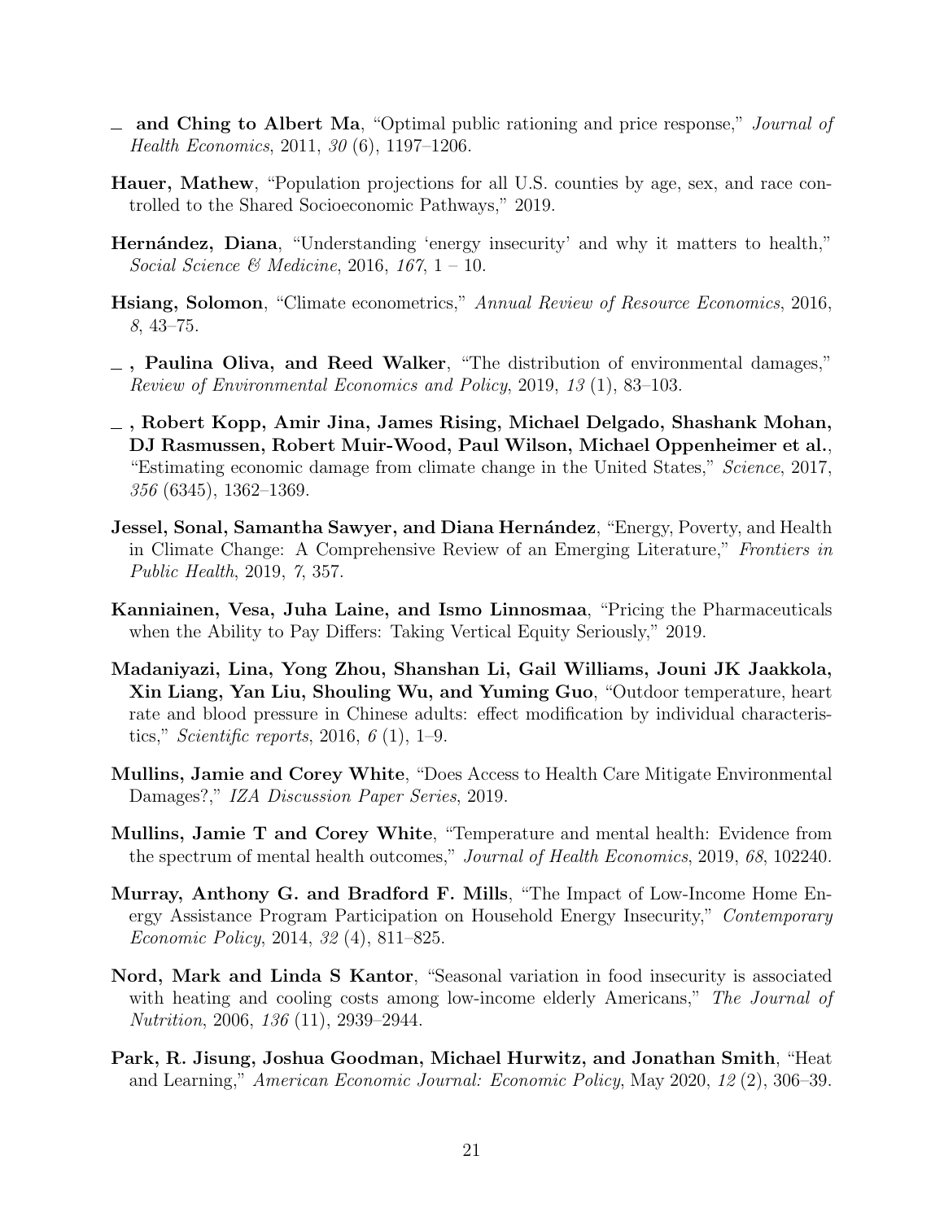— **and Ching to Albert Ma**, "Optimal public rationing and price response," *Journal of Health Economics*, 2011, *30* (6), 1197–1206.

**Hauer, Mathew**, "Population projections for all U.S. counties by age, sex, and race controlled to the Shared Socioeconomic Pathways," 2019.

**Hernández, Diana**, "Understanding 'energy insecurity' and why it matters to health," *Social Science & Medicine*, 2016, *167*, 1 – 10.

**Hsiang, Solomon**, "Climate econometrics," *Annual Review of Resource Economics*, 2016, *8*, 43–75.

— **, Paulina Oliva, and Reed Walker**, "The distribution of environmental damages," *Review of Environmental Economics and Policy*, 2019, *13* (1), 83–103.

— **, Robert Kopp, Amir Jina, James Rising, Michael Delgado, Shashank Mohan, DJ Rasmussen, Robert Muir-Wood, Paul Wilson, Michael Oppenheimer et al.**, "Estimating economic damage from climate change in the United States," *Science*, 2017, *356* (6345), 1362–1369.

**Jessel, Sonal, Samantha Sawyer, and Diana Hernández**, "Energy, Poverty, and Health in Climate Change: A Comprehensive Review of an Emerging Literature," *Frontiers in Public Health*, 2019, *7*, 357.

**Kanniainen, Vesa, Juha Laine, and Ismo Linnosmaa**, "Pricing the Pharmaceuticals when the Ability to Pay Differs: Taking Vertical Equity Seriously," 2019.

**Madaniyazi, Lina, Yong Zhou, Shanshan Li, Gail Williams, Jouni JK Jaakkola, Xin Liang, Yan Liu, Shouling Wu, and Yuming Guo**, "Outdoor temperature, heart rate and blood pressure in Chinese adults: effect modification by individual characteristics," *Scientific reports*, 2016, *6* (1), 1–9.

**Mullins, Jamie and Corey White**, "Does Access to Health Care Mitigate Environmental Damages?," *IZA Discussion Paper Series*, 2019.

**Mullins, Jamie T and Corey White**, "Temperature and mental health: Evidence from the spectrum of mental health outcomes," *Journal of Health Economics*, 2019, *68*, 102240.

**Murray, Anthony G. and Bradford F. Mills**, "The Impact of Low-Income Home Energy Assistance Program Participation on Household Energy Insecurity," *Contemporary Economic Policy*, 2014, *32* (4), 811–825.

**Nord, Mark and Linda S Kantor**, "Seasonal variation in food insecurity is associated with heating and cooling costs among low-income elderly Americans," *The Journal of Nutrition*, 2006, *136* (11), 2939–2944.

**Park, R. Jisung, Joshua Goodman, Michael Hurwitz, and Jonathan Smith**, "Heat and Learning," *American Economic Journal: Economic Policy*, May 2020, *12* (2), 306–39.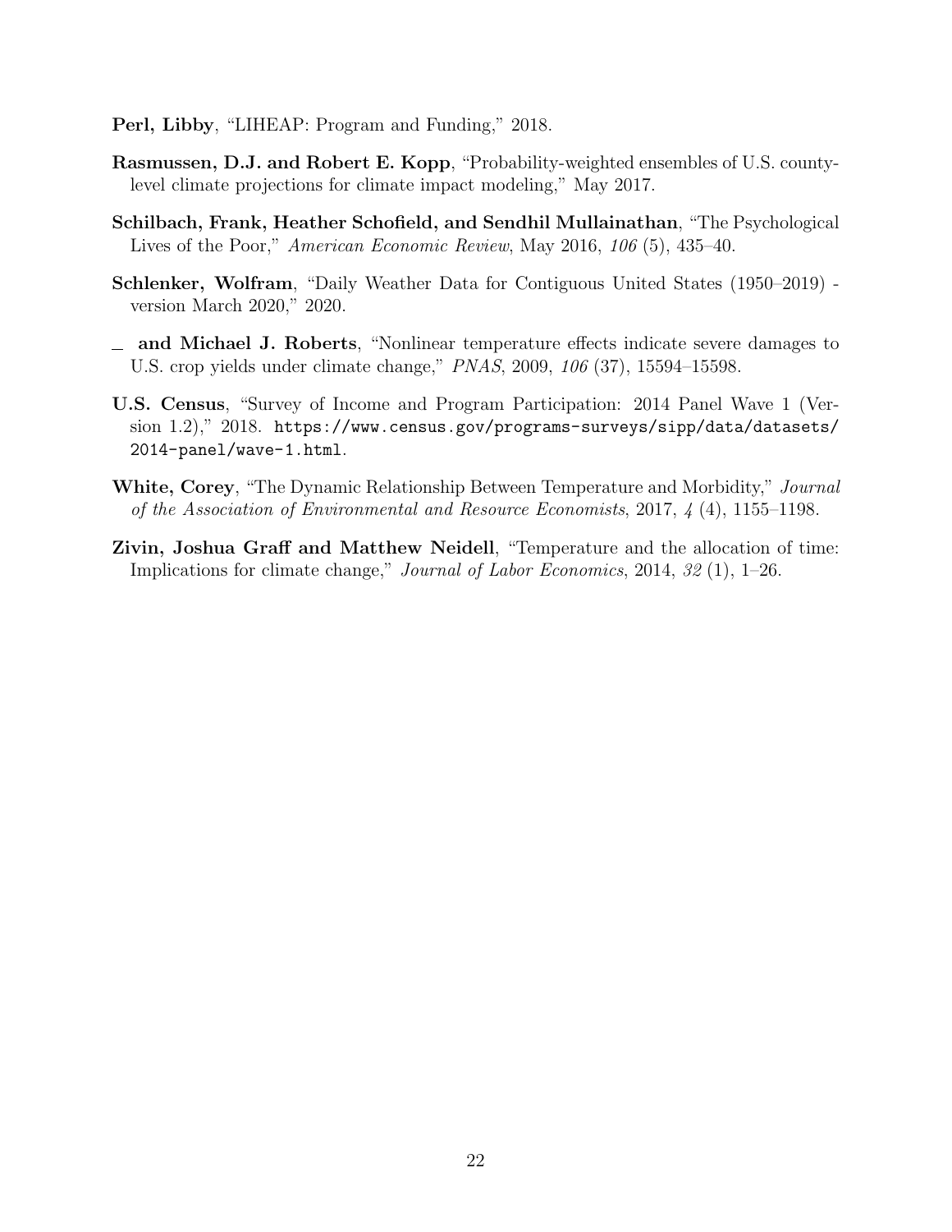**Perl, Libby**, "LIHEAP: Program and Funding," 2018.

**Rasmussen, D.J. and Robert E. Kopp**, "Probability-weighted ensembles of U.S. county-level climate projections for climate impact modeling," May 2017.

**Schilbach, Frank, Heather Schofield, and Sendhil Mullainathan**, "The Psychological Lives of the Poor," *American Economic Review*, May 2016, *106* (5), 435–40.

**Schlenker, Wolfram**, "Daily Weather Data for Contiguous United States (1950–2019) - version March 2020," 2020.

_ **and Michael J. Roberts**, "Nonlinear temperature effects indicate severe damages to U.S. crop yields under climate change," *PNAS*, 2009, *106* (37), 15594–15598.

**U.S. Census**, "Survey of Income and Program Participation: 2014 Panel Wave 1 (Version 1.2)," 2018. `https://www.census.gov/programs-surveys/sipp/data/datasets/2014-panel/wave-1.html`.

**White, Corey**, "The Dynamic Relationship Between Temperature and Morbidity," *Journal of the Association of Environmental and Resource Economists*, 2017, *4* (4), 1155–1198.

**Zivin, Joshua Graff and Matthew Neidell**, "Temperature and the allocation of time: Implications for climate change," *Journal of Labor Economics*, 2014, *32* (1), 1–26.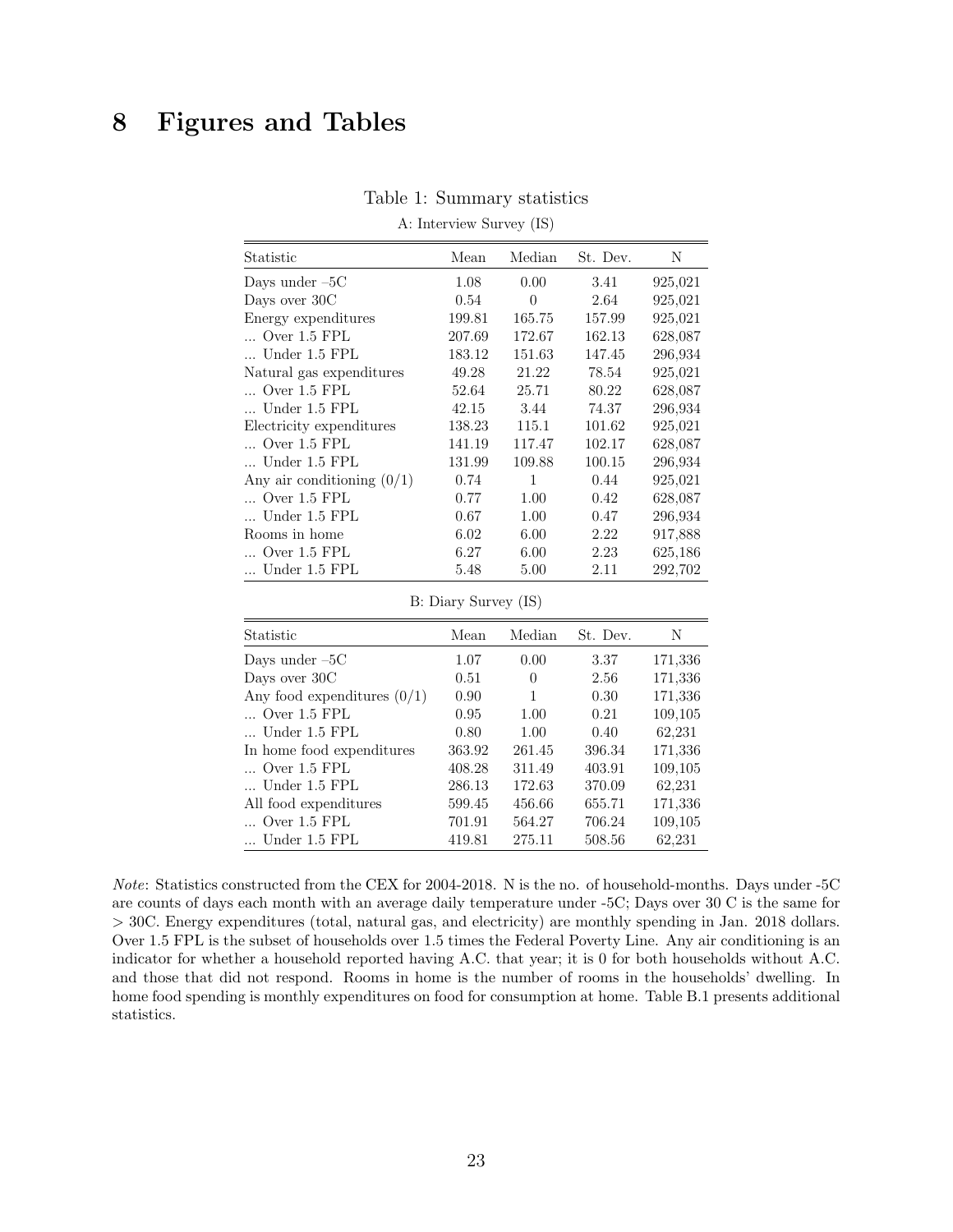# 8 Figures and Tables

Table 1: Summary statistics

A: Interview Survey (IS)

| Statistic | Mean | Median | St. Dev. | N |
|---|---|---|---|---|
| Days under –5C | 1.08 | 0.00 | 3.41 | 925,021 |
| Days over 30C | 0.54 | 0 | 2.64 | 925,021 |
| Energy expenditures | 199.81 | 165.75 | 157.99 | 925,021 |
| ... Over 1.5 FPL | 207.69 | 172.67 | 162.13 | 628,087 |
| ... Under 1.5 FPL | 183.12 | 151.63 | 147.45 | 296,934 |
| Natural gas expenditures | 49.28 | 21.22 | 78.54 | 925,021 |
| ... Over 1.5 FPL | 52.64 | 25.71 | 80.22 | 628,087 |
| ... Under 1.5 FPL | 42.15 | 3.44 | 74.37 | 296,934 |
| Electricity expenditures | 138.23 | 115.1 | 101.62 | 925,021 |
| ... Over 1.5 FPL | 141.19 | 117.47 | 102.17 | 628,087 |
| ... Under 1.5 FPL | 131.99 | 109.88 | 100.15 | 296,934 |
| Any air conditioning (0/1) | 0.74 | 1 | 0.44 | 925,021 |
| ... Over 1.5 FPL | 0.77 | 1.00 | 0.42 | 628,087 |
| ... Under 1.5 FPL | 0.67 | 1.00 | 0.47 | 296,934 |
| Rooms in home | 6.02 | 6.00 | 2.22 | 917,888 |
| ... Over 1.5 FPL | 6.27 | 6.00 | 2.23 | 625,186 |
| ... Under 1.5 FPL | 5.48 | 5.00 | 2.11 | 292,702 |

B: Diary Survey (IS)

| Statistic | Mean | Median | St. Dev. | N |
|---|---|---|---|---|
| Days under –5C | 1.07 | 0.00 | 3.37 | 171,336 |
| Days over 30C | 0.51 | 0 | 2.56 | 171,336 |
| Any food expenditures (0/1) | 0.90 | 1 | 0.30 | 171,336 |
| ... Over 1.5 FPL | 0.95 | 1.00 | 0.21 | 109,105 |
| ... Under 1.5 FPL | 0.80 | 1.00 | 0.40 | 62,231 |
| In home food expenditures | 363.92 | 261.45 | 396.34 | 171,336 |
| ... Over 1.5 FPL | 408.28 | 311.49 | 403.91 | 109,105 |
| ... Under 1.5 FPL | 286.13 | 172.63 | 370.09 | 62,231 |
| All food expenditures | 599.45 | 456.66 | 655.71 | 171,336 |
| ... Over 1.5 FPL | 701.91 | 564.27 | 706.24 | 109,105 |
| ... Under 1.5 FPL | 419.81 | 275.11 | 508.56 | 62,231 |

*Note*: Statistics constructed from the CEX for 2004-2018. N is the no. of household-months. Days under -5C are counts of days each month with an average daily temperature under -5C; Days over 30 C is the same for > 30C. Energy expenditures (total, natural gas, and electricity) are monthly spending in Jan. 2018 dollars. Over 1.5 FPL is the subset of households over 1.5 times the Federal Poverty Line. Any air conditioning is an indicator for whether a household reported having A.C. that year; it is 0 for both households without A.C. and those that did not respond. Rooms in home is the number of rooms in the households' dwelling. In home food spending is monthly expenditures on food for consumption at home. Table B.1 presents additional statistics.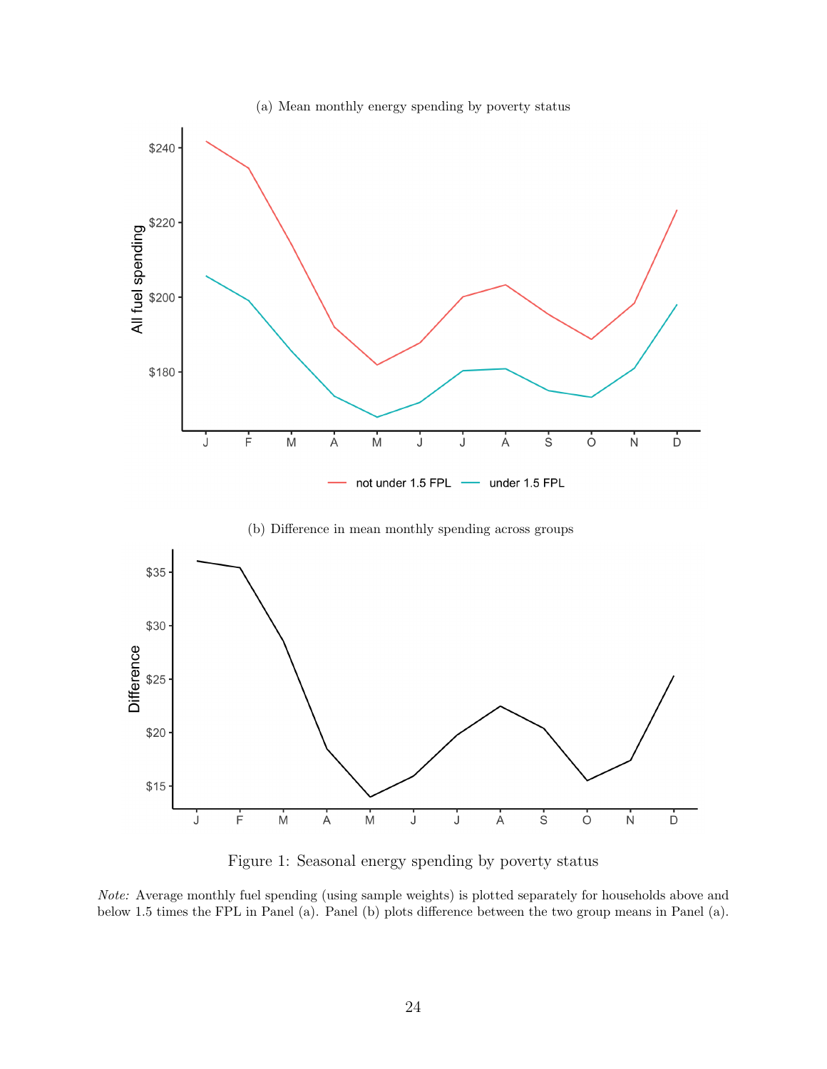(a) Mean monthly energy spending by poverty status

(b) Difference in mean monthly spending across groups

Figure 1: Seasonal energy spending by poverty status

*Note:* Average monthly fuel spending (using sample weights) is plotted separately for households above and below 1.5 times the FPL in Panel (a). Panel (b) plots difference between the two group means in Panel (a).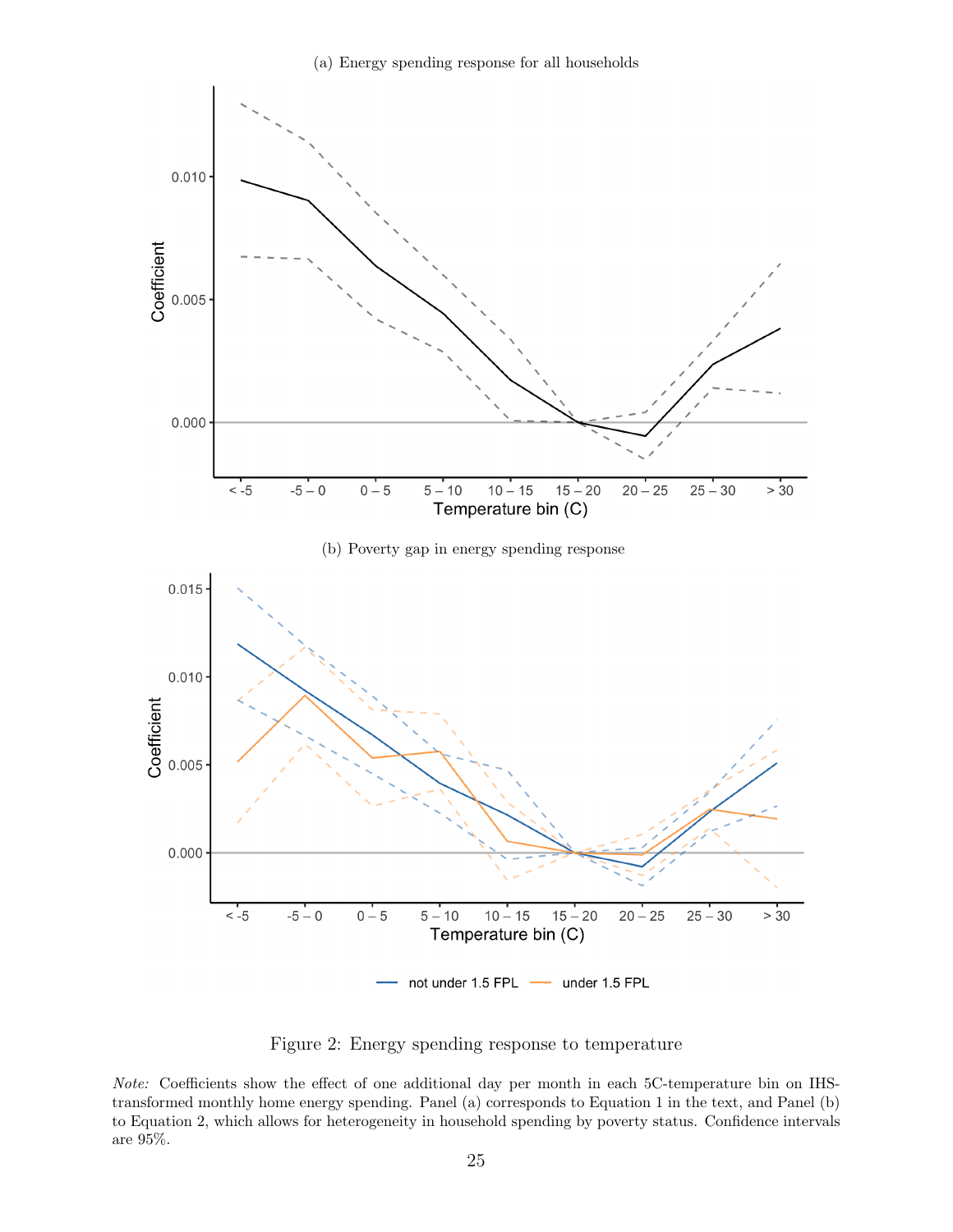(a) Energy spending response for all households

(b) Poverty gap in energy spending response

Figure 2: Energy spending response to temperature

*Note:* Coefficients show the effect of one additional day per month in each 5C-temperature bin on IHS-transformed monthly home energy spending. Panel (a) corresponds to Equation 1 in the text, and Panel (b) to Equation 2, which allows for heterogeneity in household spending by poverty status. Confidence intervals are 95%.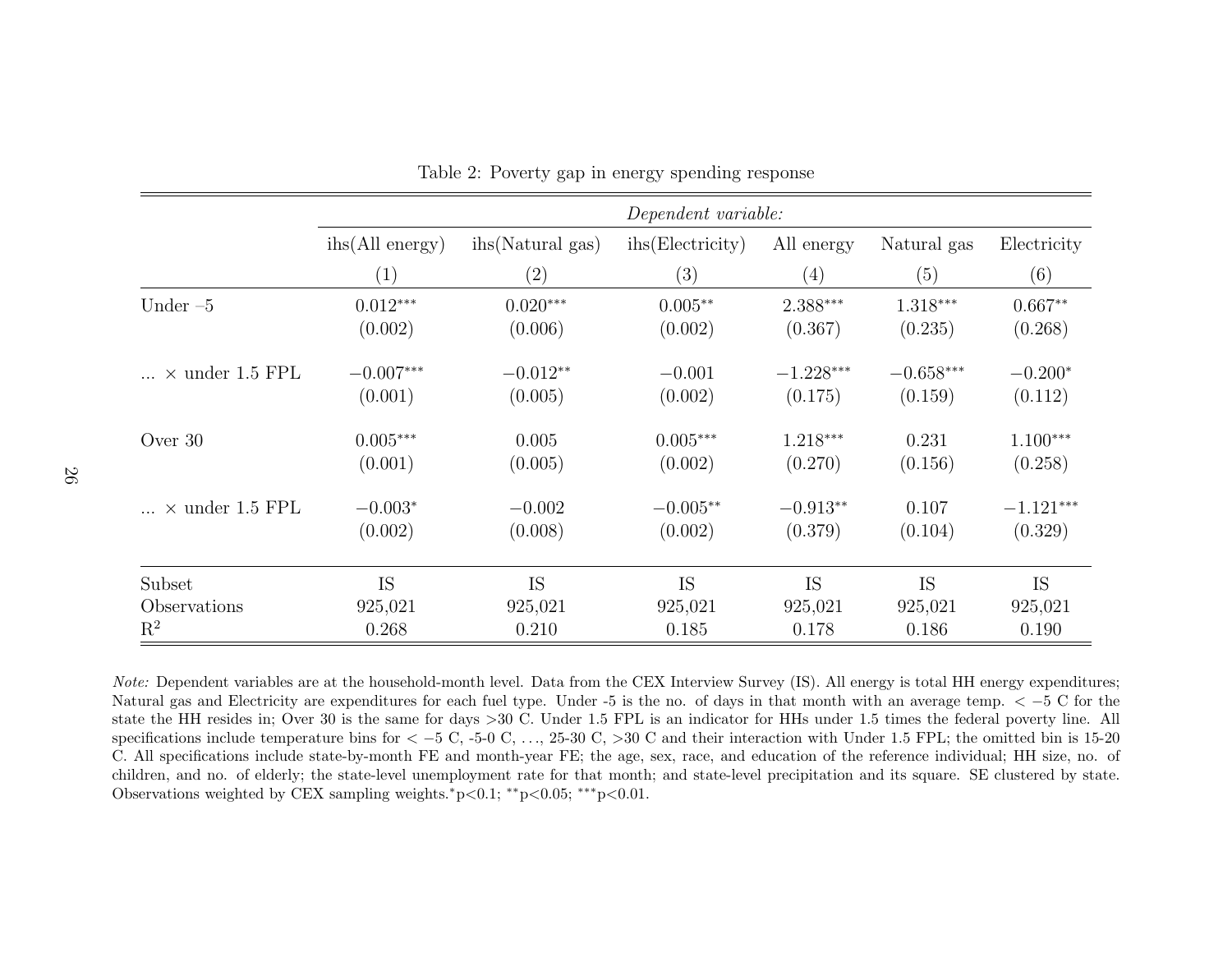Table 2: Poverty gap in energy spending response

| | *Dependent variable:* | | | | | |
|---|---|---|---|---|---|---|
| | ihs(All energy) | ihs(Natural gas) | ihs(Electricity) | All energy | Natural gas | Electricity |
| | (1) | (2) | (3) | (4) | (5) | (6) |
| Under –5 | 0.012*** | 0.020*** | 0.005** | 2.388*** | 1.318*** | 0.667** |
| | (0.002) | (0.006) | (0.002) | (0.367) | (0.235) | (0.268) |
| ... × under 1.5 FPL | −0.007*** | −0.012** | −0.001 | −1.228*** | −0.658*** | −0.200* |
| | (0.001) | (0.005) | (0.002) | (0.175) | (0.159) | (0.112) |
| Over 30 | 0.005*** | 0.005 | 0.005*** | 1.218*** | 0.231 | 1.100*** |
| | (0.001) | (0.005) | (0.002) | (0.270) | (0.156) | (0.258) |
| ... × under 1.5 FPL | −0.003* | −0.002 | −0.005** | −0.913** | 0.107 | −1.121*** |
| | (0.002) | (0.008) | (0.002) | (0.379) | (0.104) | (0.329) |
| Subset | IS | IS | IS | IS | IS | IS |
| Observations | 925,021 | 925,021 | 925,021 | 925,021 | 925,021 | 925,021 |
| $R^2$ | 0.268 | 0.210 | 0.185 | 0.178 | 0.186 | 0.190 |

*Note:* Dependent variables are at the household-month level. Data from the CEX Interview Survey (IS). All energy is total HH energy expenditures; Natural gas and Electricity are expenditures for each fuel type. Under -5 is the no. of days in that month with an average temp. $< -5$ C for the state the HH resides in; Over 30 is the same for days >30 C. Under 1.5 FPL is an indicator for HHs under 1.5 times the federal poverty line. All specifications include temperature bins for $< -5$ C, -5-0 C, ..., 25-30 C, >30 C and their interaction with Under 1.5 FPL; the omitted bin is 15-20 C. All specifications include state-by-month FE and month-year FE; the age, sex, race, and education of the reference individual; HH size, no. of children, and no. of elderly; the state-level unemployment rate for that month; and state-level precipitation and its square. SE clustered by state. Observations weighted by CEX sampling weights. *p<0.1; **p<0.05; ***p<0.01.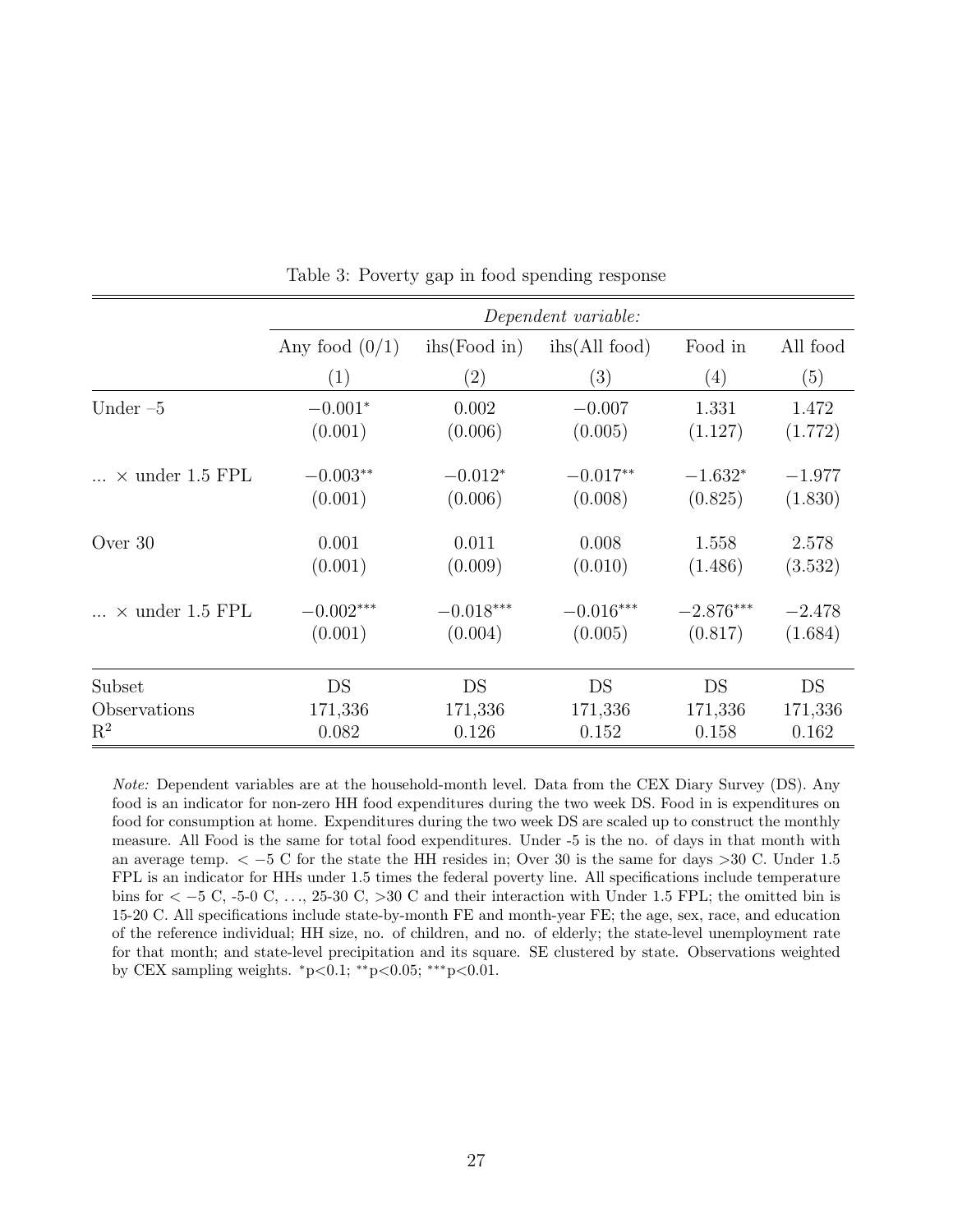Table 3: Poverty gap in food spending response

| | *Dependent variable:* | | | | |
|---|---|---|---|---|---|
| | Any food (0/1) | ihs(Food in) | ihs(All food) | Food in | All food |
| | (1) | (2) | (3) | (4) | (5) |
| Under –5 | $-0.001^{*}$ | 0.002 | $-0.007$ | 1.331 | 1.472 |
| | (0.001) | (0.006) | (0.005) | (1.127) | (1.772) |
| ... × under 1.5 FPL | $-0.003^{**}$ | $-0.012^{*}$ | $-0.017^{**}$ | $-1.632^{*}$ | $-1.977$ |
| | (0.001) | (0.006) | (0.008) | (0.825) | (1.830) |
| Over 30 | 0.001 | 0.011 | 0.008 | 1.558 | 2.578 |
| | (0.001) | (0.009) | (0.010) | (1.486) | (3.532) |
| ... × under 1.5 FPL | $-0.002^{***}$ | $-0.018^{***}$ | $-0.016^{***}$ | $-2.876^{***}$ | $-2.478$ |
| | (0.001) | (0.004) | (0.005) | (0.817) | (1.684) |
| Subset | DS | DS | DS | DS | DS |
| Observations | 171,336 | 171,336 | 171,336 | 171,336 | 171,336 |
| $R^2$ | 0.082 | 0.126 | 0.152 | 0.158 | 0.162 |

*Note:* Dependent variables are at the household-month level. Data from the CEX Diary Survey (DS). Any food is an indicator for non-zero HH food expenditures during the two week DS. Food in is expenditures on food for consumption at home. Expenditures during the two week DS are scaled up to construct the monthly measure. All Food is the same for total food expenditures. Under -5 is the no. of days in that month with an average temp. $< -5$ C for the state the HH resides in; Over 30 is the same for days $>30$ C. Under 1.5 FPL is an indicator for HHs under 1.5 times the federal poverty line. All specifications include temperature bins for $< -5$ C, -5-0 C, ..., 25-30 C, $>30$ C and their interaction with Under 1.5 FPL; the omitted bin is 15-20 C. All specifications include state-by-month FE and month-year FE; the age, sex, race, and education of the reference individual; HH size, no. of children, and no. of elderly; the state-level unemployment rate for that month; and state-level precipitation and its square. SE clustered by state. Observations weighted by CEX sampling weights. $^{*}$p<0.1; $^{**}$p<0.05; $^{***}$p<0.01.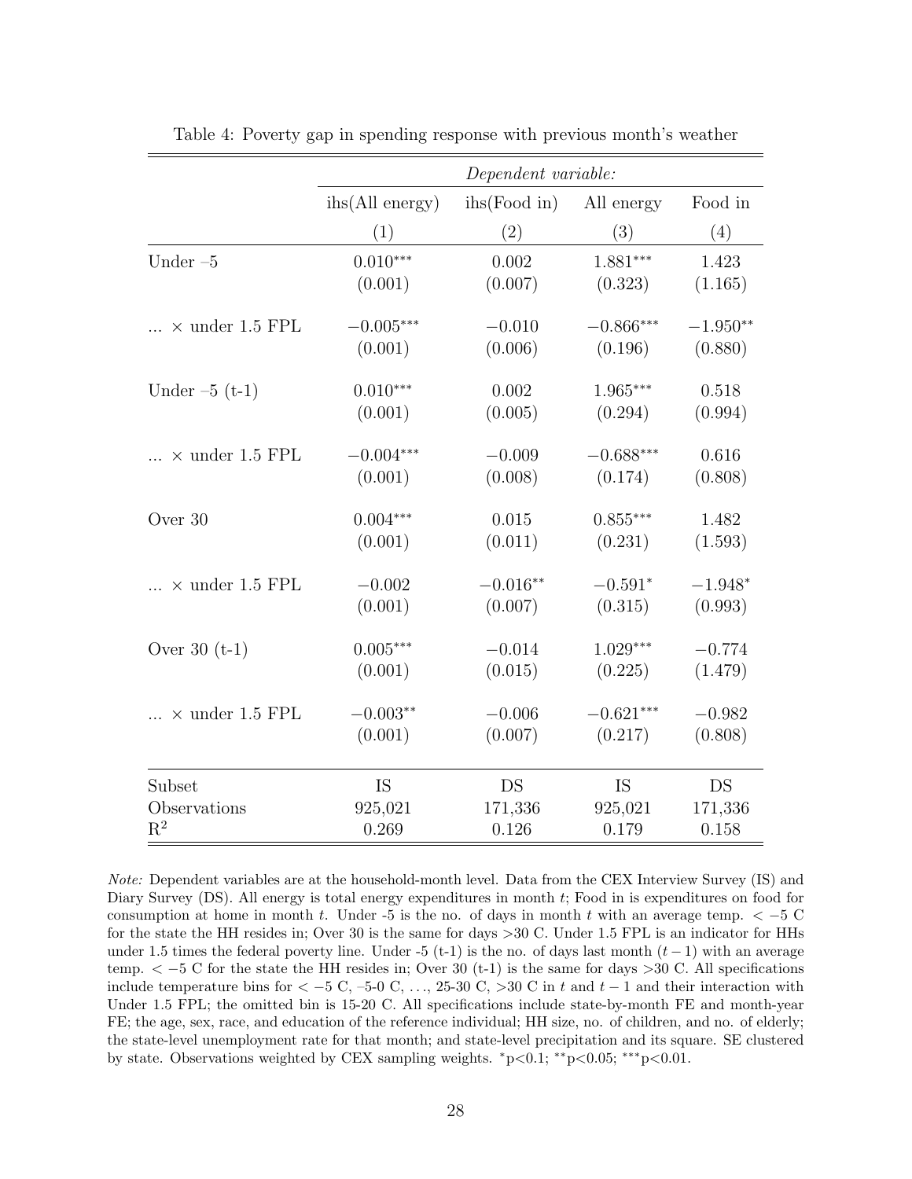Table 4: Poverty gap in spending response with previous month's weather

| | *Dependent variable:* | | | |
|---|---|---|---|---|
| | ihs(All energy) | ihs(Food in) | All energy | Food in |
| | (1) | (2) | (3) | (4) |
| Under –5 | 0.010*** | 0.002 | 1.881*** | 1.423 |
| | (0.001) | (0.007) | (0.323) | (1.165) |
| ... × under 1.5 FPL | −0.005*** | −0.010 | −0.866*** | −1.950** |
| | (0.001) | (0.006) | (0.196) | (0.880) |
| Under –5 (t-1) | 0.010*** | 0.002 | 1.965*** | 0.518 |
| | (0.001) | (0.005) | (0.294) | (0.994) |
| ... × under 1.5 FPL | −0.004*** | −0.009 | −0.688*** | 0.616 |
| | (0.001) | (0.008) | (0.174) | (0.808) |
| Over 30 | 0.004*** | 0.015 | 0.855*** | 1.482 |
| | (0.001) | (0.011) | (0.231) | (1.593) |
| ... × under 1.5 FPL | −0.002 | −0.016** | −0.591* | −1.948* |
| | (0.001) | (0.007) | (0.315) | (0.993) |
| Over 30 (t-1) | 0.005*** | −0.014 | 1.029*** | −0.774 |
| | (0.001) | (0.015) | (0.225) | (1.479) |
| ... × under 1.5 FPL | −0.003** | −0.006 | −0.621*** | −0.982 |
| | (0.001) | (0.007) | (0.217) | (0.808) |
| Subset | IS | DS | IS | DS |
| Observations | 925,021 | 171,336 | 925,021 | 171,336 |
| $R^2$ | 0.269 | 0.126 | 0.179 | 0.158 |

*Note:* Dependent variables are at the household-month level. Data from the CEX Interview Survey (IS) and Diary Survey (DS). All energy is total energy expenditures in month $t$; Food in is expenditures on food for consumption at home in month $t$. Under -5 is the no. of days in month $t$ with an average temp. $< -5$ C for the state the HH resides in; Over 30 is the same for days $>30$ C. Under 1.5 FPL is an indicator for HHs under 1.5 times the federal poverty line. Under -5 (t-1) is the no. of days last month $(t-1)$ with an average temp. $< -5$ C for the state the HH resides in; Over 30 (t-1) is the same for days $>30$ C. All specifications include temperature bins for $< -5$ C, –5-0 C, ..., 25-30 C, $>30$ C in $t$ and $t-1$ and their interaction with Under 1.5 FPL; the omitted bin is 15-20 C. All specifications include state-by-month FE and month-year FE; the age, sex, race, and education of the reference individual; HH size, no. of children, and no. of elderly; the state-level unemployment rate for that month; and state-level precipitation and its square. SE clustered by state. Observations weighted by CEX sampling weights. *p<0.1; **p<0.05; ***p<0.01.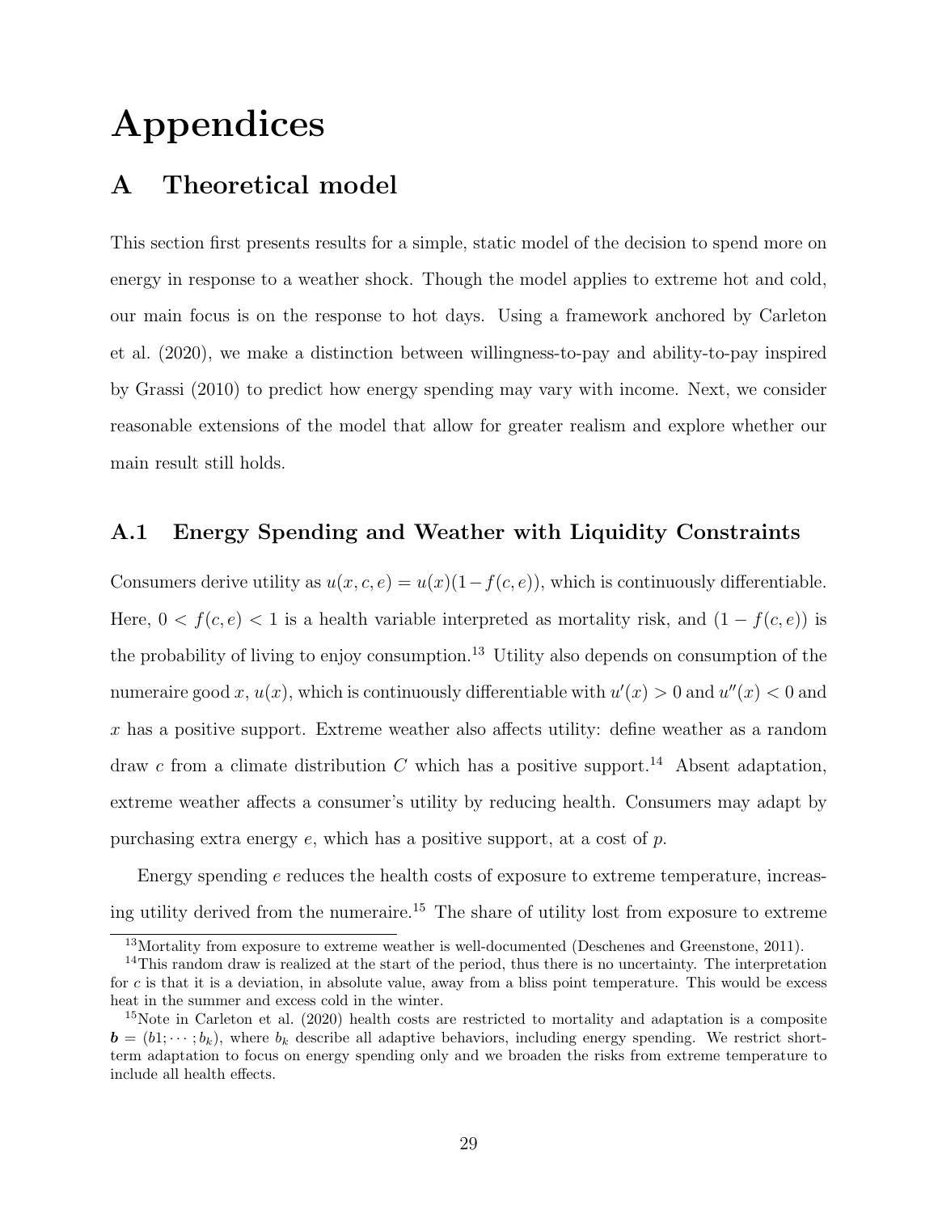# Appendices

## A Theoretical model

This section first presents results for a simple, static model of the decision to spend more on energy in response to a weather shock. Though the model applies to extreme hot and cold, our main focus is on the response to hot days. Using a framework anchored by Carleton et al. (2020), we make a distinction between willingness-to-pay and ability-to-pay inspired by Grassi (2010) to predict how energy spending may vary with income. Next, we consider reasonable extensions of the model that allow for greater realism and explore whether our main result still holds.

### A.1 Energy Spending and Weather with Liquidity Constraints

Consumers derive utility as $u(x, c, e) = u(x)(1 - f(c, e))$, which is continuously differentiable. Here, $0 < f(c, e) < 1$ is a health variable interpreted as mortality risk, and $(1 - f(c, e))$ is the probability of living to enjoy consumption.[13] Utility also depends on consumption of the numeraire good $x$, $u(x)$, which is continuously differentiable with $u'(x) > 0$ and $u''(x) < 0$ and $x$ has a positive support. Extreme weather also affects utility: define weather as a random draw $c$ from a climate distribution $C$ which has a positive support.[14] Absent adaptation, extreme weather affects a consumer's utility by reducing health. Consumers may adapt by purchasing extra energy $e$, which has a positive support, at a cost of $p$.

Energy spending $e$ reduces the health costs of exposure to extreme temperature, increasing utility derived from the numeraire.[15] The share of utility lost from exposure to extreme

[13] Mortality from exposure to extreme weather is well-documented (Deschenes and Greenstone, 2011).

[14] This random draw is realized at the start of the period, thus there is no uncertainty. The interpretation for $c$ is that it is a deviation, in absolute value, away from a bliss point temperature. This would be excess heat in the summer and excess cold in the winter.

[15] Note in Carleton et al. (2020) health costs are restricted to mortality and adaptation is a composite $\boldsymbol{b} = (b1; \cdots ; b_k)$, where $b_k$ describe all adaptive behaviors, including energy spending. We restrict short-term adaptation to focus on energy spending only and we broaden the risks from extreme temperature to include all health effects.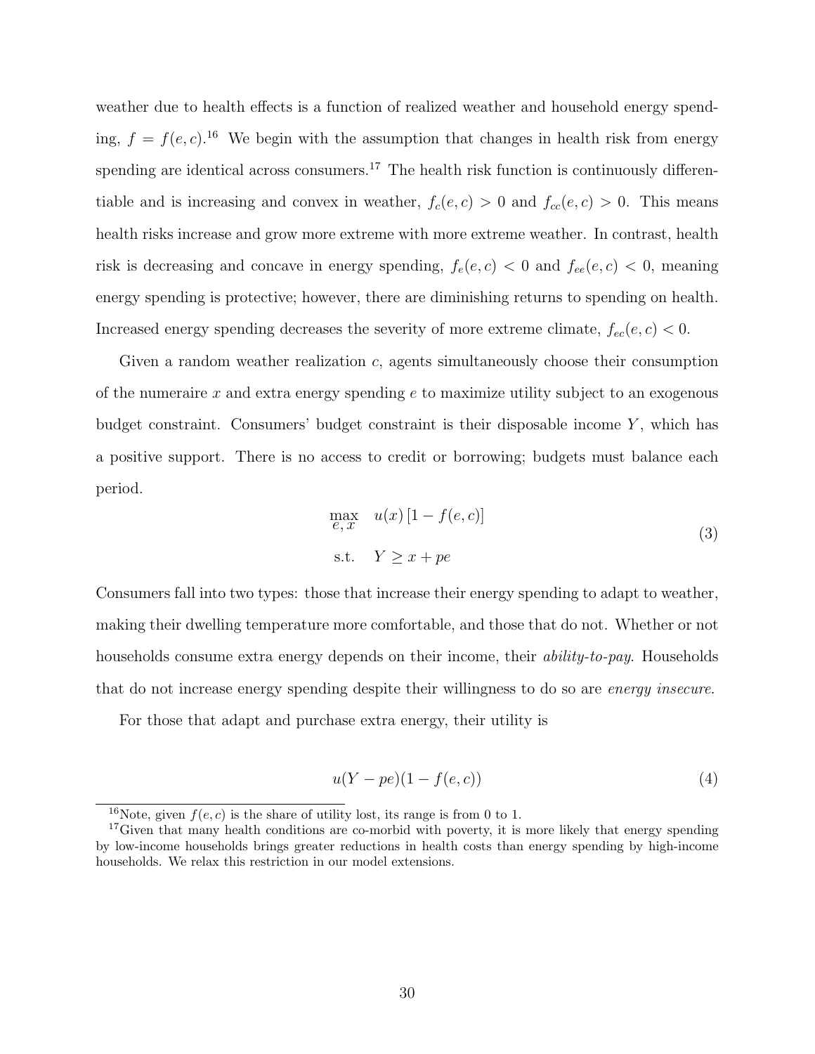weather due to health effects is a function of realized weather and household energy spending, $f = f(e, c)$.[16] We begin with the assumption that changes in health risk from energy spending are identical across consumers.[17] The health risk function is continuously differentiable and is increasing and convex in weather, $f_c(e, c) > 0$ and $f_{cc}(e, c) > 0$. This means health risks increase and grow more extreme with more extreme weather. In contrast, health risk is decreasing and concave in energy spending, $f_e(e, c) < 0$ and $f_{ee}(e, c) < 0$, meaning energy spending is protective; however, there are diminishing returns to spending on health. Increased energy spending decreases the severity of more extreme climate, $f_{ec}(e, c) < 0$.

Given a random weather realization $c$, agents simultaneously choose their consumption of the numeraire $x$ and extra energy spending $e$ to maximize utility subject to an exogenous budget constraint. Consumers' budget constraint is their disposable income $Y$, which has a positive support. There is no access to credit or borrowing; budgets must balance each period.

$$\begin{aligned} \max_{e,\, x} \quad & u(x)\,[1 - f(e, c)] \\ \text{s.t.} \quad & Y \geq x + pe \end{aligned} \tag{3}$$

Consumers fall into two types: those that increase their energy spending to adapt to weather, making their dwelling temperature more comfortable, and those that do not. Whether or not households consume extra energy depends on their income, their *ability-to-pay*. Households that do not increase energy spending despite their willingness to do so are *energy insecure*.

For those that adapt and purchase extra energy, their utility is

$$u(Y - pe)(1 - f(e, c)) \tag{4}$$

[16] Note, given $f(e, c)$ is the share of utility lost, its range is from 0 to 1.

[17] Given that many health conditions are co-morbid with poverty, it is more likely that energy spending by low-income households brings greater reductions in health costs than energy spending by high-income households. We relax this restriction in our model extensions.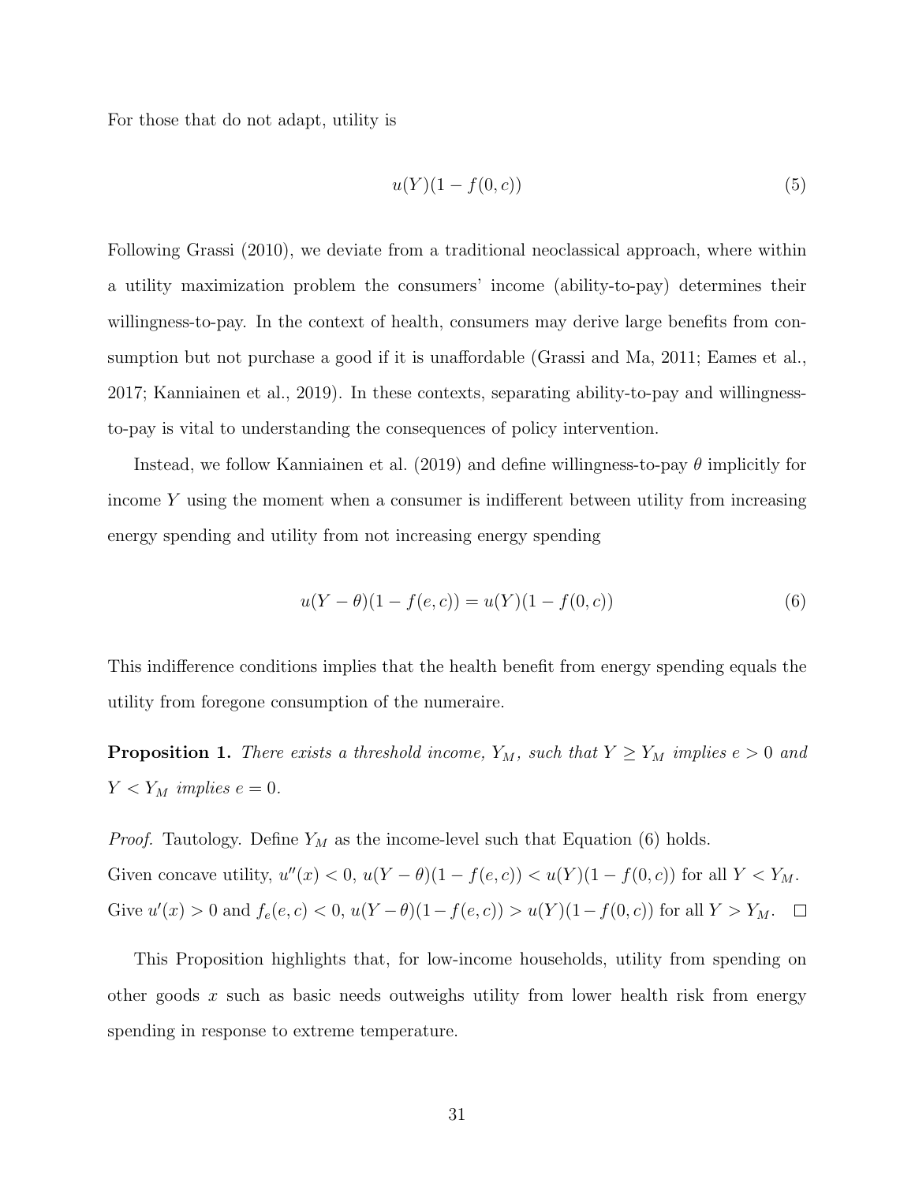For those that do not adapt, utility is

$$u(Y)(1 - f(0, c)) \tag{5}$$

Following Grassi (2010), we deviate from a traditional neoclassical approach, where within a utility maximization problem the consumers' income (ability-to-pay) determines their willingness-to-pay. In the context of health, consumers may derive large benefits from consumption but not purchase a good if it is unaffordable (Grassi and Ma, 2011; Eames et al., 2017; Kanniainen et al., 2019). In these contexts, separating ability-to-pay and willingness-to-pay is vital to understanding the consequences of policy intervention.

Instead, we follow Kanniainen et al. (2019) and define willingness-to-pay $\theta$ implicitly for income $Y$ using the moment when a consumer is indifferent between utility from increasing energy spending and utility from not increasing energy spending

$$u(Y - \theta)(1 - f(e, c)) = u(Y)(1 - f(0, c)) \tag{6}$$

This indifference conditions implies that the health benefit from energy spending equals the utility from foregone consumption of the numeraire.

**Proposition 1.** *There exists a threshold income, $Y_M$, such that $Y \geq Y_M$ implies $e > 0$ and $Y < Y_M$ implies $e = 0$.*

*Proof.* Tautology. Define $Y_M$ as the income-level such that Equation (6) holds.
Given concave utility, $u''(x) < 0$, $u(Y - \theta)(1 - f(e, c)) < u(Y)(1 - f(0, c))$ for all $Y < Y_M$.
Give $u'(x) > 0$ and $f_e(e, c) < 0$, $u(Y - \theta)(1 - f(e, c)) > u(Y)(1 - f(0, c))$ for all $Y > Y_M$. □

This Proposition highlights that, for low-income households, utility from spending on other goods $x$ such as basic needs outweighs utility from lower health risk from energy spending in response to extreme temperature.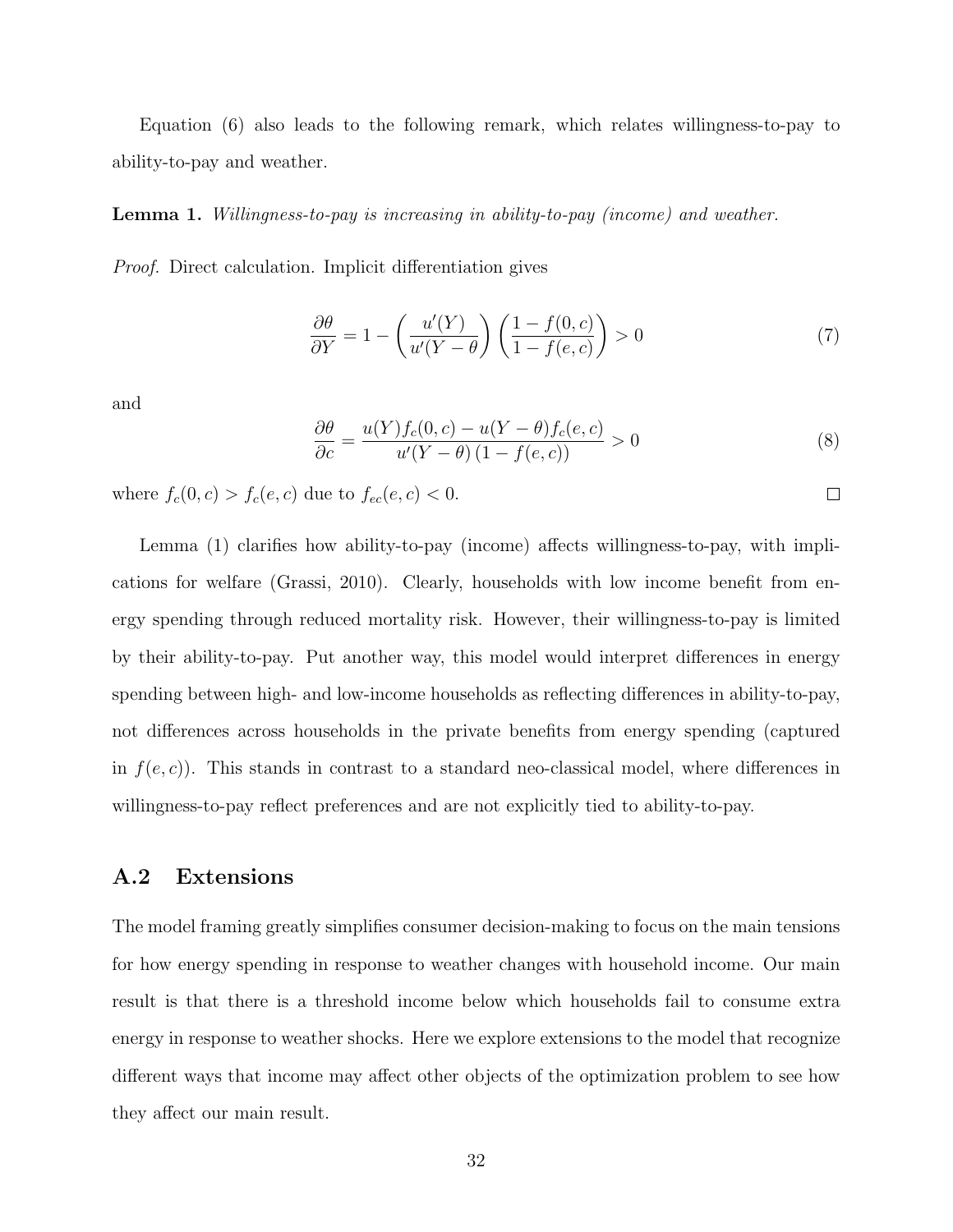Equation (6) also leads to the following remark, which relates willingness-to-pay to ability-to-pay and weather.

**Lemma 1.** *Willingness-to-pay is increasing in ability-to-pay (income) and weather.*

*Proof.* Direct calculation. Implicit differentiation gives

$$\frac{\partial \theta}{\partial Y} = 1 - \left(\frac{u'(Y)}{u'(Y-\theta)}\right)\left(\frac{1-f(0,c)}{1-f(e,c)}\right) > 0 \tag{7}$$

and

$$\frac{\partial \theta}{\partial c} = \frac{u(Y)f_c(0,c) - u(Y-\theta)f_c(e,c)}{u'(Y-\theta)\,(1-f(e,c))} > 0 \tag{8}$$

where $f_c(0,c) > f_c(e,c)$ due to $f_{ec}(e,c) < 0$. □

Lemma (1) clarifies how ability-to-pay (income) affects willingness-to-pay, with implications for welfare (Grassi, 2010). Clearly, households with low income benefit from energy spending through reduced mortality risk. However, their willingness-to-pay is limited by their ability-to-pay. Put another way, this model would interpret differences in energy spending between high- and low-income households as reflecting differences in ability-to-pay, not differences across households in the private benefits from energy spending (captured in $f(e,c)$). This stands in contrast to a standard neo-classical model, where differences in willingness-to-pay reflect preferences and are not explicitly tied to ability-to-pay.

## A.2 Extensions

The model framing greatly simplifies consumer decision-making to focus on the main tensions for how energy spending in response to weather changes with household income. Our main result is that there is a threshold income below which households fail to consume extra energy in response to weather shocks. Here we explore extensions to the model that recognize different ways that income may affect other objects of the optimization problem to see how they affect our main result.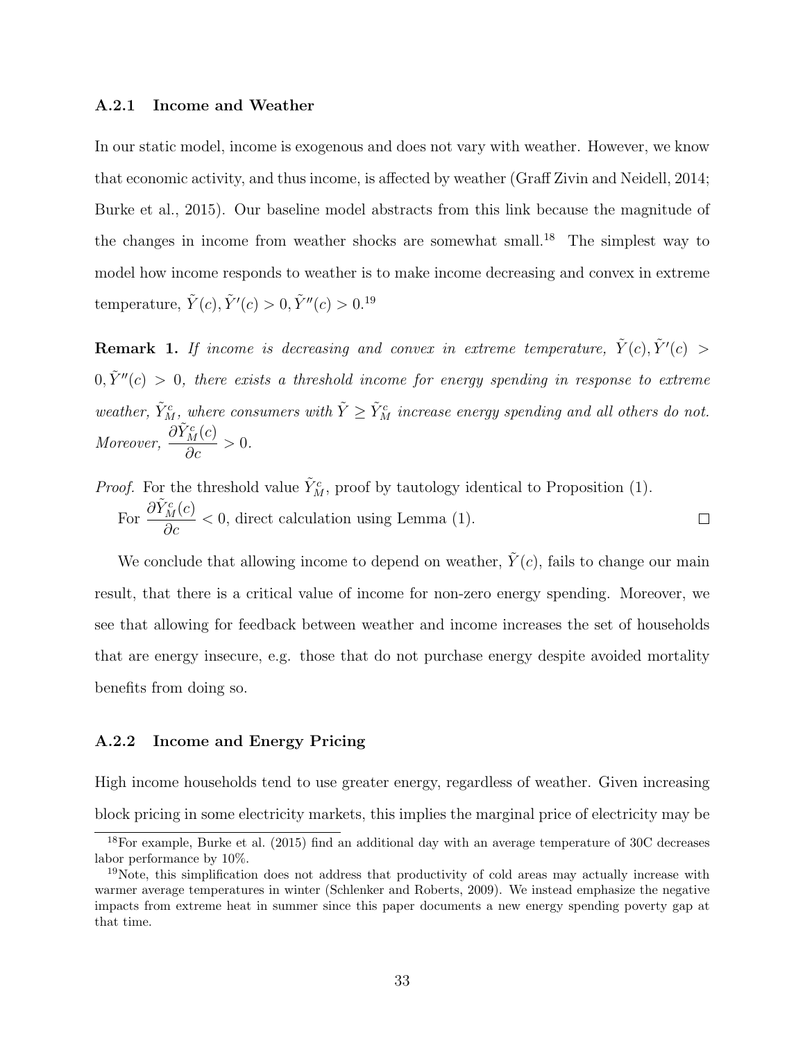### A.2.1 Income and Weather

In our static model, income is exogenous and does not vary with weather. However, we know that economic activity, and thus income, is affected by weather (Graff Zivin and Neidell, 2014; Burke et al., 2015). Our baseline model abstracts from this link because the magnitude of the changes in income from weather shocks are somewhat small.[18] The simplest way to model how income responds to weather is to make income decreasing and convex in extreme temperature, $\tilde{Y}(c), \tilde{Y}'(c) > 0, \tilde{Y}''(c) > 0$.[19]

**Remark 1.** *If income is decreasing and convex in extreme temperature, $\tilde{Y}(c), \tilde{Y}'(c) > 0, \tilde{Y}''(c) > 0$, there exists a threshold income for energy spending in response to extreme weather, $\tilde{Y}_M^c$, where consumers with $\tilde{Y} \geq \tilde{Y}_M^c$ increase energy spending and all others do not. Moreover, $\dfrac{\partial \tilde{Y}_M^c(c)}{\partial c} > 0$.*

*Proof.* For the threshold value $\tilde{Y}_M^c$, proof by tautology identical to Proposition (1).

For $\dfrac{\partial \tilde{Y}_M^c(c)}{\partial c} < 0$, direct calculation using Lemma (1). □

We conclude that allowing income to depend on weather, $\tilde{Y}(c)$, fails to change our main result, that there is a critical value of income for non-zero energy spending. Moreover, we see that allowing for feedback between weather and income increases the set of households that are energy insecure, e.g. those that do not purchase energy despite avoided mortality benefits from doing so.

### A.2.2 Income and Energy Pricing

High income households tend to use greater energy, regardless of weather. Given increasing block pricing in some electricity markets, this implies the marginal price of electricity may be

[18] For example, Burke et al. (2015) find an additional day with an average temperature of 30C decreases labor performance by 10%.

[19] Note, this simplification does not address that productivity of cold areas may actually increase with warmer average temperatures in winter (Schlenker and Roberts, 2009). We instead emphasize the negative impacts from extreme heat in summer since this paper documents a new energy spending poverty gap at that time.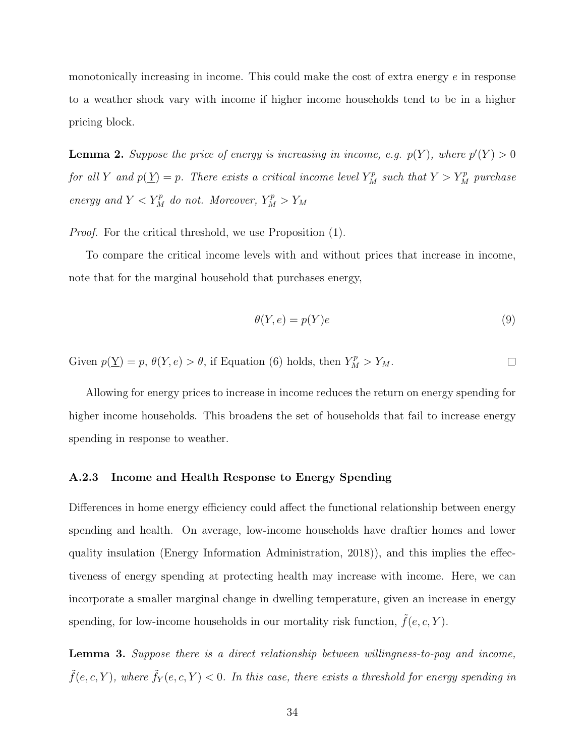monotonically increasing in income. This could make the cost of extra energy $e$ in response to a weather shock vary with income if higher income households tend to be in a higher pricing block.

**Lemma 2.** *Suppose the price of energy is increasing in income, e.g.* $p(Y)$*, where* $p'(Y) > 0$ *for all* $Y$ *and* $p(\underline{Y}) = p$*. There exists a critical income level* $Y_M^p$ *such that* $Y > Y_M^p$ *purchase energy and* $Y < Y_M^p$ *do not. Moreover,* $Y_M^p > Y_M$

*Proof.* For the critical threshold, we use Proposition (1).

To compare the critical income levels with and without prices that increase in income, note that for the marginal household that purchases energy,

$$\theta(Y, e) = p(Y)e \tag{9}$$

Given $p(\underline{Y}) = p$, $\theta(Y, e) > \theta$, if Equation (6) holds, then $Y_M^p > Y_M$. □

Allowing for energy prices to increase in income reduces the return on energy spending for higher income households. This broadens the set of households that fail to increase energy spending in response to weather.

### A.2.3 Income and Health Response to Energy Spending

Differences in home energy efficiency could affect the functional relationship between energy spending and health. On average, low-income households have draftier homes and lower quality insulation (Energy Information Administration, 2018)), and this implies the effectiveness of energy spending at protecting health may increase with income. Here, we can incorporate a smaller marginal change in dwelling temperature, given an increase in energy spending, for low-income households in our mortality risk function, $\tilde{f}(e, c, Y)$.

**Lemma 3.** *Suppose there is a direct relationship between willingness-to-pay and income,* $\tilde{f}(e, c, Y)$*, where* $\tilde{f}_Y(e, c, Y) < 0$*. In this case, there exists a threshold for energy spending in*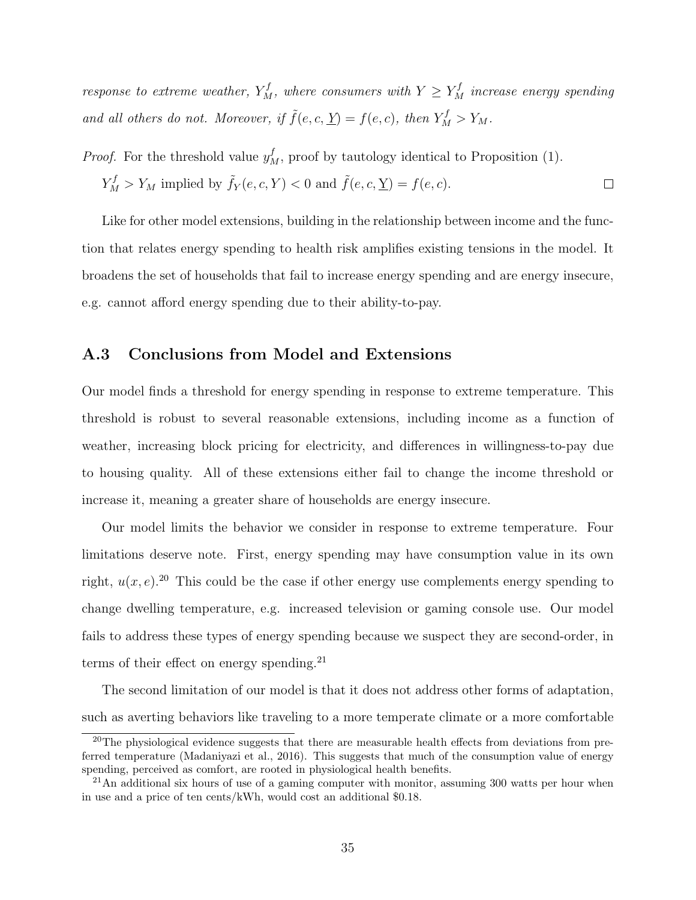*response to extreme weather, $Y_M^f$, where consumers with $Y \geq Y_M^f$ increase energy spending and all others do not. Moreover, if $\tilde{f}(e, c, \underline{Y}) = f(e, c)$, then $Y_M^f > Y_M$.*

*Proof.* For the threshold value $y_M^f$, proof by tautology identical to Proposition (1).

$Y_M^f > Y_M$ implied by $\tilde{f}_Y(e, c, Y) < 0$ and $\tilde{f}(e, c, \underline{Y}) = f(e, c)$. □

Like for other model extensions, building in the relationship between income and the function that relates energy spending to health risk amplifies existing tensions in the model. It broadens the set of households that fail to increase energy spending and are energy insecure, e.g. cannot afford energy spending due to their ability-to-pay.

## A.3 Conclusions from Model and Extensions

Our model finds a threshold for energy spending in response to extreme temperature. This threshold is robust to several reasonable extensions, including income as a function of weather, increasing block pricing for electricity, and differences in willingness-to-pay due to housing quality. All of these extensions either fail to change the income threshold or increase it, meaning a greater share of households are energy insecure.

Our model limits the behavior we consider in response to extreme temperature. Four limitations deserve note. First, energy spending may have consumption value in its own right, $u(x, e)$.[20] This could be the case if other energy use complements energy spending to change dwelling temperature, e.g. increased television or gaming console use. Our model fails to address these types of energy spending because we suspect they are second-order, in terms of their effect on energy spending.[21]

The second limitation of our model is that it does not address other forms of adaptation, such as averting behaviors like traveling to a more temperate climate or a more comfortable

[20] The physiological evidence suggests that there are measurable health effects from deviations from preferred temperature (Madaniyazi et al., 2016). This suggests that much of the consumption value of energy spending, perceived as comfort, are rooted in physiological health benefits.

[21] An additional six hours of use of a gaming computer with monitor, assuming 300 watts per hour when in use and a price of ten cents/kWh, would cost an additional $0.18.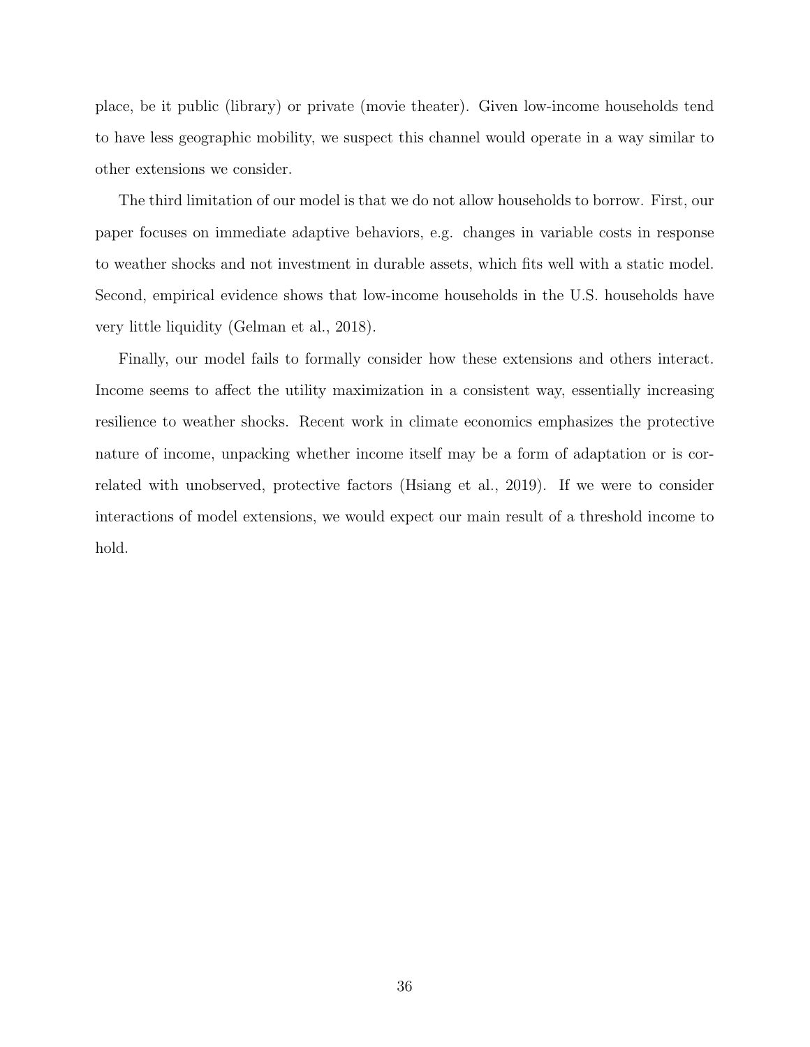place, be it public (library) or private (movie theater). Given low-income households tend to have less geographic mobility, we suspect this channel would operate in a way similar to other extensions we consider.

The third limitation of our model is that we do not allow households to borrow. First, our paper focuses on immediate adaptive behaviors, e.g. changes in variable costs in response to weather shocks and not investment in durable assets, which fits well with a static model. Second, empirical evidence shows that low-income households in the U.S. households have very little liquidity (Gelman et al., 2018).

Finally, our model fails to formally consider how these extensions and others interact. Income seems to affect the utility maximization in a consistent way, essentially increasing resilience to weather shocks. Recent work in climate economics emphasizes the protective nature of income, unpacking whether income itself may be a form of adaptation or is correlated with unobserved, protective factors (Hsiang et al., 2019). If we were to consider interactions of model extensions, we would expect our main result of a threshold income to hold.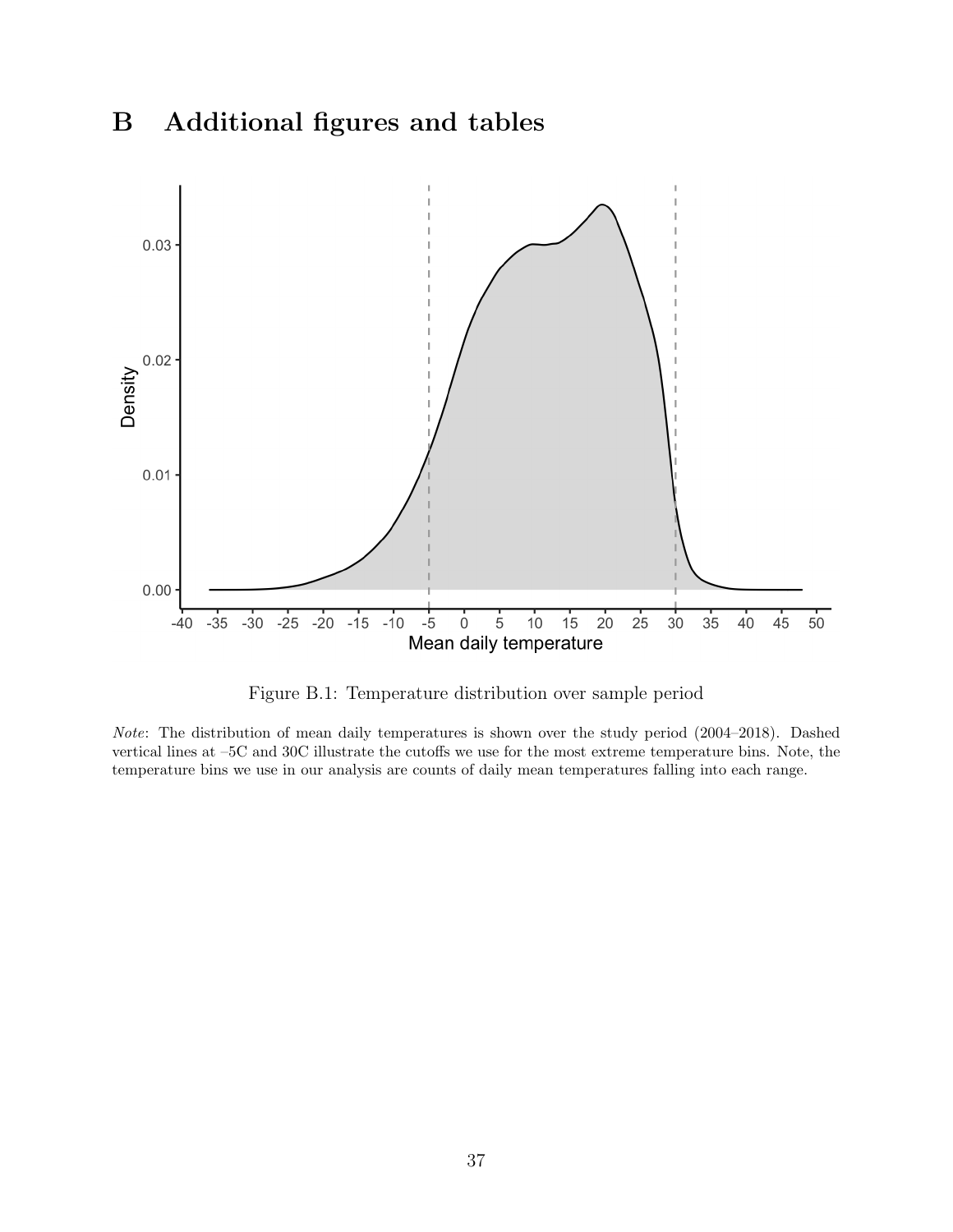# B Additional figures and tables

Figure B.1: Temperature distribution over sample period

*Note*: The distribution of mean daily temperatures is shown over the study period (2004–2018). Dashed vertical lines at –5C and 30C illustrate the cutoffs we use for the most extreme temperature bins. Note, the temperature bins we use in our analysis are counts of daily mean temperatures falling into each range.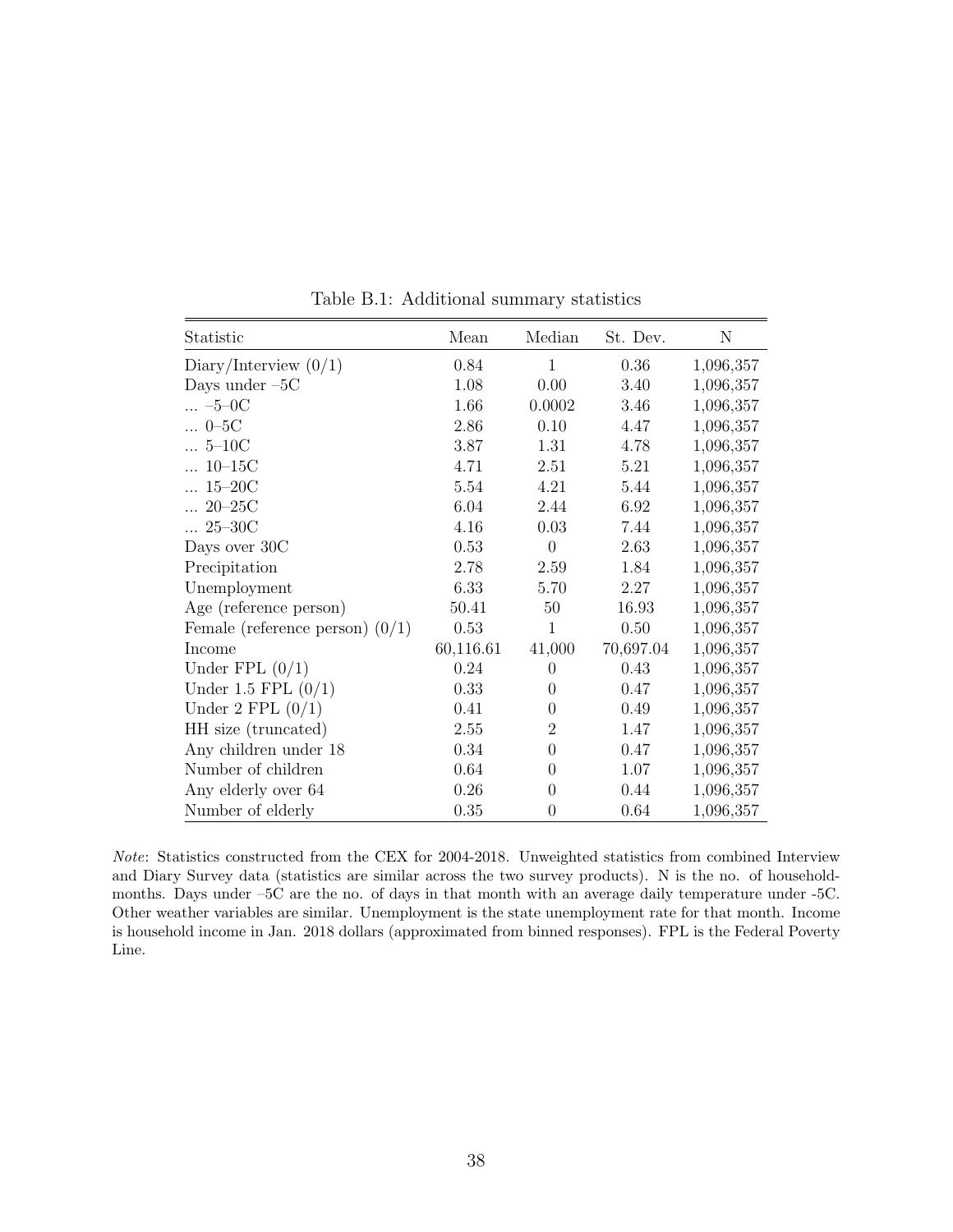Table B.1: Additional summary statistics

| Statistic | Mean | Median | St. Dev. | N |
|---|---|---|---|---|
| Diary/Interview (0/1) | 0.84 | 1 | 0.36 | 1,096,357 |
| Days under –5C | 1.08 | 0.00 | 3.40 | 1,096,357 |
| ... –5–0C | 1.66 | 0.0002 | 3.46 | 1,096,357 |
| ... 0–5C | 2.86 | 0.10 | 4.47 | 1,096,357 |
| ... 5–10C | 3.87 | 1.31 | 4.78 | 1,096,357 |
| ... 10–15C | 4.71 | 2.51 | 5.21 | 1,096,357 |
| ... 15–20C | 5.54 | 4.21 | 5.44 | 1,096,357 |
| ... 20–25C | 6.04 | 2.44 | 6.92 | 1,096,357 |
| ... 25–30C | 4.16 | 0.03 | 7.44 | 1,096,357 |
| Days over 30C | 0.53 | 0 | 2.63 | 1,096,357 |
| Precipitation | 2.78 | 2.59 | 1.84 | 1,096,357 |
| Unemployment | 6.33 | 5.70 | 2.27 | 1,096,357 |
| Age (reference person) | 50.41 | 50 | 16.93 | 1,096,357 |
| Female (reference person) (0/1) | 0.53 | 1 | 0.50 | 1,096,357 |
| Income | 60,116.61 | 41,000 | 70,697.04 | 1,096,357 |
| Under FPL (0/1) | 0.24 | 0 | 0.43 | 1,096,357 |
| Under 1.5 FPL (0/1) | 0.33 | 0 | 0.47 | 1,096,357 |
| Under 2 FPL (0/1) | 0.41 | 0 | 0.49 | 1,096,357 |
| HH size (truncated) | 2.55 | 2 | 1.47 | 1,096,357 |
| Any children under 18 | 0.34 | 0 | 0.47 | 1,096,357 |
| Number of children | 0.64 | 0 | 1.07 | 1,096,357 |
| Any elderly over 64 | 0.26 | 0 | 0.44 | 1,096,357 |
| Number of elderly | 0.35 | 0 | 0.64 | 1,096,357 |

*Note*: Statistics constructed from the CEX for 2004-2018. Unweighted statistics from combined Interview and Diary Survey data (statistics are similar across the two survey products). N is the no. of household-months. Days under –5C are the no. of days in that month with an average daily temperature under -5C. Other weather variables are similar. Unemployment is the state unemployment rate for that month. Income is household income in Jan. 2018 dollars (approximated from binned responses). FPL is the Federal Poverty Line.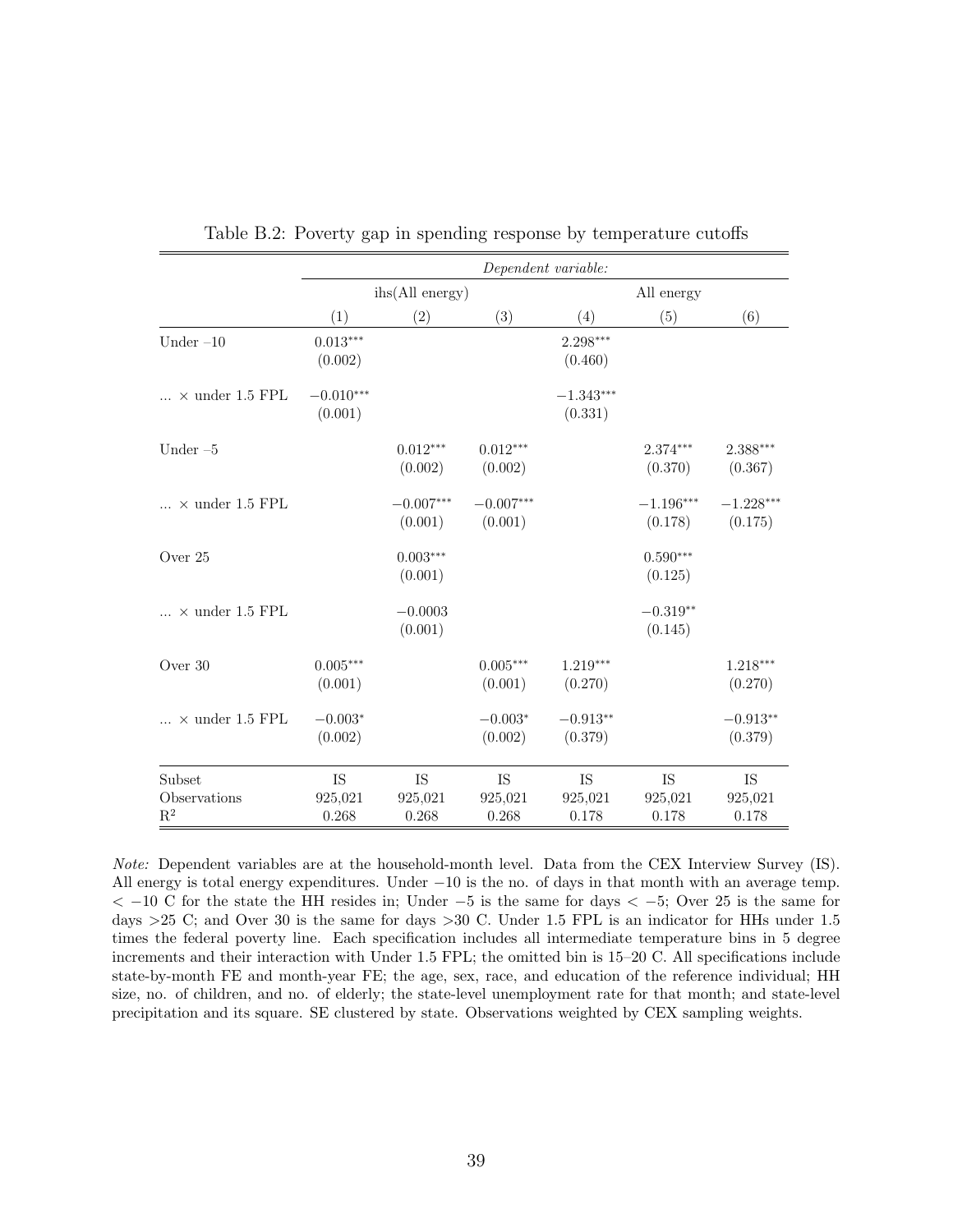Table B.2: Poverty gap in spending response by temperature cutoffs

| | *Dependent variable:* | | | | | |
|---|---|---|---|---|---|---|
| | ihs(All energy) | | | All energy | | |
| | (1) | (2) | (3) | (4) | (5) | (6) |
| Under –10 | 0.013*** | | | 2.298*** | | |
| | (0.002) | | | (0.460) | | |
| ... × under 1.5 FPL | −0.010*** | | | −1.343*** | | |
| | (0.001) | | | (0.331) | | |
| Under –5 | | 0.012*** | 0.012*** | | 2.374*** | 2.388*** |
| | | (0.002) | (0.002) | | (0.370) | (0.367) |
| ... × under 1.5 FPL | | −0.007*** | −0.007*** | | −1.196*** | −1.228*** |
| | | (0.001) | (0.001) | | (0.178) | (0.175) |
| Over 25 | | 0.003*** | | | 0.590*** | |
| | | (0.001) | | | (0.125) | |
| ... × under 1.5 FPL | | −0.0003 | | | −0.319** | |
| | | (0.001) | | | (0.145) | |
| Over 30 | 0.005*** | | 0.005*** | 1.219*** | | 1.218*** |
| | (0.001) | | (0.001) | (0.270) | | (0.270) |
| ... × under 1.5 FPL | −0.003* | | −0.003* | −0.913** | | −0.913** |
| | (0.002) | | (0.002) | (0.379) | | (0.379) |
| Subset | IS | IS | IS | IS | IS | IS |
| Observations | 925,021 | 925,021 | 925,021 | 925,021 | 925,021 | 925,021 |
| $R^2$ | 0.268 | 0.268 | 0.268 | 0.178 | 0.178 | 0.178 |

*Note:* Dependent variables are at the household-month level. Data from the CEX Interview Survey (IS). All energy is total energy expenditures. Under −10 is the no. of days in that month with an average temp. < −10 C for the state the HH resides in; Under −5 is the same for days < −5; Over 25 is the same for days >25 C; and Over 30 is the same for days >30 C. Under 1.5 FPL is an indicator for HHs under 1.5 times the federal poverty line. Each specification includes all intermediate temperature bins in 5 degree increments and their interaction with Under 1.5 FPL; the omitted bin is 15–20 C. All specifications include state-by-month FE and month-year FE; the age, sex, race, and education of the reference individual; HH size, no. of children, and no. of elderly; the state-level unemployment rate for that month; and state-level precipitation and its square. SE clustered by state. Observations weighted by CEX sampling weights.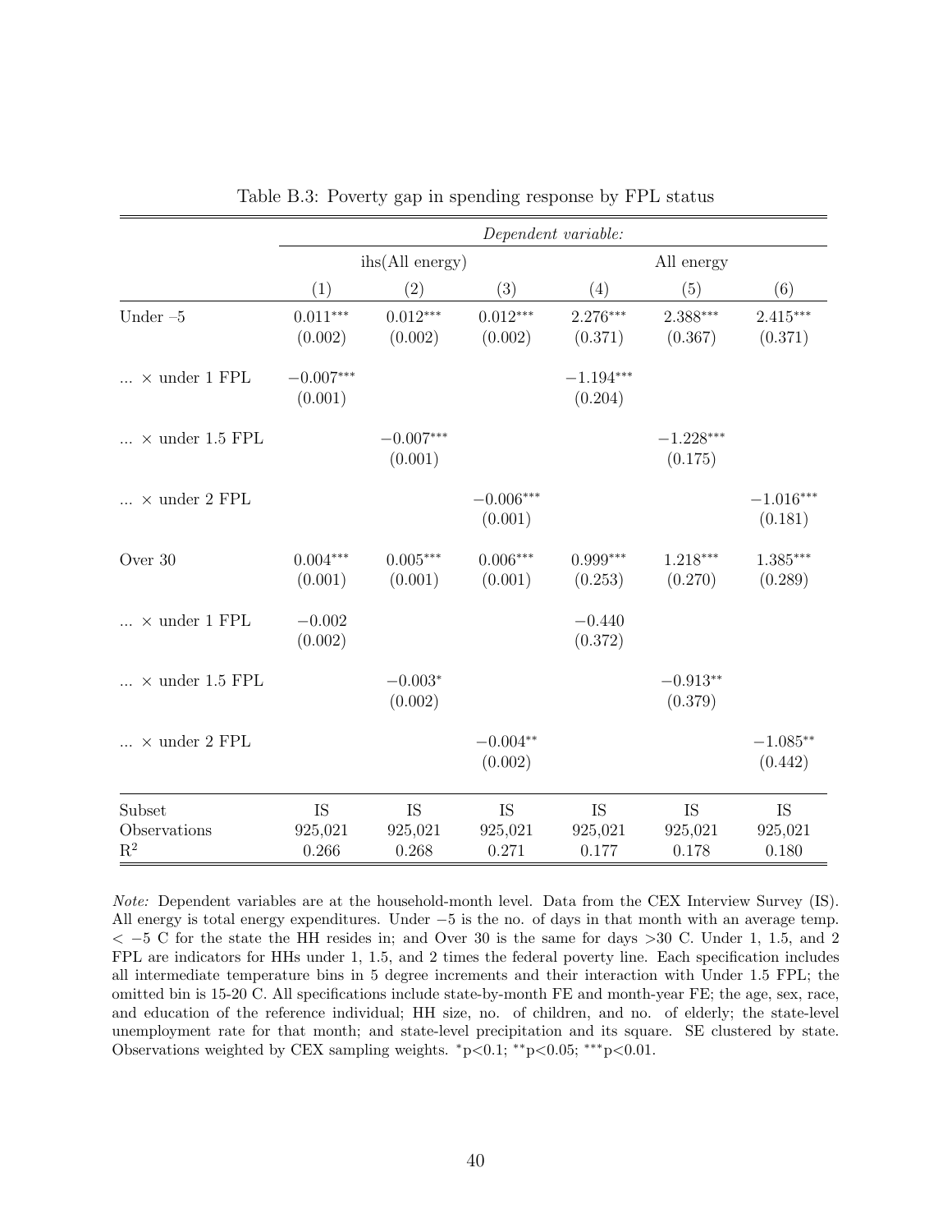Table B.3: Poverty gap in spending response by FPL status

| | *Dependent variable:* | | | | | |
|---|---|---|---|---|---|---|
| | ihs(All energy) | | | All energy | | |
| | (1) | (2) | (3) | (4) | (5) | (6) |
| Under –5 | 0.011*** | 0.012*** | 0.012*** | 2.276*** | 2.388*** | 2.415*** |
| | (0.002) | (0.002) | (0.002) | (0.371) | (0.367) | (0.371) |
| ... × under 1 FPL | −0.007*** | | | −1.194*** | | |
| | (0.001) | | | (0.204) | | |
| ... × under 1.5 FPL | | −0.007*** | | | −1.228*** | |
| | | (0.001) | | | (0.175) | |
| ... × under 2 FPL | | | −0.006*** | | | −1.016*** |
| | | | (0.001) | | | (0.181) |
| Over 30 | 0.004*** | 0.005*** | 0.006*** | 0.999*** | 1.218*** | 1.385*** |
| | (0.001) | (0.001) | (0.001) | (0.253) | (0.270) | (0.289) |
| ... × under 1 FPL | −0.002 | | | −0.440 | | |
| | (0.002) | | | (0.372) | | |
| ... × under 1.5 FPL | | −0.003* | | | −0.913** | |
| | | (0.002) | | | (0.379) | |
| ... × under 2 FPL | | | −0.004** | | | −1.085** |
| | | | (0.002) | | | (0.442) |
| Subset | IS | IS | IS | IS | IS | IS |
| Observations | 925,021 | 925,021 | 925,021 | 925,021 | 925,021 | 925,021 |
| $R^2$ | 0.266 | 0.268 | 0.271 | 0.177 | 0.178 | 0.180 |

*Note:* Dependent variables are at the household-month level. Data from the CEX Interview Survey (IS). All energy is total energy expenditures. Under −5 is the no. of days in that month with an average temp. $< -5$ C for the state the HH resides in; and Over 30 is the same for days >30 C. Under 1, 1.5, and 2 FPL are indicators for HHs under 1, 1.5, and 2 times the federal poverty line. Each specification includes all intermediate temperature bins in 5 degree increments and their interaction with Under 1.5 FPL; the omitted bin is 15-20 C. All specifications include state-by-month FE and month-year FE; the age, sex, race, and education of the reference individual; HH size, no. of children, and no. of elderly; the state-level unemployment rate for that month; and state-level precipitation and its square. SE clustered by state. Observations weighted by CEX sampling weights. *p<0.1; **p<0.05; ***p<0.01.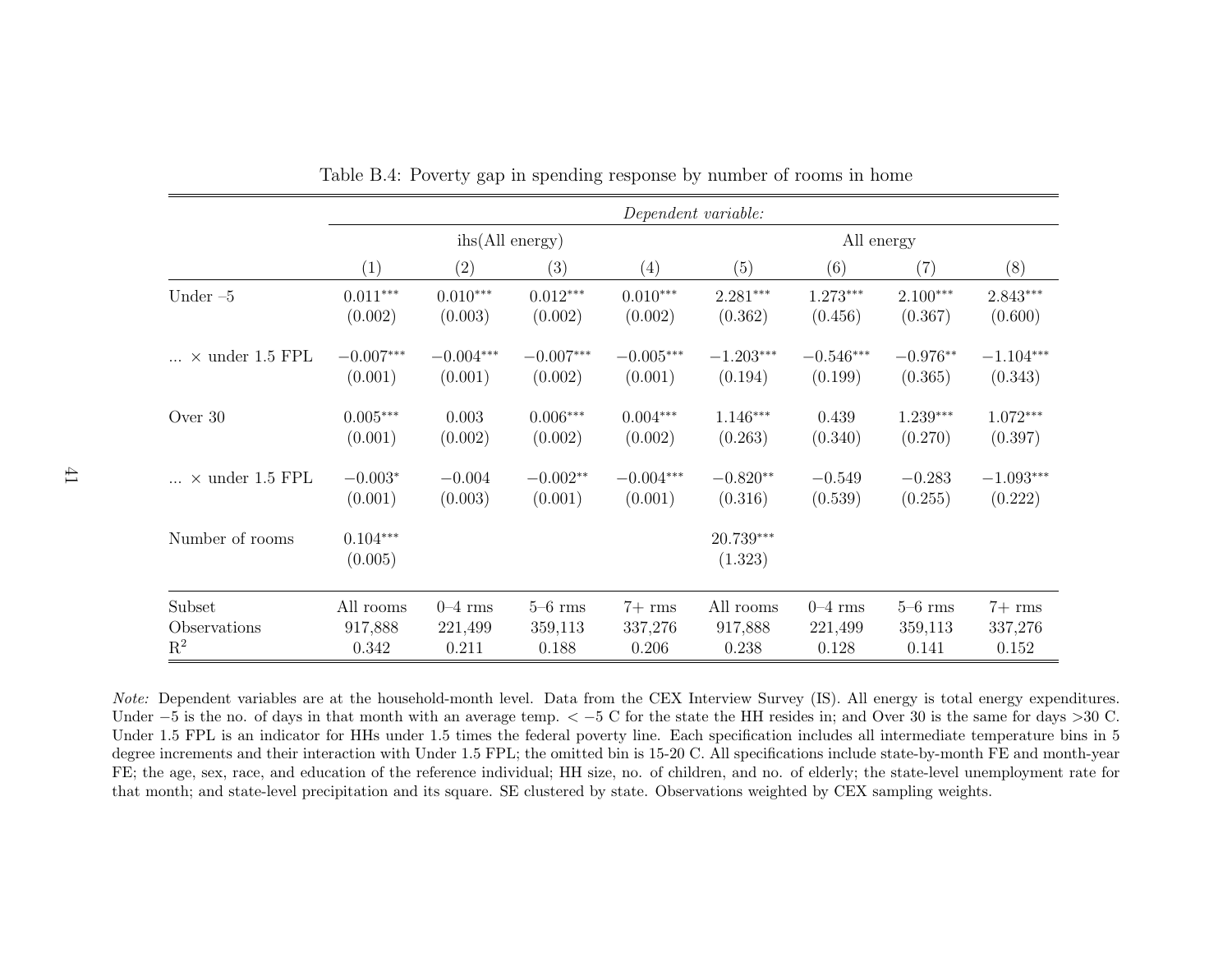Table B.4: Poverty gap in spending response by number of rooms in home

| | *Dependent variable:* | | | | | | | |
|---|---|---|---|---|---|---|---|---|
| | ihs(All energy) | | | | All energy | | | |
| | (1) | (2) | (3) | (4) | (5) | (6) | (7) | (8) |
| Under –5 | 0.011*** | 0.010*** | 0.012*** | 0.010*** | 2.281*** | 1.273*** | 2.100*** | 2.843*** |
| | (0.002) | (0.003) | (0.002) | (0.002) | (0.362) | (0.456) | (0.367) | (0.600) |
| ... × under 1.5 FPL | −0.007*** | −0.004*** | −0.007*** | −0.005*** | −1.203*** | −0.546*** | −0.976** | −1.104*** |
| | (0.001) | (0.001) | (0.002) | (0.001) | (0.194) | (0.199) | (0.365) | (0.343) |
| Over 30 | 0.005*** | 0.003 | 0.006*** | 0.004*** | 1.146*** | 0.439 | 1.239*** | 1.072*** |
| | (0.001) | (0.002) | (0.002) | (0.002) | (0.263) | (0.340) | (0.270) | (0.397) |
| ... × under 1.5 FPL | −0.003* | −0.004 | −0.002** | −0.004*** | −0.820** | −0.549 | −0.283 | −1.093*** |
| | (0.001) | (0.003) | (0.001) | (0.001) | (0.316) | (0.539) | (0.255) | (0.222) |
| Number of rooms | 0.104*** | | | | 20.739*** | | | |
| | (0.005) | | | | (1.323) | | | |
| Subset | All rooms | 0–4 rms | 5–6 rms | 7+ rms | All rooms | 0–4 rms | 5–6 rms | 7+ rms |
| Observations | 917,888 | 221,499 | 359,113 | 337,276 | 917,888 | 221,499 | 359,113 | 337,276 |
| $R^2$ | 0.342 | 0.211 | 0.188 | 0.206 | 0.238 | 0.128 | 0.141 | 0.152 |

*Note:* Dependent variables are at the household-month level. Data from the CEX Interview Survey (IS). All energy is total energy expenditures. Under −5 is the no. of days in that month with an average temp. < −5 C for the state the HH resides in; and Over 30 is the same for days >30 C. Under 1.5 FPL is an indicator for HHs under 1.5 times the federal poverty line. Each specification includes all intermediate temperature bins in 5 degree increments and their interaction with Under 1.5 FPL; the omitted bin is 15-20 C. All specifications include state-by-month FE and month-year FE; the age, sex, race, and education of the reference individual; HH size, no. of children, and no. of elderly; the state-level unemployment rate for that month; and state-level precipitation and its square. SE clustered by state. Observations weighted by CEX sampling weights.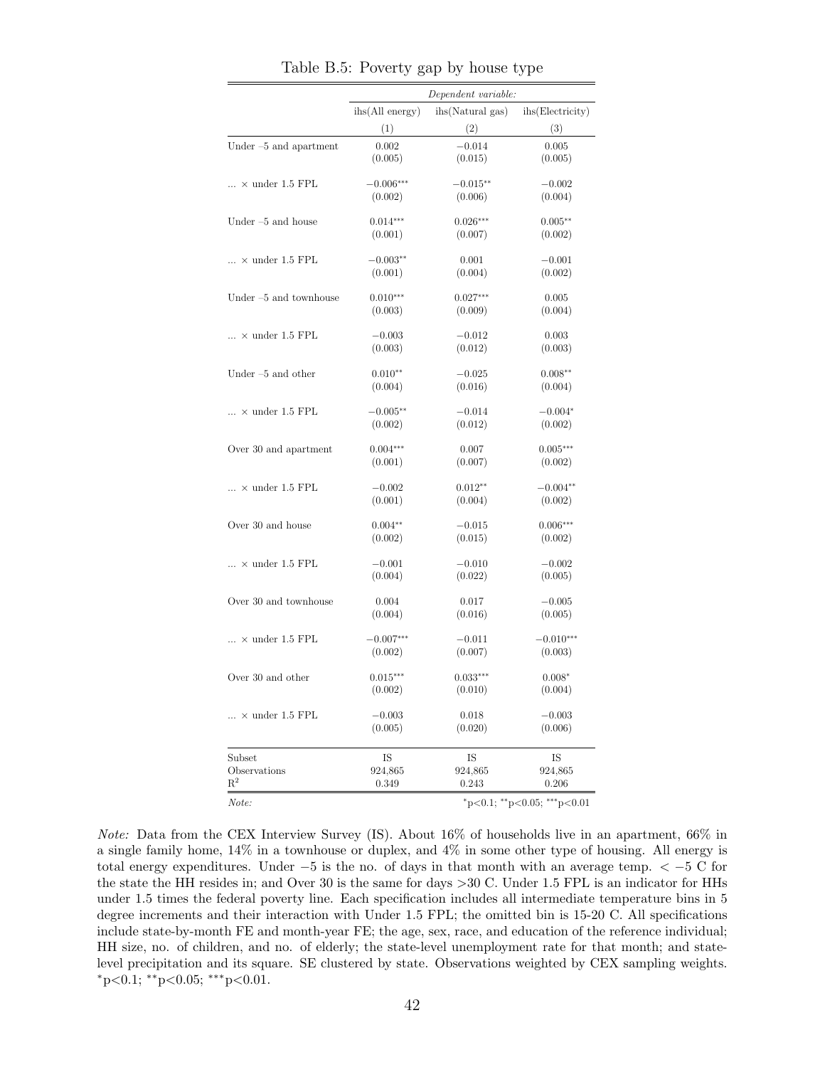Table B.5: Poverty gap by house type

| | *Dependent variable:* | | |
|---|---|---|---|
| | ihs(All energy) | ihs(Natural gas) | ihs(Electricity) |
| | (1) | (2) | (3) |
| Under –5 and apartment | 0.002 | −0.014 | 0.005 |
| | (0.005) | (0.015) | (0.005) |
| ... × under 1.5 FPL | $-0.006^{***}$ | $-0.015^{**}$ | −0.002 |
| | (0.002) | (0.006) | (0.004) |
| Under –5 and house | $0.014^{***}$ | $0.026^{***}$ | $0.005^{**}$ |
| | (0.001) | (0.007) | (0.002) |
| ... × under 1.5 FPL | $-0.003^{**}$ | 0.001 | −0.001 |
| | (0.001) | (0.004) | (0.002) |
| Under –5 and townhouse | $0.010^{***}$ | $0.027^{***}$ | 0.005 |
| | (0.003) | (0.009) | (0.004) |
| ... × under 1.5 FPL | −0.003 | −0.012 | 0.003 |
| | (0.003) | (0.012) | (0.003) |
| Under –5 and other | $0.010^{**}$ | −0.025 | $0.008^{**}$ |
| | (0.004) | (0.016) | (0.004) |
| ... × under 1.5 FPL | $-0.005^{**}$ | −0.014 | $-0.004^{*}$ |
| | (0.002) | (0.012) | (0.002) |
| Over 30 and apartment | $0.004^{***}$ | 0.007 | $0.005^{***}$ |
| | (0.001) | (0.007) | (0.002) |
| ... × under 1.5 FPL | −0.002 | $0.012^{**}$ | $-0.004^{**}$ |
| | (0.001) | (0.004) | (0.002) |
| Over 30 and house | $0.004^{**}$ | −0.015 | $0.006^{***}$ |
| | (0.002) | (0.015) | (0.002) |
| ... × under 1.5 FPL | −0.001 | −0.010 | −0.002 |
| | (0.004) | (0.022) | (0.005) |
| Over 30 and townhouse | 0.004 | 0.017 | −0.005 |
| | (0.004) | (0.016) | (0.005) |
| ... × under 1.5 FPL | $-0.007^{***}$ | −0.011 | $-0.010^{***}$ |
| | (0.002) | (0.007) | (0.003) |
| Over 30 and other | $0.015^{***}$ | $0.033^{***}$ | $0.008^{*}$ |
| | (0.002) | (0.010) | (0.004) |
| ... × under 1.5 FPL | −0.003 | 0.018 | −0.003 |
| | (0.005) | (0.020) | (0.006) |
| Subset | IS | IS | IS |
| Observations | 924,865 | 924,865 | 924,865 |
| $R^2$ | 0.349 | 0.243 | 0.206 |
| *Note:* | | | $^{*}$p<0.1; $^{**}$p<0.05; $^{***}$p<0.01 |

*Note:* Data from the CEX Interview Survey (IS). About 16% of households live in an apartment, 66% in a single family home, 14% in a townhouse or duplex, and 4% in some other type of housing. All energy is total energy expenditures. Under −5 is the no. of days in that month with an average temp. < −5 C for the state the HH resides in; and Over 30 is the same for days >30 C. Under 1.5 FPL is an indicator for HHs under 1.5 times the federal poverty line. Each specification includes all intermediate temperature bins in 5 degree increments and their interaction with Under 1.5 FPL; the omitted bin is 15-20 C. All specifications include state-by-month FE and month-year FE; the age, sex, race, and education of the reference individual; HH size, no. of children, and no. of elderly; the state-level unemployment rate for that month; and state-level precipitation and its square. SE clustered by state. Observations weighted by CEX sampling weights. $^{*}$p<0.1; $^{**}$p<0.05; $^{***}$p<0.01.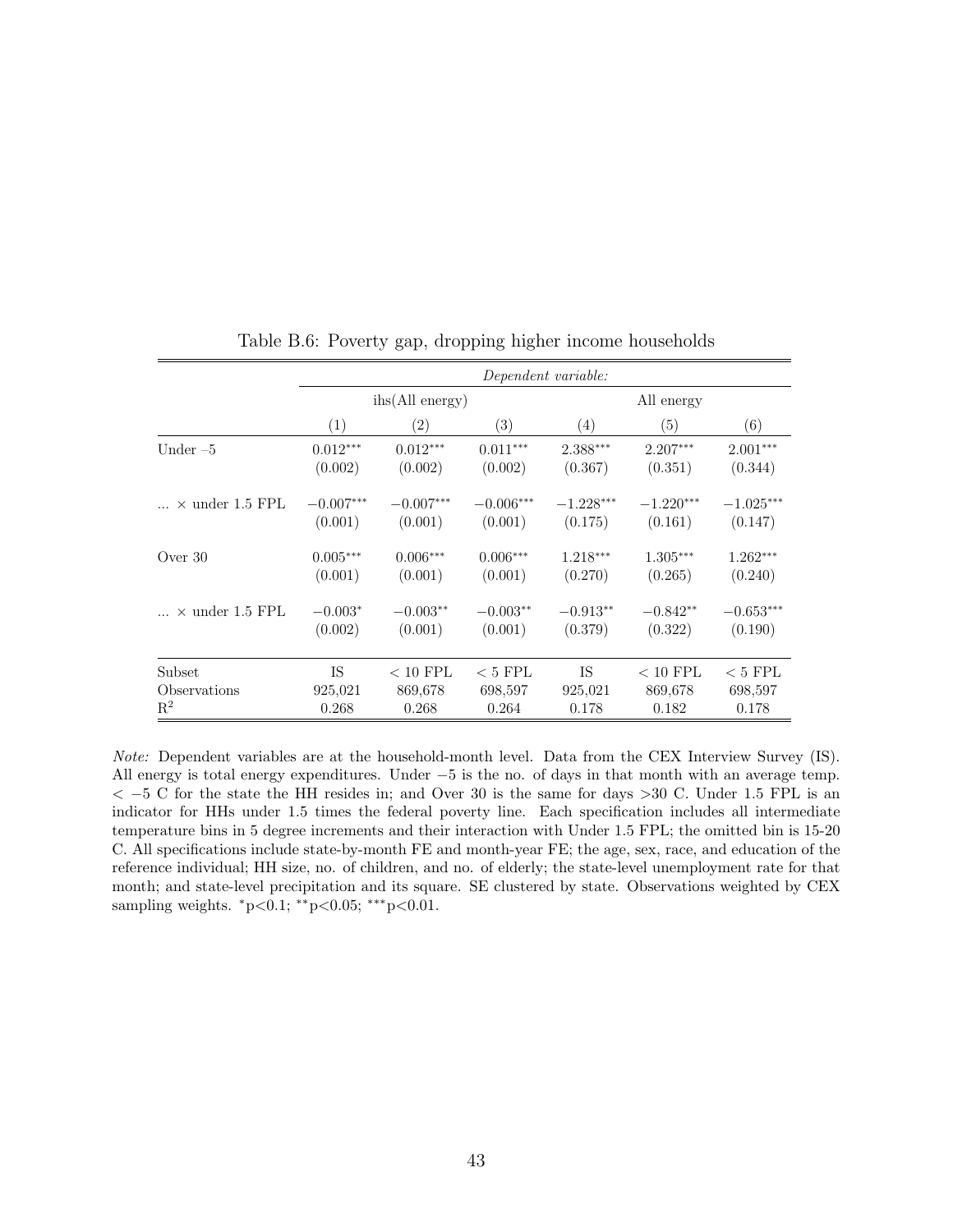Table B.6: Poverty gap, dropping higher income households

| | *Dependent variable:* | | | | | |
|---|---|---|---|---|---|---|
| | ihs(All energy) | | | All energy | | |
| | (1) | (2) | (3) | (4) | (5) | (6) |
| Under –5 | 0.012*** | 0.012*** | 0.011*** | 2.388*** | 2.207*** | 2.001*** |
| | (0.002) | (0.002) | (0.002) | (0.367) | (0.351) | (0.344) |
| ... × under 1.5 FPL | −0.007*** | −0.007*** | −0.006*** | −1.228*** | −1.220*** | −1.025*** |
| | (0.001) | (0.001) | (0.001) | (0.175) | (0.161) | (0.147) |
| Over 30 | 0.005*** | 0.006*** | 0.006*** | 1.218*** | 1.305*** | 1.262*** |
| | (0.001) | (0.001) | (0.001) | (0.270) | (0.265) | (0.240) |
| ... × under 1.5 FPL | −0.003* | −0.003** | −0.003** | −0.913** | −0.842** | −0.653*** |
| | (0.002) | (0.001) | (0.001) | (0.379) | (0.322) | (0.190) |
| Subset | IS | < 10 FPL | < 5 FPL | IS | < 10 FPL | < 5 FPL |
| Observations | 925,021 | 869,678 | 698,597 | 925,021 | 869,678 | 698,597 |
| $R^2$ | 0.268 | 0.268 | 0.264 | 0.178 | 0.182 | 0.178 |

*Note:* Dependent variables are at the household-month level. Data from the CEX Interview Survey (IS). All energy is total energy expenditures. Under −5 is the no. of days in that month with an average temp. < −5 C for the state the HH resides in; and Over 30 is the same for days >30 C. Under 1.5 FPL is an indicator for HHs under 1.5 times the federal poverty line. Each specification includes all intermediate temperature bins in 5 degree increments and their interaction with Under 1.5 FPL; the omitted bin is 15-20 C. All specifications include state-by-month FE and month-year FE; the age, sex, race, and education of the reference individual; HH size, no. of children, and no. of elderly; the state-level unemployment rate for that month; and state-level precipitation and its square. SE clustered by state. Observations weighted by CEX sampling weights. *p<0.1; **p<0.05; ***p<0.01.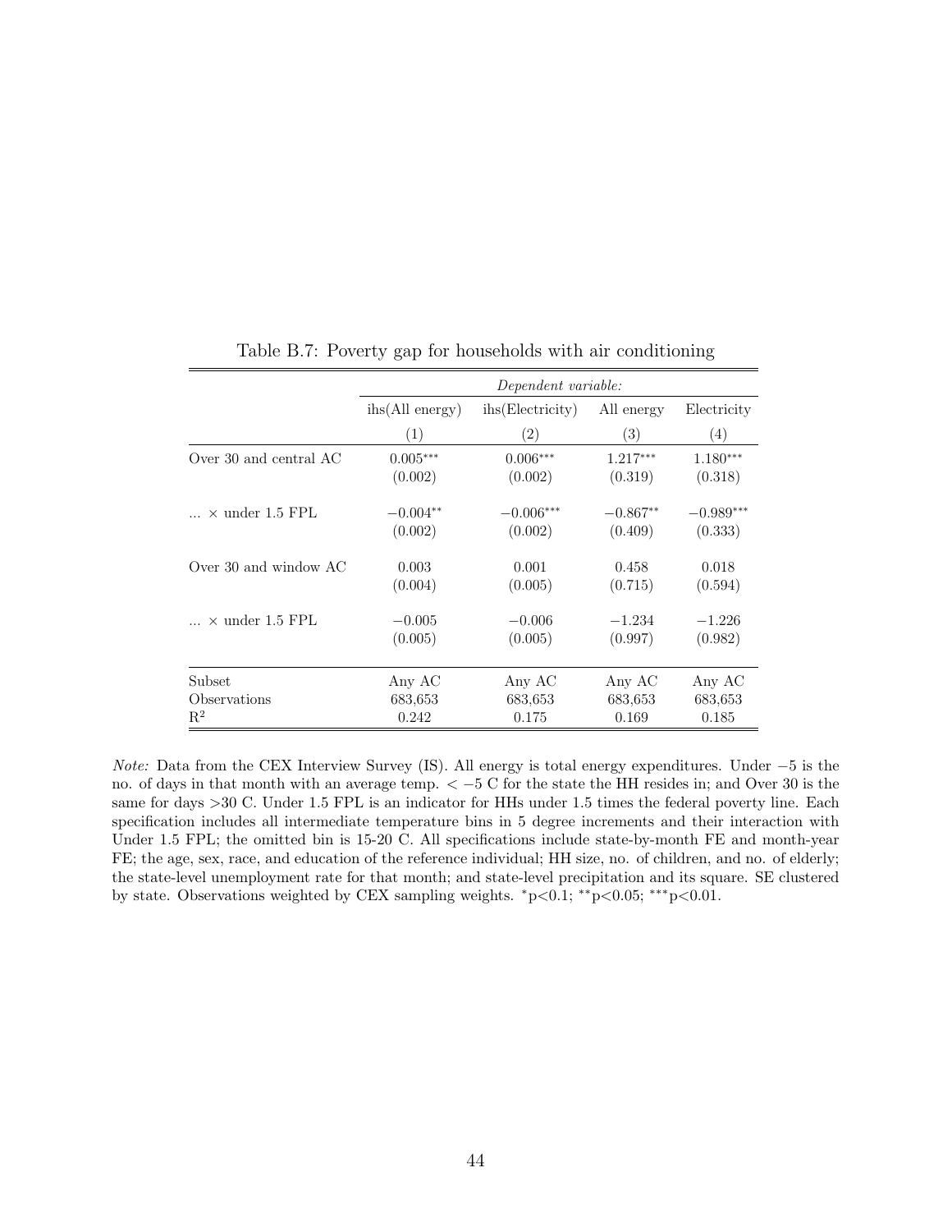Table B.7: Poverty gap for households with air conditioning

| | *Dependent variable:* | | | |
|---|---|---|---|---|
| | ihs(All energy) | ihs(Electricity) | All energy | Electricity |
| | (1) | (2) | (3) | (4) |
| Over 30 and central AC | 0.005*** | 0.006*** | 1.217*** | 1.180*** |
| | (0.002) | (0.002) | (0.319) | (0.318) |
| ... × under 1.5 FPL | −0.004** | −0.006*** | −0.867** | −0.989*** |
| | (0.002) | (0.002) | (0.409) | (0.333) |
| Over 30 and window AC | 0.003 | 0.001 | 0.458 | 0.018 |
| | (0.004) | (0.005) | (0.715) | (0.594) |
| ... × under 1.5 FPL | −0.005 | −0.006 | −1.234 | −1.226 |
| | (0.005) | (0.005) | (0.997) | (0.982) |
| Subset | Any AC | Any AC | Any AC | Any AC |
| Observations | 683,653 | 683,653 | 683,653 | 683,653 |
| $R^2$ | 0.242 | 0.175 | 0.169 | 0.185 |

*Note:* Data from the CEX Interview Survey (IS). All energy is total energy expenditures. Under −5 is the no. of days in that month with an average temp. < −5 C for the state the HH resides in; and Over 30 is the same for days >30 C. Under 1.5 FPL is an indicator for HHs under 1.5 times the federal poverty line. Each specification includes all intermediate temperature bins in 5 degree increments and their interaction with Under 1.5 FPL; the omitted bin is 15-20 C. All specifications include state-by-month FE and month-year FE; the age, sex, race, and education of the reference individual; HH size, no. of children, and no. of elderly; the state-level unemployment rate for that month; and state-level precipitation and its square. SE clustered by state. Observations weighted by CEX sampling weights. *p<0.1; **p<0.05; ***p<0.01.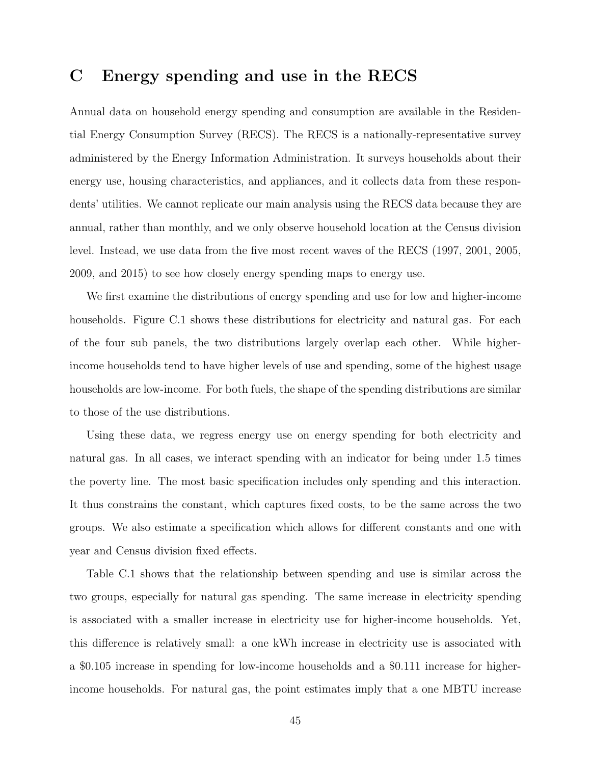# C Energy spending and use in the RECS

Annual data on household energy spending and consumption are available in the Residential Energy Consumption Survey (RECS). The RECS is a nationally-representative survey administered by the Energy Information Administration. It surveys households about their energy use, housing characteristics, and appliances, and it collects data from these respondents' utilities. We cannot replicate our main analysis using the RECS data because they are annual, rather than monthly, and we only observe household location at the Census division level. Instead, we use data from the five most recent waves of the RECS (1997, 2001, 2005, 2009, and 2015) to see how closely energy spending maps to energy use.

We first examine the distributions of energy spending and use for low and higher-income households. Figure C.1 shows these distributions for electricity and natural gas. For each of the four sub panels, the two distributions largely overlap each other. While higher-income households tend to have higher levels of use and spending, some of the highest usage households are low-income. For both fuels, the shape of the spending distributions are similar to those of the use distributions.

Using these data, we regress energy use on energy spending for both electricity and natural gas. In all cases, we interact spending with an indicator for being under 1.5 times the poverty line. The most basic specification includes only spending and this interaction. It thus constrains the constant, which captures fixed costs, to be the same across the two groups. We also estimate a specification which allows for different constants and one with year and Census division fixed effects.

Table C.1 shows that the relationship between spending and use is similar across the two groups, especially for natural gas spending. The same increase in electricity spending is associated with a smaller increase in electricity use for higher-income households. Yet, this difference is relatively small: a one kWh increase in electricity use is associated with a \$0.105 increase in spending for low-income households and a \$0.111 increase for higher-income households. For natural gas, the point estimates imply that a one MBTU increase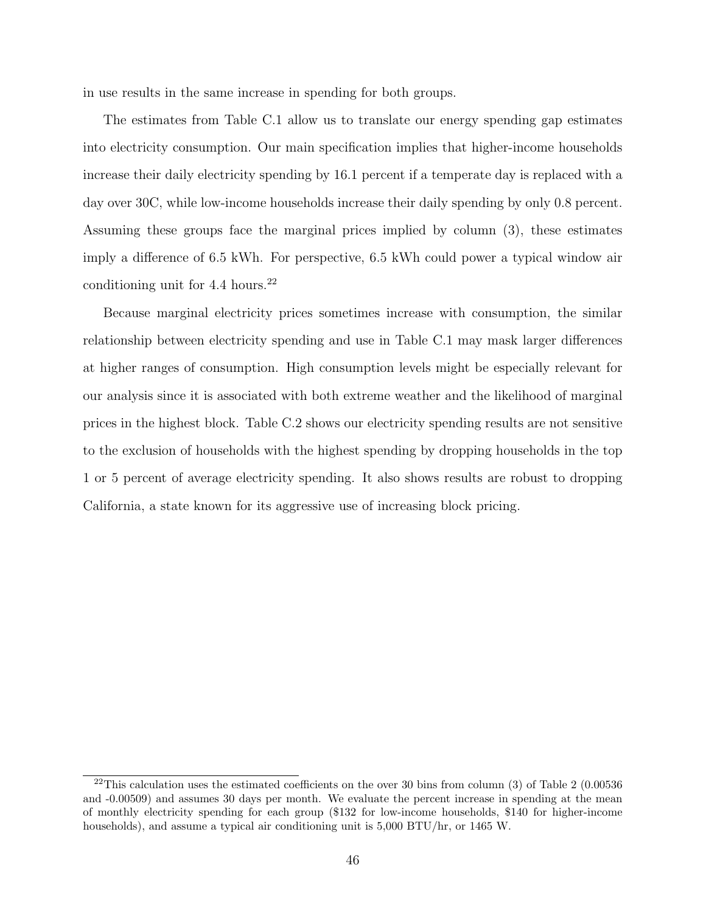in use results in the same increase in spending for both groups.

The estimates from Table C.1 allow us to translate our energy spending gap estimates into electricity consumption. Our main specification implies that higher-income households increase their daily electricity spending by 16.1 percent if a temperate day is replaced with a day over 30C, while low-income households increase their daily spending by only 0.8 percent. Assuming these groups face the marginal prices implied by column (3), these estimates imply a difference of 6.5 kWh. For perspective, 6.5 kWh could power a typical window air conditioning unit for 4.4 hours.[22]

Because marginal electricity prices sometimes increase with consumption, the similar relationship between electricity spending and use in Table C.1 may mask larger differences at higher ranges of consumption. High consumption levels might be especially relevant for our analysis since it is associated with both extreme weather and the likelihood of marginal prices in the highest block. Table C.2 shows our electricity spending results are not sensitive to the exclusion of households with the highest spending by dropping households in the top 1 or 5 percent of average electricity spending. It also shows results are robust to dropping California, a state known for its aggressive use of increasing block pricing.

[22]This calculation uses the estimated coefficients on the over 30 bins from column (3) of Table 2 (0.00536 and -0.00509) and assumes 30 days per month. We evaluate the percent increase in spending at the mean of monthly electricity spending for each group ($132 for low-income households, $140 for higher-income households), and assume a typical air conditioning unit is 5,000 BTU/hr, or 1465 W.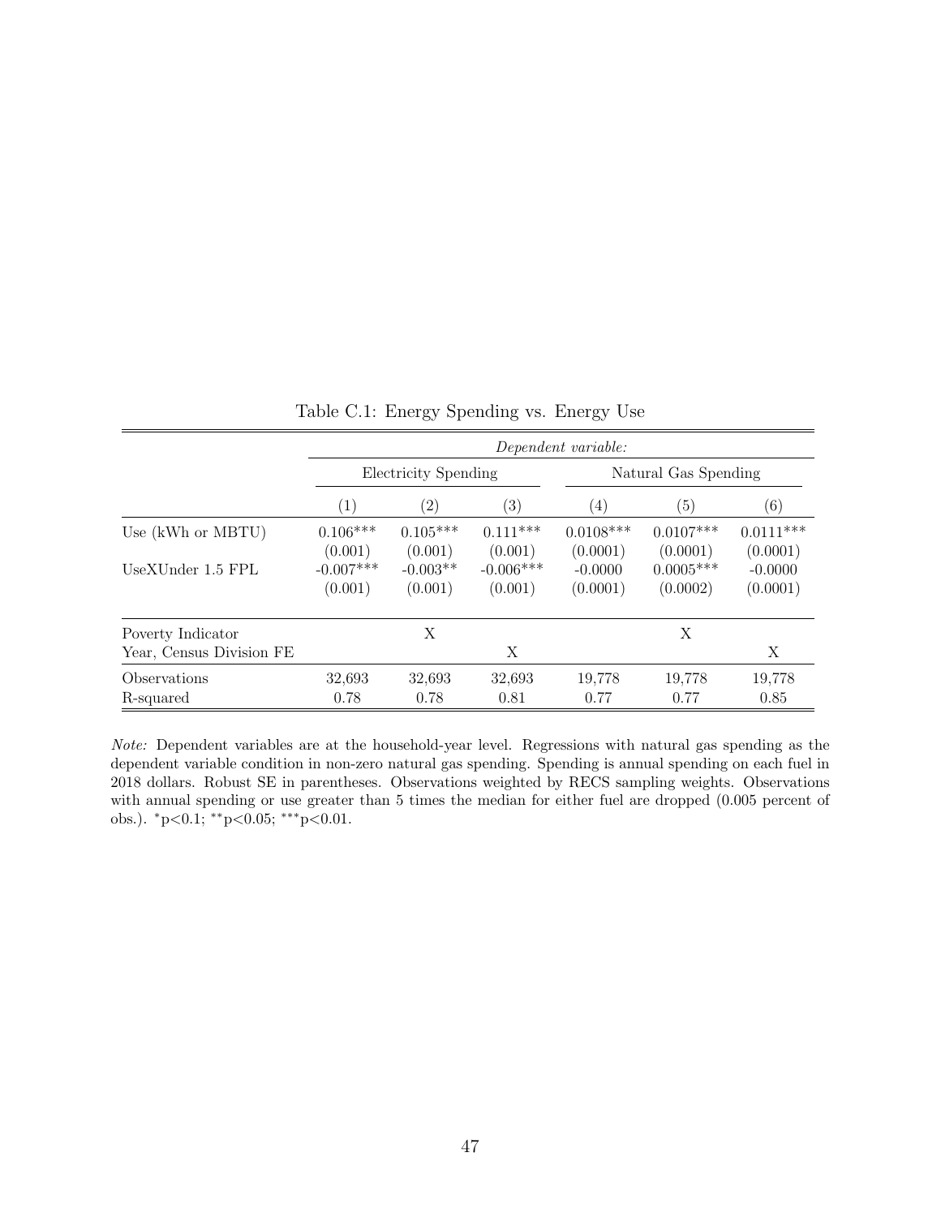Table C.1: Energy Spending vs. Energy Use

| | *Dependent variable:* | | | | | |
|---|---|---|---|---|---|---|
| | Electricity Spending | | | Natural Gas Spending | | |
| | (1) | (2) | (3) | (4) | (5) | (6) |
| Use (kWh or MBTU) | 0.106*** | 0.105*** | 0.111*** | 0.0108*** | 0.0107*** | 0.0111*** |
| | (0.001) | (0.001) | (0.001) | (0.0001) | (0.0001) | (0.0001) |
| UseXUnder 1.5 FPL | -0.007*** | -0.003** | -0.006*** | -0.0000 | 0.0005*** | -0.0000 |
| | (0.001) | (0.001) | (0.001) | (0.0001) | (0.0002) | (0.0001) |
| Poverty Indicator | | X | | | X | |
| Year, Census Division FE | | | X | | | X |
| Observations | 32,693 | 32,693 | 32,693 | 19,778 | 19,778 | 19,778 |
| R-squared | 0.78 | 0.78 | 0.81 | 0.77 | 0.77 | 0.85 |

*Note:* Dependent variables are at the household-year level. Regressions with natural gas spending as the dependent variable condition in non-zero natural gas spending. Spending is annual spending on each fuel in 2018 dollars. Robust SE in parentheses. Observations weighted by RECS sampling weights. Observations with annual spending or use greater than 5 times the median for either fuel are dropped (0.005 percent of obs.). *p<0.1; **p<0.05; ***p<0.01.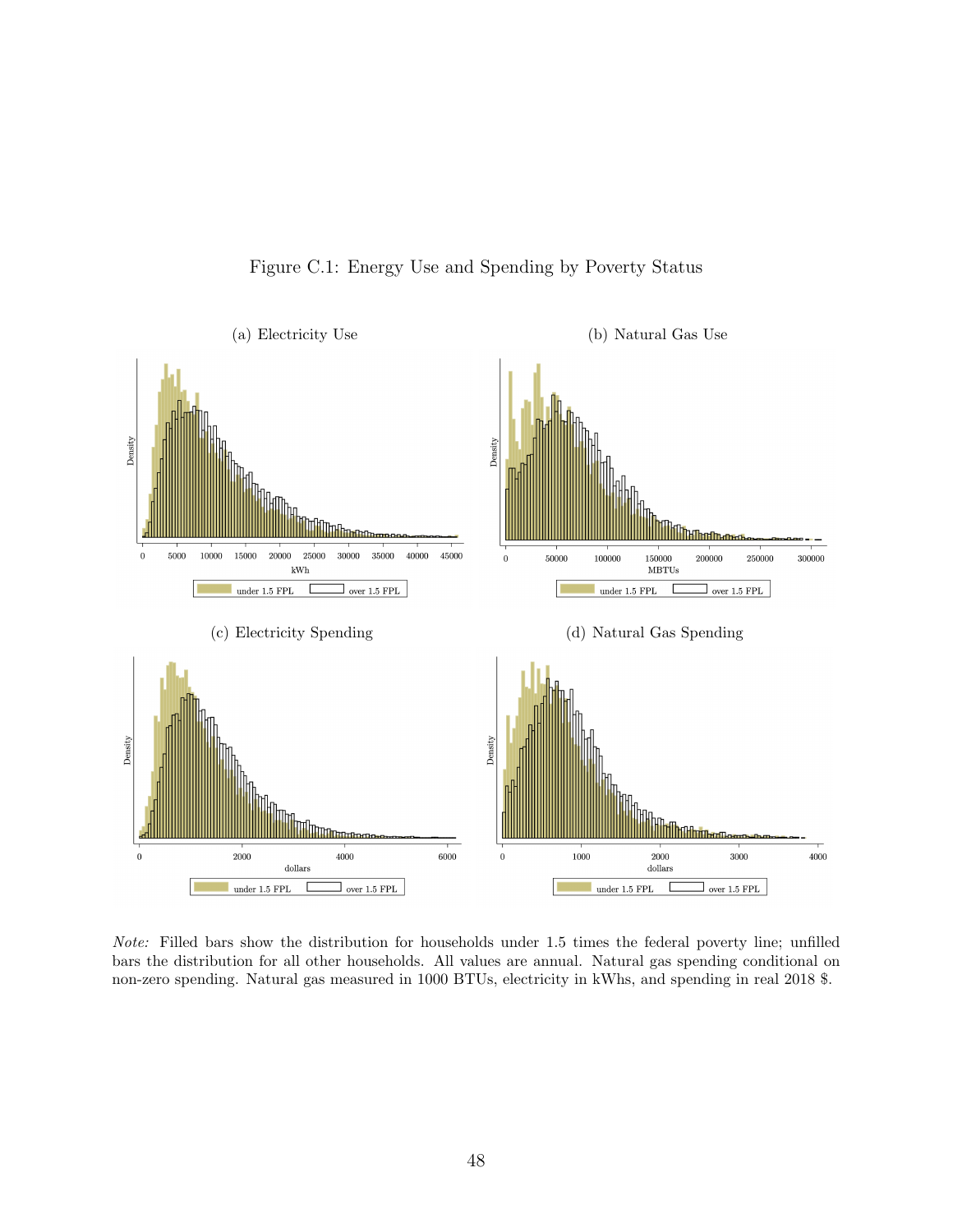Figure C.1: Energy Use and Spending by Poverty Status

(a) Electricity Use

(b) Natural Gas Use

(c) Electricity Spending

(d) Natural Gas Spending

*Note:* Filled bars show the distribution for households under 1.5 times the federal poverty line; unfilled bars the distribution for all other households. All values are annual. Natural gas spending conditional on non-zero spending. Natural gas measured in 1000 BTUs, electricity in kWhs, and spending in real 2018 $.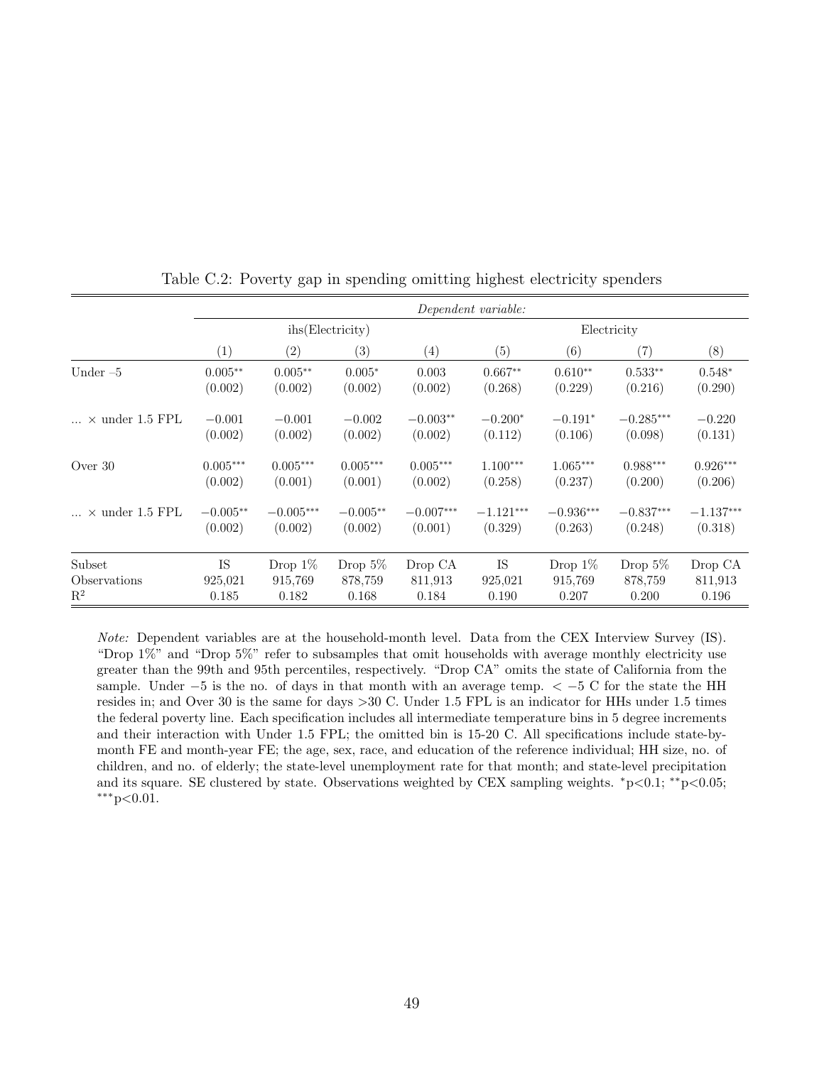Table C.2: Poverty gap in spending omitting highest electricity spenders

| | *Dependent variable:* | | | | | | | |
|---|---|---|---|---|---|---|---|---|
| | ihs(Electricity) | | | | Electricity | | | |
| | (1) | (2) | (3) | (4) | (5) | (6) | (7) | (8) |
| Under –5 | $0.005^{**}$ | $0.005^{**}$ | $0.005^{*}$ | 0.003 | $0.667^{**}$ | $0.610^{**}$ | $0.533^{**}$ | $0.548^{*}$ |
| | (0.002) | (0.002) | (0.002) | (0.002) | (0.268) | (0.229) | (0.216) | (0.290) |
| ... × under 1.5 FPL | −0.001 | −0.001 | −0.002 | $-0.003^{**}$ | $-0.200^{*}$ | $-0.191^{*}$ | $-0.285^{***}$ | −0.220 |
| | (0.002) | (0.002) | (0.002) | (0.002) | (0.112) | (0.106) | (0.098) | (0.131) |
| Over 30 | $0.005^{***}$ | $0.005^{***}$ | $0.005^{***}$ | $0.005^{***}$ | $1.100^{***}$ | $1.065^{***}$ | $0.988^{***}$ | $0.926^{***}$ |
| | (0.002) | (0.001) | (0.001) | (0.002) | (0.258) | (0.237) | (0.200) | (0.206) |
| ... × under 1.5 FPL | $-0.005^{**}$ | $-0.005^{***}$ | $-0.005^{**}$ | $-0.007^{***}$ | $-1.121^{***}$ | $-0.936^{***}$ | $-0.837^{***}$ | $-1.137^{***}$ |
| | (0.002) | (0.002) | (0.002) | (0.001) | (0.329) | (0.263) | (0.248) | (0.318) |
| Subset | IS | Drop 1% | Drop 5% | Drop CA | IS | Drop 1% | Drop 5% | Drop CA |
| Observations | 925,021 | 915,769 | 878,759 | 811,913 | 925,021 | 915,769 | 878,759 | 811,913 |
| $R^2$ | 0.185 | 0.182 | 0.168 | 0.184 | 0.190 | 0.207 | 0.200 | 0.196 |

*Note:* Dependent variables are at the household-month level. Data from the CEX Interview Survey (IS). "Drop 1%" and "Drop 5%" refer to subsamples that omit households with average monthly electricity use greater than the 99th and 95th percentiles, respectively. "Drop CA" omits the state of California from the sample. Under −5 is the no. of days in that month with an average temp. $< -5$ C for the state the HH resides in; and Over 30 is the same for days $>30$ C. Under 1.5 FPL is an indicator for HHs under 1.5 times the federal poverty line. Each specification includes all intermediate temperature bins in 5 degree increments and their interaction with Under 1.5 FPL; the omitted bin is 15-20 C. All specifications include state-by-month FE and month-year FE; the age, sex, race, and education of the reference individual; HH size, no. of children, and no. of elderly; the state-level unemployment rate for that month; and state-level precipitation and its square. SE clustered by state. Observations weighted by CEX sampling weights. $^{*}$p<0.1; $^{**}$p<0.05; $^{***}$p<0.01.